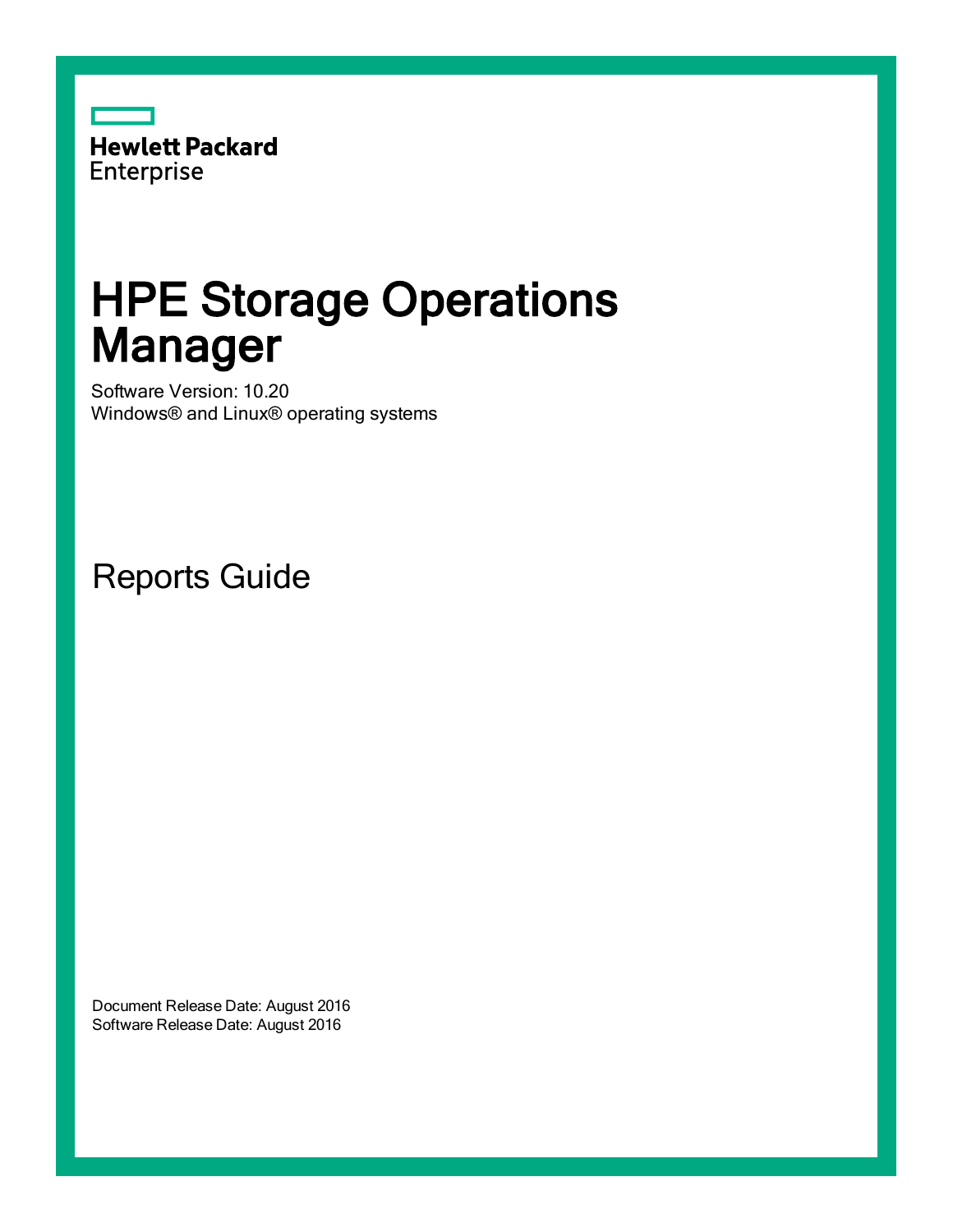Hewlett Packard Enterprise

# HPE Storage Operations Manager

Software Version: 10.20

Windows® and Linux® operating systems

## Reports Guide

Document Release Date: August 2016

Software Release Date: August 2016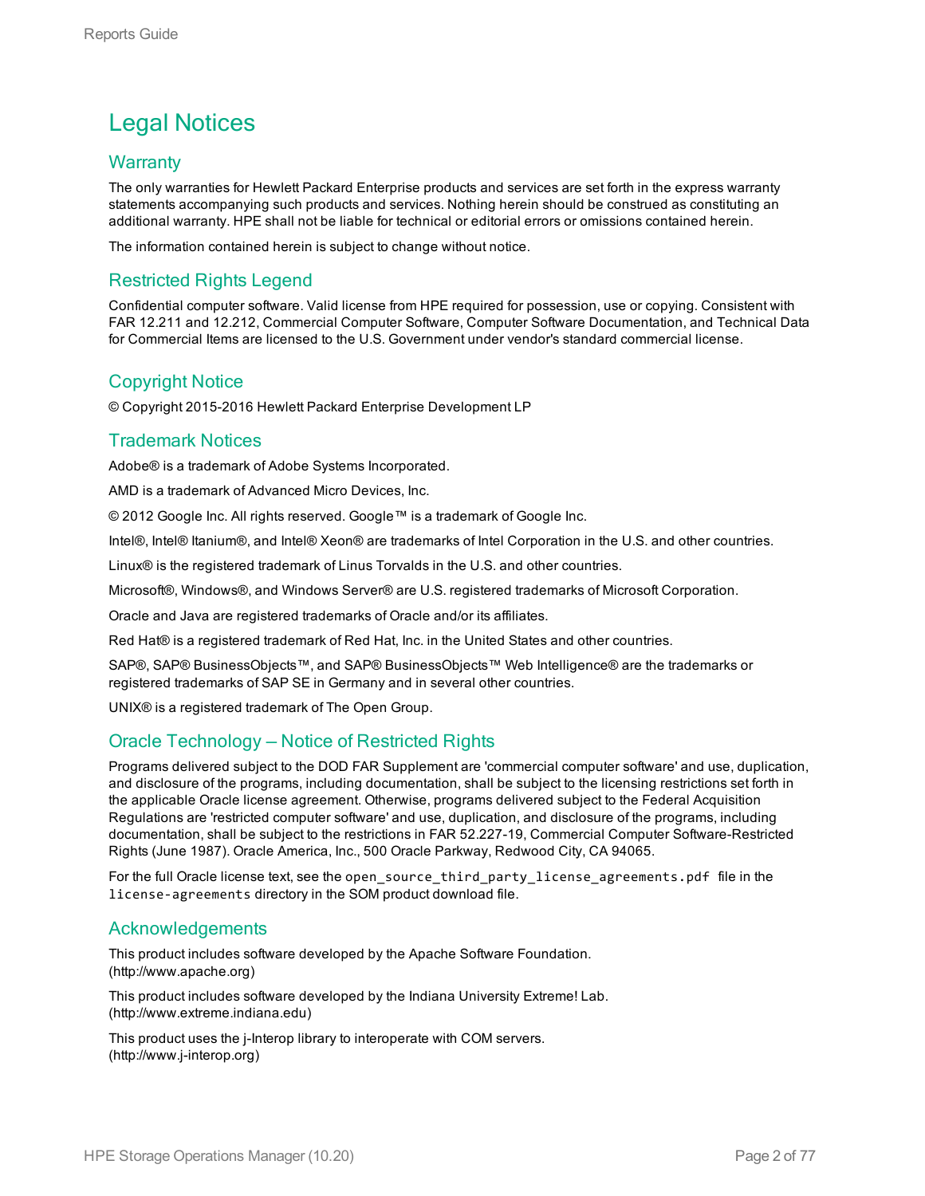# Legal Notices

## Warranty

The only warranties for Hewlett Packard Enterprise products and services are set forth in the express warranty statements accompanying such products and services. Nothing herein should be construed as constituting an additional warranty. HPE shall not be liable for technical or editorial errors or omissions contained herein.

The information contained herein is subject to change without notice.

## Restricted Rights Legend

Confidential computer software. Valid license from HPE required for possession, use or copying. Consistent with FAR 12.211 and 12.212, Commercial Computer Software, Computer Software Documentation, and Technical Data for Commercial Items are licensed to the U.S. Government under vendor's standard commercial license.

## Copyright Notice

© Copyright 2015-2016 Hewlett Packard Enterprise Development LP

## Trademark Notices

Adobe® is a trademark of Adobe Systems Incorporated.

AMD is a trademark of Advanced Micro Devices, Inc.

© 2012 Google Inc. All rights reserved. Google™ is a trademark of Google Inc.

Intel®, Intel® Itanium®, and Intel® Xeon® are trademarks of Intel Corporation in the U.S. and other countries.

Linux® is the registered trademark of Linus Torvalds in the U.S. and other countries.

Microsoft®, Windows®, and Windows Server® are U.S. registered trademarks of Microsoft Corporation.

Oracle and Java are registered trademarks of Oracle and/or its affiliates.

Red Hat® is a registered trademark of Red Hat, Inc. in the United States and other countries.

SAP®, SAP® BusinessObjects™, and SAP® BusinessObjects™ Web Intelligence® are the trademarks or registered trademarks of SAP SE in Germany and in several other countries.

UNIX® is a registered trademark of The Open Group.

## Oracle Technology — Notice of Restricted Rights

Programs delivered subject to the DOD FAR Supplement are 'commercial computer software' and use, duplication, and disclosure of the programs, including documentation, shall be subject to the licensing restrictions set forth in the applicable Oracle license agreement. Otherwise, programs delivered subject to the Federal Acquisition Regulations are 'restricted computer software' and use, duplication, and disclosure of the programs, including documentation, shall be subject to the restrictions in FAR 52.227-19, Commercial Computer Software-Restricted Rights (June 1987). Oracle America, Inc., 500 Oracle Parkway, Redwood City, CA 94065.

For the full Oracle license text, see the `open_source_third_party_license_agreements.pdf` file in the `license-agreements` directory in the SOM product download file.

## Acknowledgements

This product includes software developed by the Apache Software Foundation.
(http://www.apache.org)

This product includes software developed by the Indiana University Extreme! Lab.
(http://www.extreme.indiana.edu)

This product uses the j-Interop library to interoperate with COM servers.
(http://www.j-interop.org)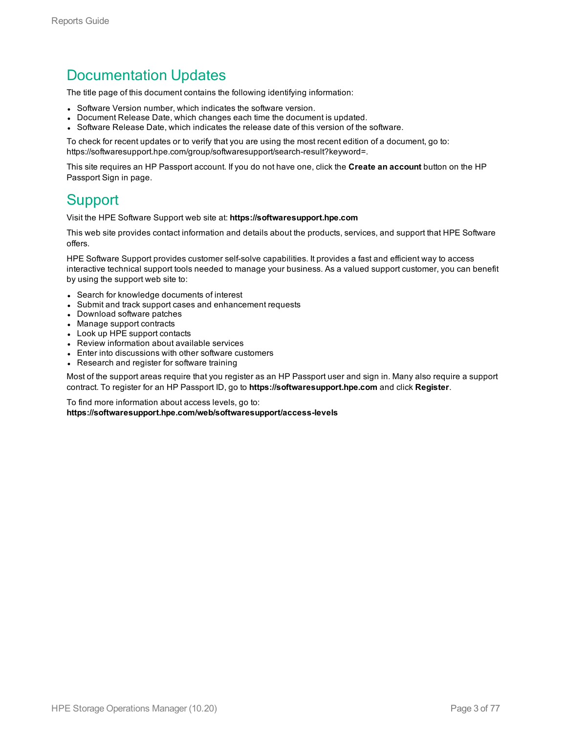## Documentation Updates

The title page of this document contains the following identifying information:

- Software Version number, which indicates the software version.
- Document Release Date, which changes each time the document is updated.
- Software Release Date, which indicates the release date of this version of the software.

To check for recent updates or to verify that you are using the most recent edition of a document, go to: https://softwaresupport.hpe.com/group/softwaresupport/search-result?keyword=.

This site requires an HP Passport account. If you do not have one, click the **Create an account** button on the HP Passport Sign in page.

## Support

Visit the HPE Software Support web site at: **https://softwaresupport.hpe.com**

This web site provides contact information and details about the products, services, and support that HPE Software offers.

HPE Software Support provides customer self-solve capabilities. It provides a fast and efficient way to access interactive technical support tools needed to manage your business. As a valued support customer, you can benefit by using the support web site to:

- Search for knowledge documents of interest
- Submit and track support cases and enhancement requests
- Download software patches
- Manage support contracts
- Look up HPE support contacts
- Review information about available services
- Enter into discussions with other software customers
- Research and register for software training

Most of the support areas require that you register as an HP Passport user and sign in. Many also require a support contract. To register for an HP Passport ID, go to **https://softwaresupport.hpe.com** and click **Register**.

To find more information about access levels, go to:
**https://softwaresupport.hpe.com/web/softwaresupport/access-levels**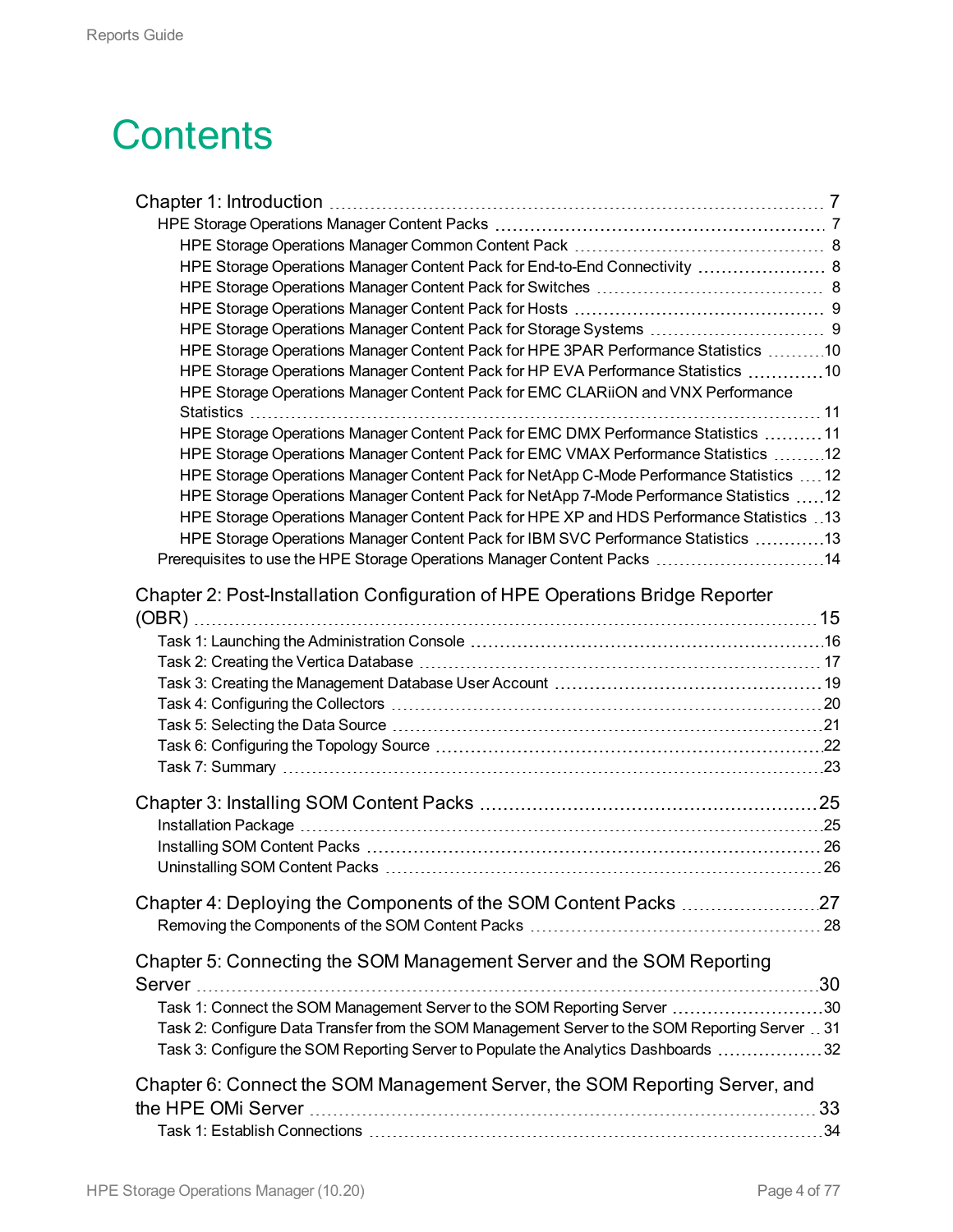# Contents

- Chapter 1: Introduction 7
  - HPE Storage Operations Manager Content Packs 7
    - HPE Storage Operations Manager Common Content Pack 8
    - HPE Storage Operations Manager Content Pack for End-to-End Connectivity 8
    - HPE Storage Operations Manager Content Pack for Switches 8
    - HPE Storage Operations Manager Content Pack for Hosts 9
    - HPE Storage Operations Manager Content Pack for Storage Systems 9
    - HPE Storage Operations Manager Content Pack for HPE 3PAR Performance Statistics 10
    - HPE Storage Operations Manager Content Pack for HP EVA Performance Statistics 10
    - HPE Storage Operations Manager Content Pack for EMC CLARiiON and VNX Performance Statistics 11
    - HPE Storage Operations Manager Content Pack for EMC DMX Performance Statistics 11
    - HPE Storage Operations Manager Content Pack for EMC VMAX Performance Statistics 12
    - HPE Storage Operations Manager Content Pack for NetApp C-Mode Performance Statistics 12
    - HPE Storage Operations Manager Content Pack for NetApp 7-Mode Performance Statistics 12
    - HPE Storage Operations Manager Content Pack for HPE XP and HDS Performance Statistics 13
    - HPE Storage Operations Manager Content Pack for IBM SVC Performance Statistics 13
  - Prerequisites to use the HPE Storage Operations Manager Content Packs 14
- Chapter 2: Post-Installation Configuration of HPE Operations Bridge Reporter (OBR) 15
  - Task 1: Launching the Administration Console 16
  - Task 2: Creating the Vertica Database 17
  - Task 3: Creating the Management Database User Account 19
  - Task 4: Configuring the Collectors 20
  - Task 5: Selecting the Data Source 21
  - Task 6: Configuring the Topology Source 22
  - Task 7: Summary 23
- Chapter 3: Installing SOM Content Packs 25
  - Installation Package 25
  - Installing SOM Content Packs 26
  - Uninstalling SOM Content Packs 26
- Chapter 4: Deploying the Components of the SOM Content Packs 27
  - Removing the Components of the SOM Content Packs 28
- Chapter 5: Connecting the SOM Management Server and the SOM Reporting Server 30
  - Task 1: Connect the SOM Management Server to the SOM Reporting Server 30
  - Task 2: Configure Data Transfer from the SOM Management Server to the SOM Reporting Server 31
  - Task 3: Configure the SOM Reporting Server to Populate the Analytics Dashboards 32
- Chapter 6: Connect the SOM Management Server, the SOM Reporting Server, and the HPE OMi Server 33
  - Task 1: Establish Connections 34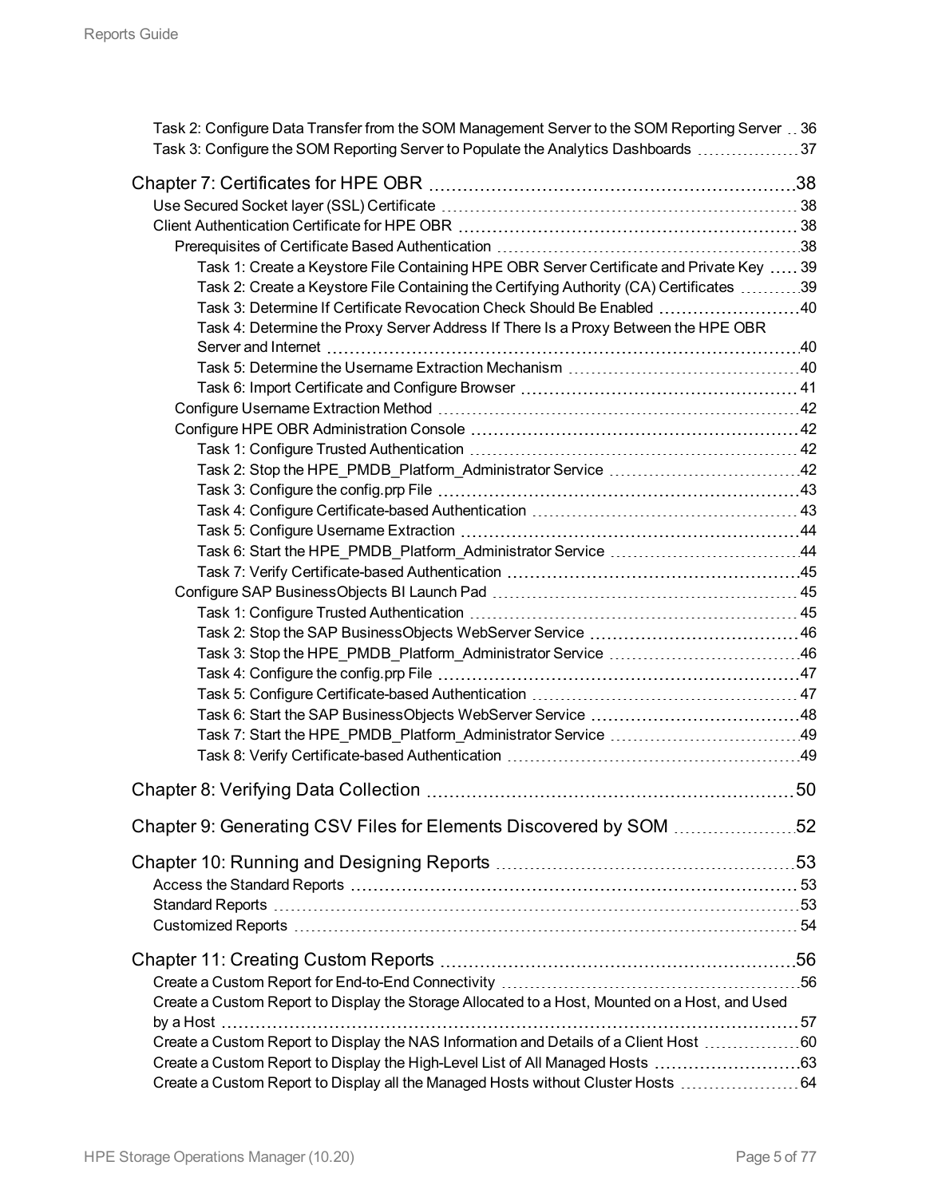Task 2: Configure Data Transfer from the SOM Management Server to the SOM Reporting Server 36
Task 3: Configure the SOM Reporting Server to Populate the Analytics Dashboards 37

Chapter 7: Certificates for HPE OBR 38
- Use Secured Socket layer (SSL) Certificate 38
- Client Authentication Certificate for HPE OBR 38
  - Prerequisites of Certificate Based Authentication 38
    - Task 1: Create a Keystore File Containing HPE OBR Server Certificate and Private Key 39
    - Task 2: Create a Keystore File Containing the Certifying Authority (CA) Certificates 39
    - Task 3: Determine If Certificate Revocation Check Should Be Enabled 40
    - Task 4: Determine the Proxy Server Address If There Is a Proxy Between the HPE OBR Server and Internet 40
    - Task 5: Determine the Username Extraction Mechanism 40
    - Task 6: Import Certificate and Configure Browser 41
  - Configure Username Extraction Method 42
  - Configure HPE OBR Administration Console 42
    - Task 1: Configure Trusted Authentication 42
    - Task 2: Stop the HPE_PMDB_Platform_Administrator Service 42
    - Task 3: Configure the config.prp File 43
    - Task 4: Configure Certificate-based Authentication 43
    - Task 5: Configure Username Extraction 44
    - Task 6: Start the HPE_PMDB_Platform_Administrator Service 44
    - Task 7: Verify Certificate-based Authentication 45
  - Configure SAP BusinessObjects BI Launch Pad 45
    - Task 1: Configure Trusted Authentication 45
    - Task 2: Stop the SAP BusinessObjects WebServer Service 46
    - Task 3: Stop the HPE_PMDB_Platform_Administrator Service 46
    - Task 4: Configure the config.prp File 47
    - Task 5: Configure Certificate-based Authentication 47
    - Task 6: Start the SAP BusinessObjects WebServer Service 48
    - Task 7: Start the HPE_PMDB_Platform_Administrator Service 49
    - Task 8: Verify Certificate-based Authentication 49

Chapter 8: Verifying Data Collection 50

Chapter 9: Generating CSV Files for Elements Discovered by SOM 52

Chapter 10: Running and Designing Reports 53
- Access the Standard Reports 53
- Standard Reports 53
- Customized Reports 54

Chapter 11: Creating Custom Reports 56
- Create a Custom Report for End-to-End Connectivity 56
- Create a Custom Report to Display the Storage Allocated to a Host, Mounted on a Host, and Used by a Host 57
- Create a Custom Report to Display the NAS Information and Details of a Client Host 60
- Create a Custom Report to Display the High-Level List of All Managed Hosts 63
- Create a Custom Report to Display all the Managed Hosts without Cluster Hosts 64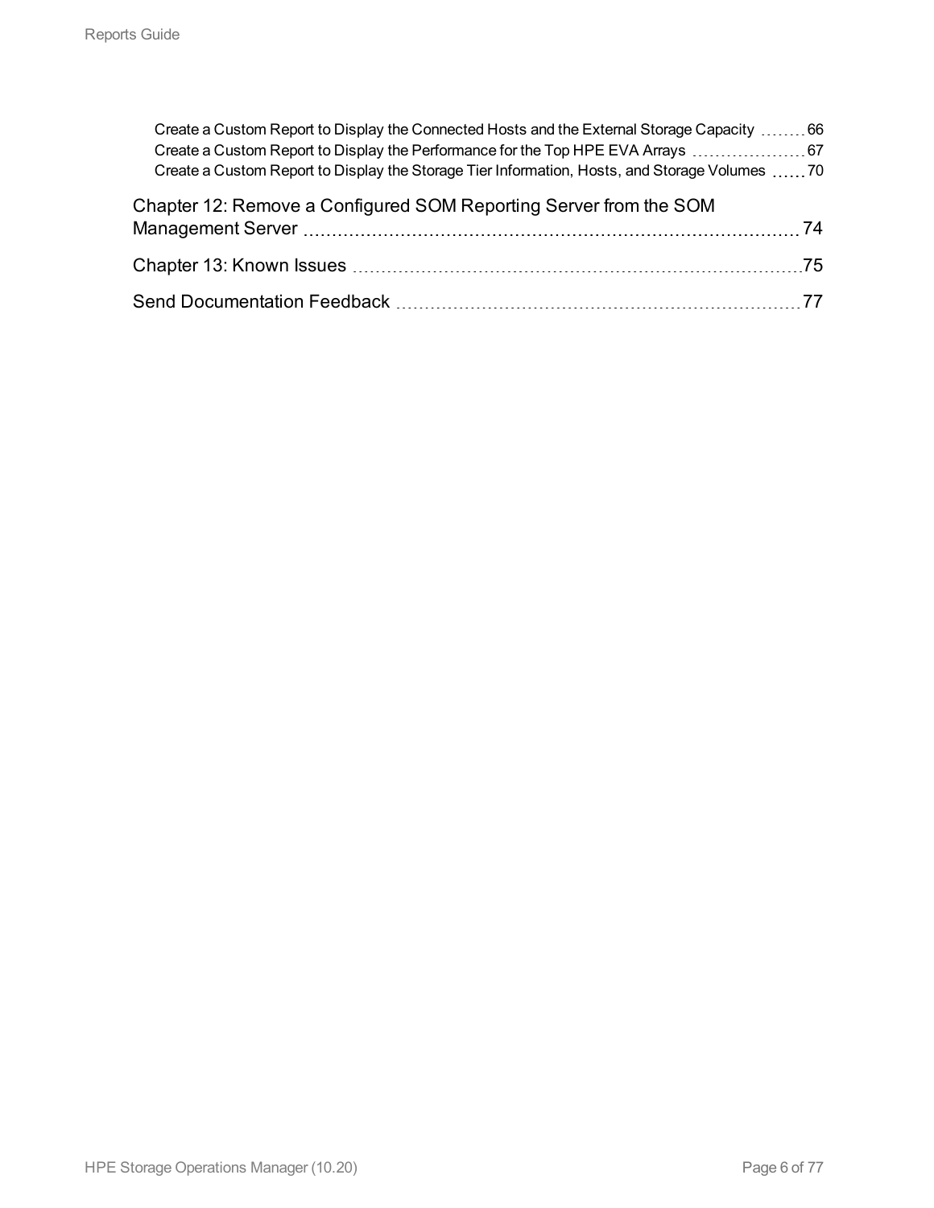Create a Custom Report to Display the Connected Hosts and the External Storage Capacity ........ 66
Create a Custom Report to Display the Performance for the Top HPE EVA Arrays ..................... 67
Create a Custom Report to Display the Storage Tier Information, Hosts, and Storage Volumes ...... 70

Chapter 12: Remove a Configured SOM Reporting Server from the SOM Management Server ........ 74

Chapter 13: Known Issues ........ 75

Send Documentation Feedback ........ 77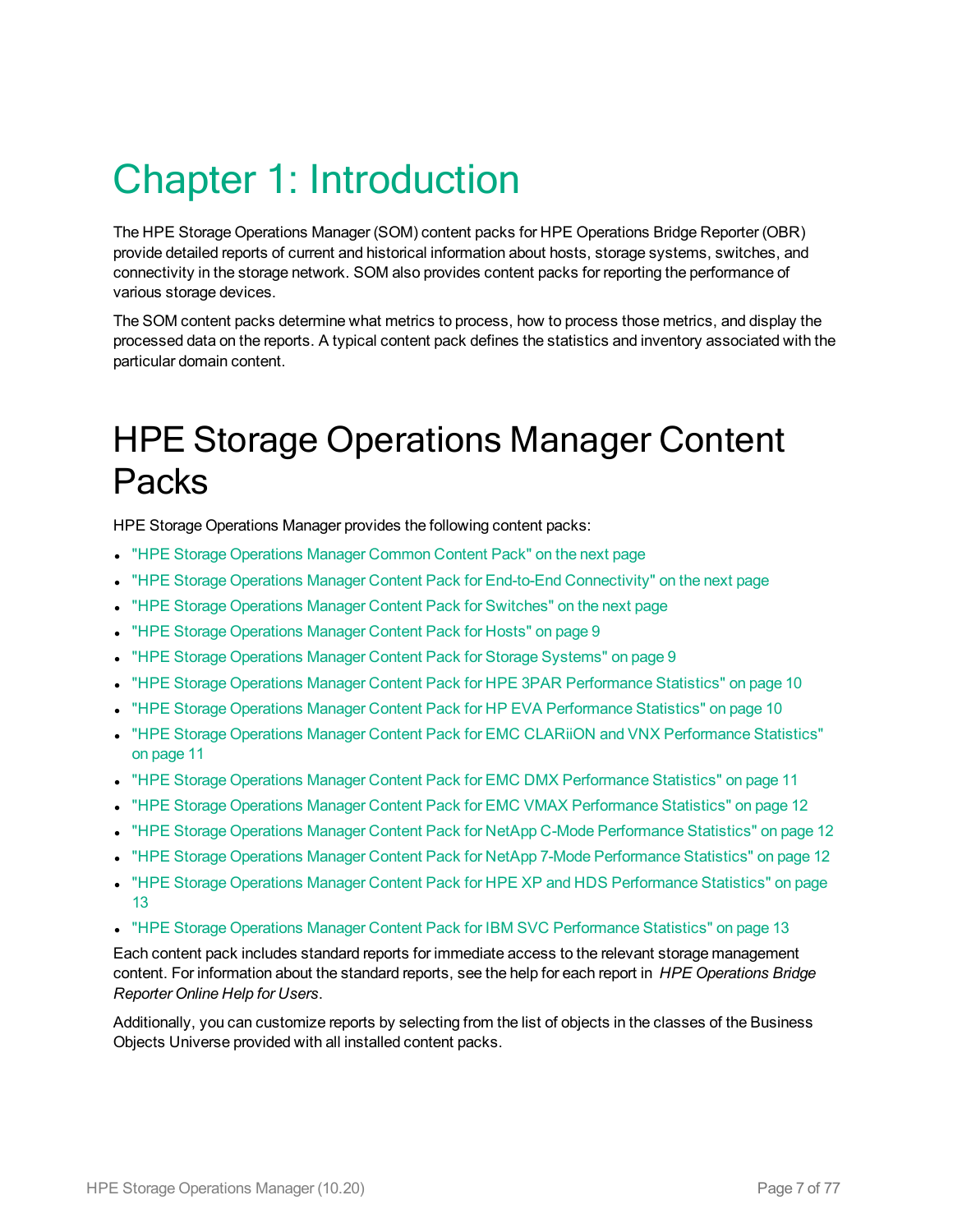# Chapter 1: Introduction

The HPE Storage Operations Manager (SOM) content packs for HPE Operations Bridge Reporter (OBR) provide detailed reports of current and historical information about hosts, storage systems, switches, and connectivity in the storage network. SOM also provides content packs for reporting the performance of various storage devices.

The SOM content packs determine what metrics to process, how to process those metrics, and display the processed data on the reports. A typical content pack defines the statistics and inventory associated with the particular domain content.

# HPE Storage Operations Manager Content Packs

HPE Storage Operations Manager provides the following content packs:

- "HPE Storage Operations Manager Common Content Pack" on the next page
- "HPE Storage Operations Manager Content Pack for End-to-End Connectivity" on the next page
- "HPE Storage Operations Manager Content Pack for Switches" on the next page
- "HPE Storage Operations Manager Content Pack for Hosts" on page 9
- "HPE Storage Operations Manager Content Pack for Storage Systems" on page 9
- "HPE Storage Operations Manager Content Pack for HPE 3PAR Performance Statistics" on page 10
- "HPE Storage Operations Manager Content Pack for HP EVA Performance Statistics" on page 10
- "HPE Storage Operations Manager Content Pack for EMC CLARiiON and VNX Performance Statistics" on page 11
- "HPE Storage Operations Manager Content Pack for EMC DMX Performance Statistics" on page 11
- "HPE Storage Operations Manager Content Pack for EMC VMAX Performance Statistics" on page 12
- "HPE Storage Operations Manager Content Pack for NetApp C-Mode Performance Statistics" on page 12
- "HPE Storage Operations Manager Content Pack for NetApp 7-Mode Performance Statistics" on page 12
- "HPE Storage Operations Manager Content Pack for HPE XP and HDS Performance Statistics" on page 13
- "HPE Storage Operations Manager Content Pack for IBM SVC Performance Statistics" on page 13

Each content pack includes standard reports for immediate access to the relevant storage management content. For information about the standard reports, see the help for each report in *HPE Operations Bridge Reporter Online Help for Users*.

Additionally, you can customize reports by selecting from the list of objects in the classes of the Business Objects Universe provided with all installed content packs.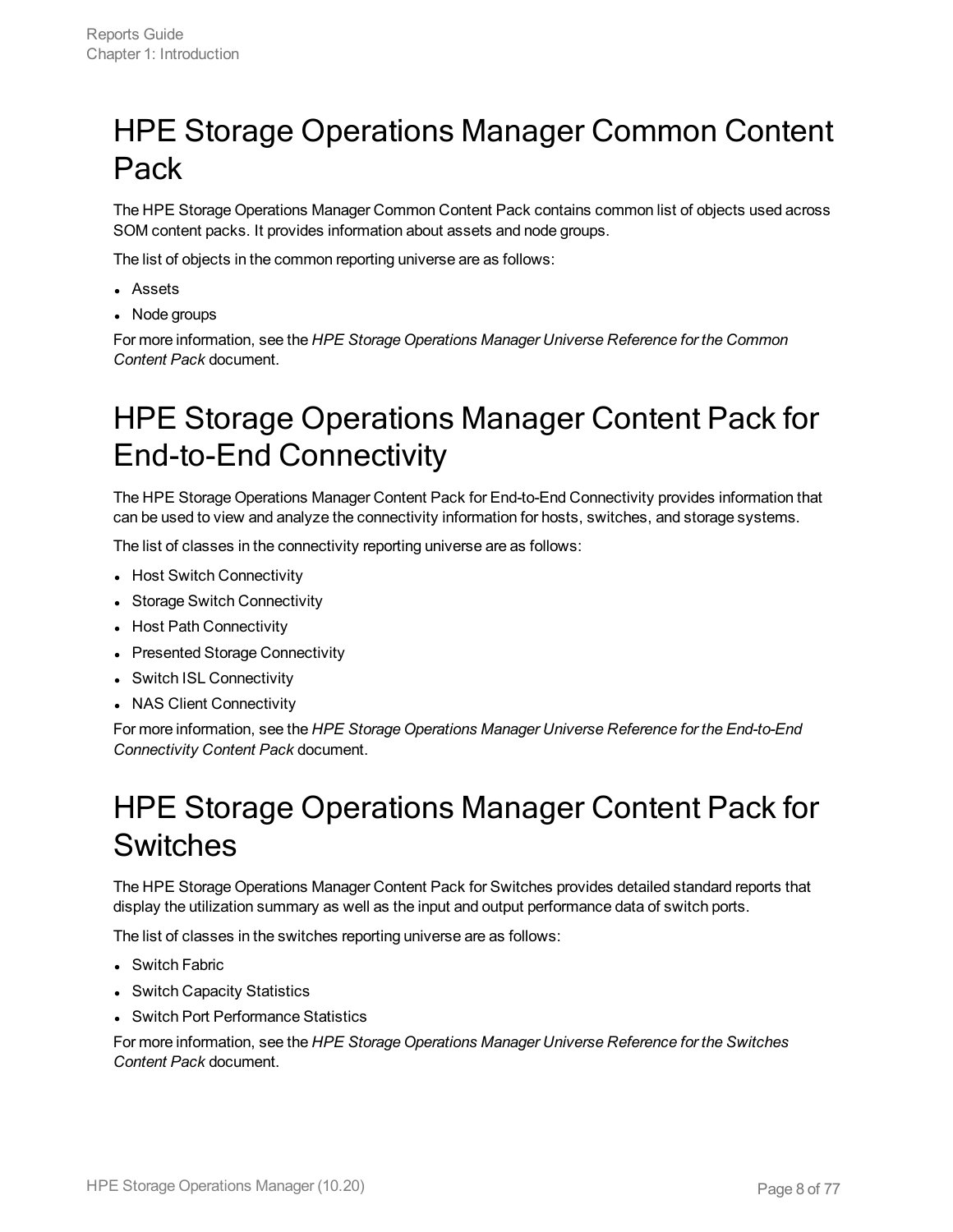# HPE Storage Operations Manager Common Content Pack

The HPE Storage Operations Manager Common Content Pack contains common list of objects used across SOM content packs. It provides information about assets and node groups.

The list of objects in the common reporting universe are as follows:

- Assets
- Node groups

For more information, see the *HPE Storage Operations Manager Universe Reference for the Common Content Pack* document.

# HPE Storage Operations Manager Content Pack for End-to-End Connectivity

The HPE Storage Operations Manager Content Pack for End-to-End Connectivity provides information that can be used to view and analyze the connectivity information for hosts, switches, and storage systems.

The list of classes in the connectivity reporting universe are as follows:

- Host Switch Connectivity
- Storage Switch Connectivity
- Host Path Connectivity
- Presented Storage Connectivity
- Switch ISL Connectivity
- NAS Client Connectivity

For more information, see the *HPE Storage Operations Manager Universe Reference for the End-to-End Connectivity Content Pack* document.

# HPE Storage Operations Manager Content Pack for Switches

The HPE Storage Operations Manager Content Pack for Switches provides detailed standard reports that display the utilization summary as well as the input and output performance data of switch ports.

The list of classes in the switches reporting universe are as follows:

- Switch Fabric
- Switch Capacity Statistics
- Switch Port Performance Statistics

For more information, see the *HPE Storage Operations Manager Universe Reference for the Switches Content Pack* document.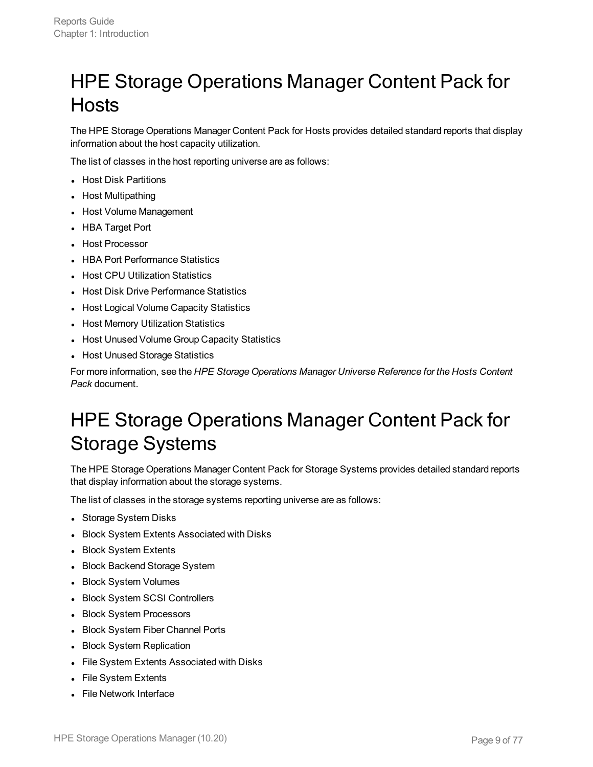# HPE Storage Operations Manager Content Pack for Hosts

The HPE Storage Operations Manager Content Pack for Hosts provides detailed standard reports that display information about the host capacity utilization.

The list of classes in the host reporting universe are as follows:

- Host Disk Partitions
- Host Multipathing
- Host Volume Management
- HBA Target Port
- Host Processor
- HBA Port Performance Statistics
- Host CPU Utilization Statistics
- Host Disk Drive Performance Statistics
- Host Logical Volume Capacity Statistics
- Host Memory Utilization Statistics
- Host Unused Volume Group Capacity Statistics
- Host Unused Storage Statistics

For more information, see the *HPE Storage Operations Manager Universe Reference for the Hosts Content Pack* document.

# HPE Storage Operations Manager Content Pack for Storage Systems

The HPE Storage Operations Manager Content Pack for Storage Systems provides detailed standard reports that display information about the storage systems.

The list of classes in the storage systems reporting universe are as follows:

- Storage System Disks
- Block System Extents Associated with Disks
- Block System Extents
- Block Backend Storage System
- Block System Volumes
- Block System SCSI Controllers
- Block System Processors
- Block System Fiber Channel Ports
- Block System Replication
- File System Extents Associated with Disks
- File System Extents
- File Network Interface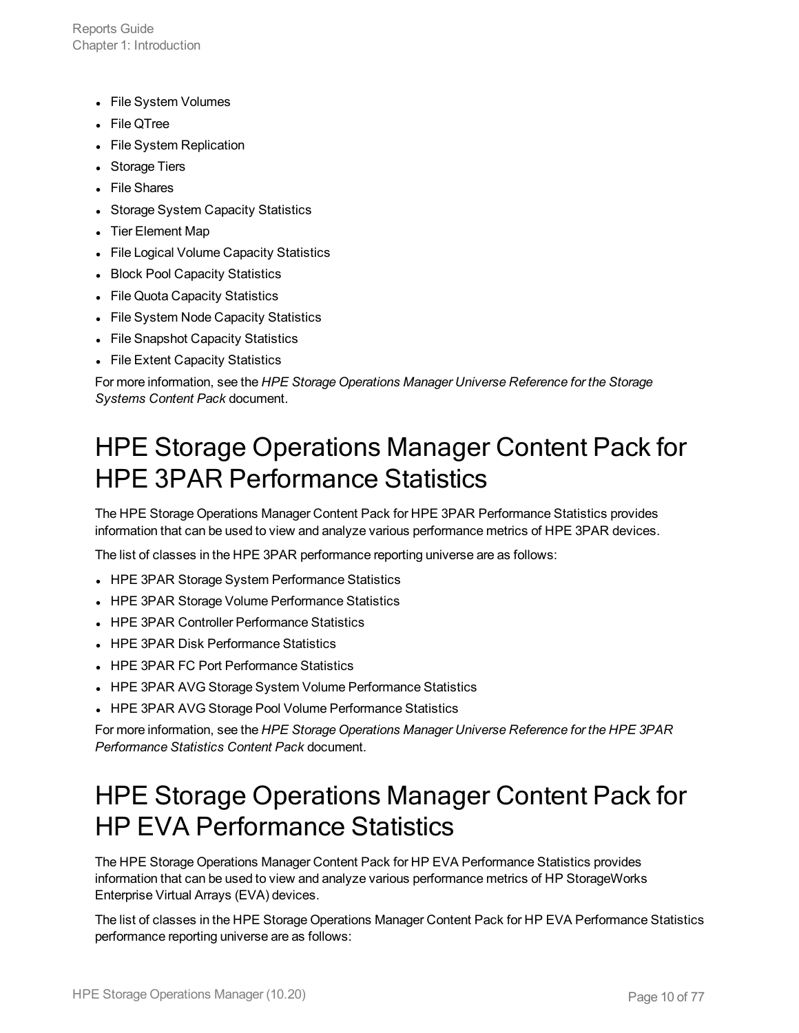- File System Volumes
- File QTree
- File System Replication
- Storage Tiers
- File Shares
- Storage System Capacity Statistics
- Tier Element Map
- File Logical Volume Capacity Statistics
- Block Pool Capacity Statistics
- File Quota Capacity Statistics
- File System Node Capacity Statistics
- File Snapshot Capacity Statistics
- File Extent Capacity Statistics

For more information, see the *HPE Storage Operations Manager Universe Reference for the Storage Systems Content Pack* document.

# HPE Storage Operations Manager Content Pack for HPE 3PAR Performance Statistics

The HPE Storage Operations Manager Content Pack for HPE 3PAR Performance Statistics provides information that can be used to view and analyze various performance metrics of HPE 3PAR devices.

The list of classes in the HPE 3PAR performance reporting universe are as follows:

- HPE 3PAR Storage System Performance Statistics
- HPE 3PAR Storage Volume Performance Statistics
- HPE 3PAR Controller Performance Statistics
- HPE 3PAR Disk Performance Statistics
- HPE 3PAR FC Port Performance Statistics
- HPE 3PAR AVG Storage System Volume Performance Statistics
- HPE 3PAR AVG Storage Pool Volume Performance Statistics

For more information, see the *HPE Storage Operations Manager Universe Reference for the HPE 3PAR Performance Statistics Content Pack* document.

# HPE Storage Operations Manager Content Pack for HP EVA Performance Statistics

The HPE Storage Operations Manager Content Pack for HP EVA Performance Statistics provides information that can be used to view and analyze various performance metrics of HP StorageWorks Enterprise Virtual Arrays (EVA) devices.

The list of classes in the HPE Storage Operations Manager Content Pack for HP EVA Performance Statistics performance reporting universe are as follows: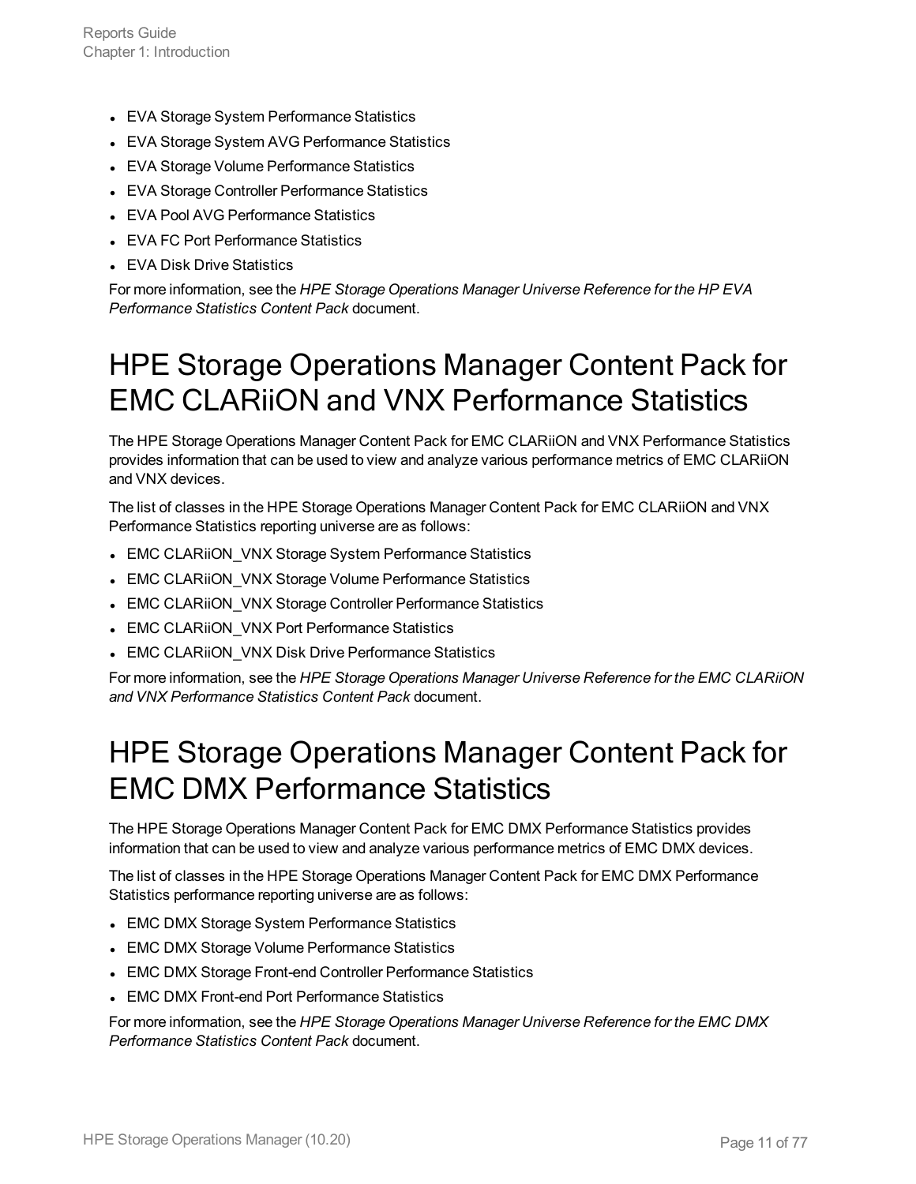- EVA Storage System Performance Statistics
- EVA Storage System AVG Performance Statistics
- EVA Storage Volume Performance Statistics
- EVA Storage Controller Performance Statistics
- EVA Pool AVG Performance Statistics
- EVA FC Port Performance Statistics
- EVA Disk Drive Statistics

For more information, see the *HPE Storage Operations Manager Universe Reference for the HP EVA Performance Statistics Content Pack* document.

# HPE Storage Operations Manager Content Pack for EMC CLARiiON and VNX Performance Statistics

The HPE Storage Operations Manager Content Pack for EMC CLARiiON and VNX Performance Statistics provides information that can be used to view and analyze various performance metrics of EMC CLARiiON and VNX devices.

The list of classes in the HPE Storage Operations Manager Content Pack for EMC CLARiiON and VNX Performance Statistics reporting universe are as follows:

- EMC CLARiiON_VNX Storage System Performance Statistics
- EMC CLARiiON_VNX Storage Volume Performance Statistics
- EMC CLARiiON_VNX Storage Controller Performance Statistics
- EMC CLARiiON_VNX Port Performance Statistics
- EMC CLARiiON_VNX Disk Drive Performance Statistics

For more information, see the *HPE Storage Operations Manager Universe Reference for the EMC CLARiiON and VNX Performance Statistics Content Pack* document.

# HPE Storage Operations Manager Content Pack for EMC DMX Performance Statistics

The HPE Storage Operations Manager Content Pack for EMC DMX Performance Statistics provides information that can be used to view and analyze various performance metrics of EMC DMX devices.

The list of classes in the HPE Storage Operations Manager Content Pack for EMC DMX Performance Statistics performance reporting universe are as follows:

- EMC DMX Storage System Performance Statistics
- EMC DMX Storage Volume Performance Statistics
- EMC DMX Storage Front-end Controller Performance Statistics
- EMC DMX Front-end Port Performance Statistics

For more information, see the *HPE Storage Operations Manager Universe Reference for the EMC DMX Performance Statistics Content Pack* document.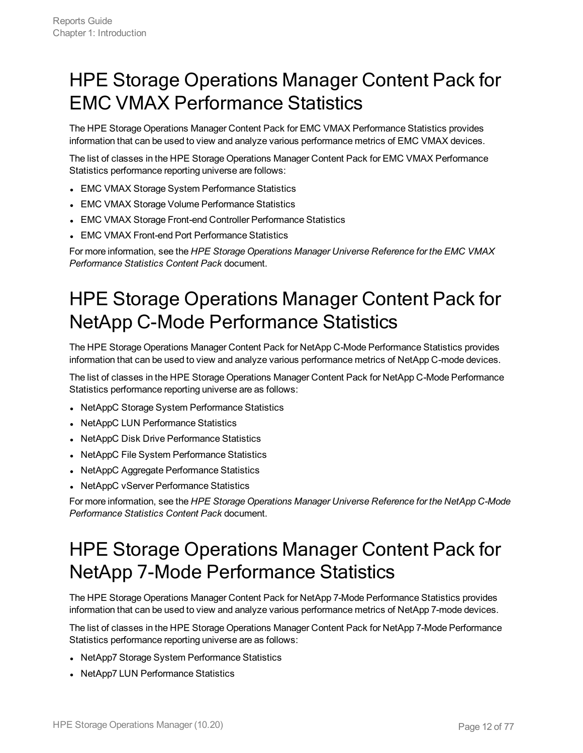# HPE Storage Operations Manager Content Pack for EMC VMAX Performance Statistics

The HPE Storage Operations Manager Content Pack for EMC VMAX Performance Statistics provides information that can be used to view and analyze various performance metrics of EMC VMAX devices.

The list of classes in the HPE Storage Operations Manager Content Pack for EMC VMAX Performance Statistics performance reporting universe are follows:

- EMC VMAX Storage System Performance Statistics
- EMC VMAX Storage Volume Performance Statistics
- EMC VMAX Storage Front-end Controller Performance Statistics
- EMC VMAX Front-end Port Performance Statistics

For more information, see the *HPE Storage Operations Manager Universe Reference for the EMC VMAX Performance Statistics Content Pack* document.

# HPE Storage Operations Manager Content Pack for NetApp C-Mode Performance Statistics

The HPE Storage Operations Manager Content Pack for NetApp C-Mode Performance Statistics provides information that can be used to view and analyze various performance metrics of NetApp C-mode devices.

The list of classes in the HPE Storage Operations Manager Content Pack for NetApp C-Mode Performance Statistics performance reporting universe are as follows:

- NetAppC Storage System Performance Statistics
- NetAppC LUN Performance Statistics
- NetAppC Disk Drive Performance Statistics
- NetAppC File System Performance Statistics
- NetAppC Aggregate Performance Statistics
- NetAppC vServer Performance Statistics

For more information, see the *HPE Storage Operations Manager Universe Reference for the NetApp C-Mode Performance Statistics Content Pack* document.

# HPE Storage Operations Manager Content Pack for NetApp 7-Mode Performance Statistics

The HPE Storage Operations Manager Content Pack for NetApp 7-Mode Performance Statistics provides information that can be used to view and analyze various performance metrics of NetApp 7-mode devices.

The list of classes in the HPE Storage Operations Manager Content Pack for NetApp 7-Mode Performance Statistics performance reporting universe are as follows:

- NetApp7 Storage System Performance Statistics
- NetApp7 LUN Performance Statistics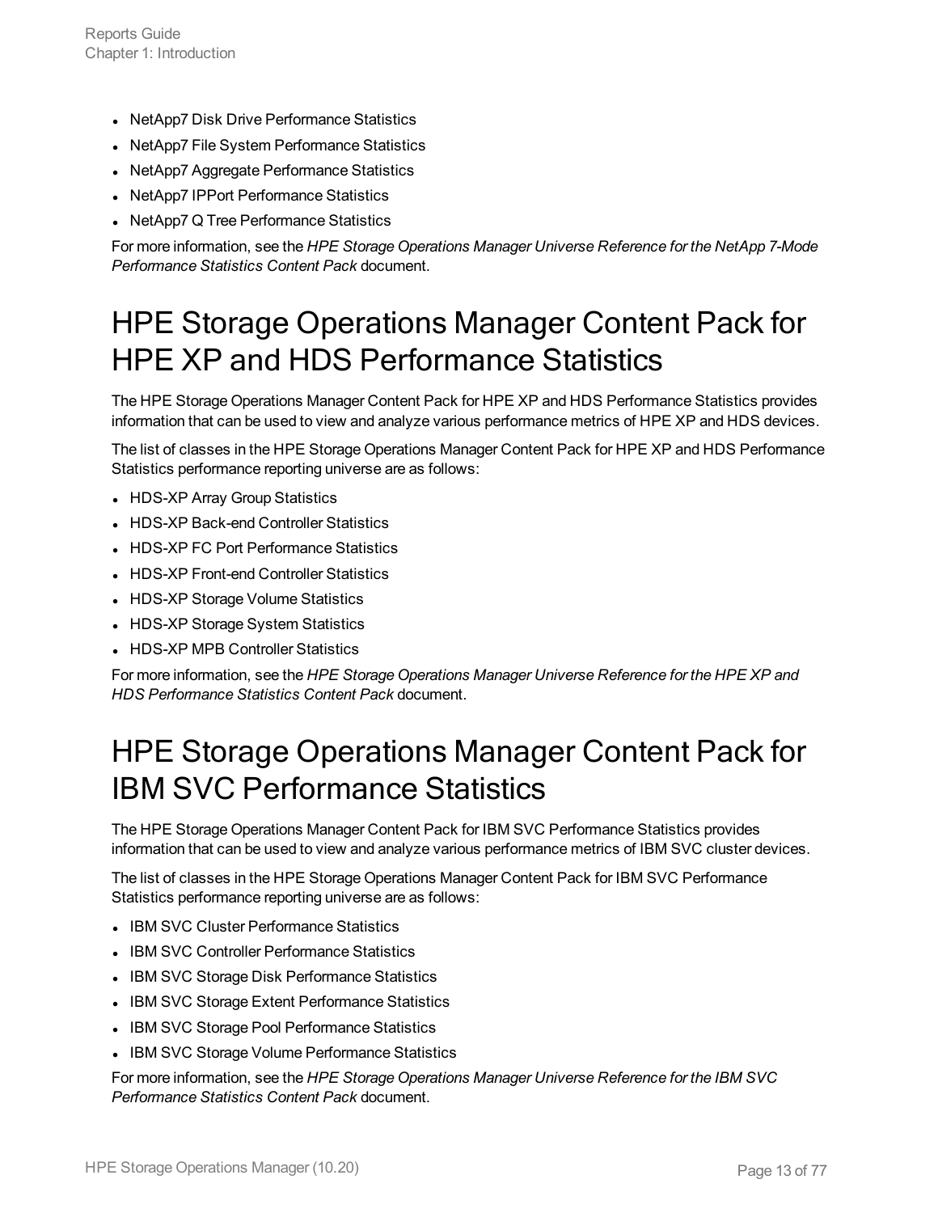- NetApp7 Disk Drive Performance Statistics
- NetApp7 File System Performance Statistics
- NetApp7 Aggregate Performance Statistics
- NetApp7 IPPort Performance Statistics
- NetApp7 Q Tree Performance Statistics

For more information, see the *HPE Storage Operations Manager Universe Reference for the NetApp 7-Mode Performance Statistics Content Pack* document.

# HPE Storage Operations Manager Content Pack for HPE XP and HDS Performance Statistics

The HPE Storage Operations Manager Content Pack for HPE XP and HDS Performance Statistics provides information that can be used to view and analyze various performance metrics of HPE XP and HDS devices.

The list of classes in the HPE Storage Operations Manager Content Pack for HPE XP and HDS Performance Statistics performance reporting universe are as follows:

- HDS-XP Array Group Statistics
- HDS-XP Back-end Controller Statistics
- HDS-XP FC Port Performance Statistics
- HDS-XP Front-end Controller Statistics
- HDS-XP Storage Volume Statistics
- HDS-XP Storage System Statistics
- HDS-XP MPB Controller Statistics

For more information, see the *HPE Storage Operations Manager Universe Reference for the HPE XP and HDS Performance Statistics Content Pack* document.

# HPE Storage Operations Manager Content Pack for IBM SVC Performance Statistics

The HPE Storage Operations Manager Content Pack for IBM SVC Performance Statistics provides information that can be used to view and analyze various performance metrics of IBM SVC cluster devices.

The list of classes in the HPE Storage Operations Manager Content Pack for IBM SVC Performance Statistics performance reporting universe are as follows:

- IBM SVC Cluster Performance Statistics
- IBM SVC Controller Performance Statistics
- IBM SVC Storage Disk Performance Statistics
- IBM SVC Storage Extent Performance Statistics
- IBM SVC Storage Pool Performance Statistics
- IBM SVC Storage Volume Performance Statistics

For more information, see the *HPE Storage Operations Manager Universe Reference for the IBM SVC Performance Statistics Content Pack* document.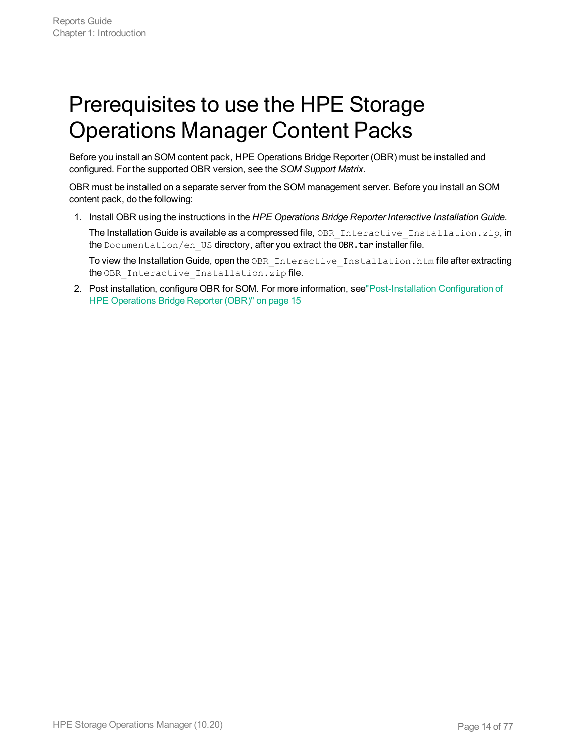# Prerequisites to use the HPE Storage Operations Manager Content Packs

Before you install an SOM content pack, HPE Operations Bridge Reporter (OBR) must be installed and configured. For the supported OBR version, see the *SOM Support Matrix*.

OBR must be installed on a separate server from the SOM management server. Before you install an SOM content pack, do the following:

1. Install OBR using the instructions in the *HPE Operations Bridge Reporter Interactive Installation Guide*.

   The Installation Guide is available as a compressed file, `OBR_Interactive_Installation.zip`, in the `Documentation/en_US` directory, after you extract the `OBR.tar` installer file.

   To view the Installation Guide, open the `OBR_Interactive_Installation.htm` file after extracting the `OBR_Interactive_Installation.zip` file.

2. Post installation, configure OBR for SOM. For more information, see "Post-Installation Configuration of HPE Operations Bridge Reporter (OBR)" on page 15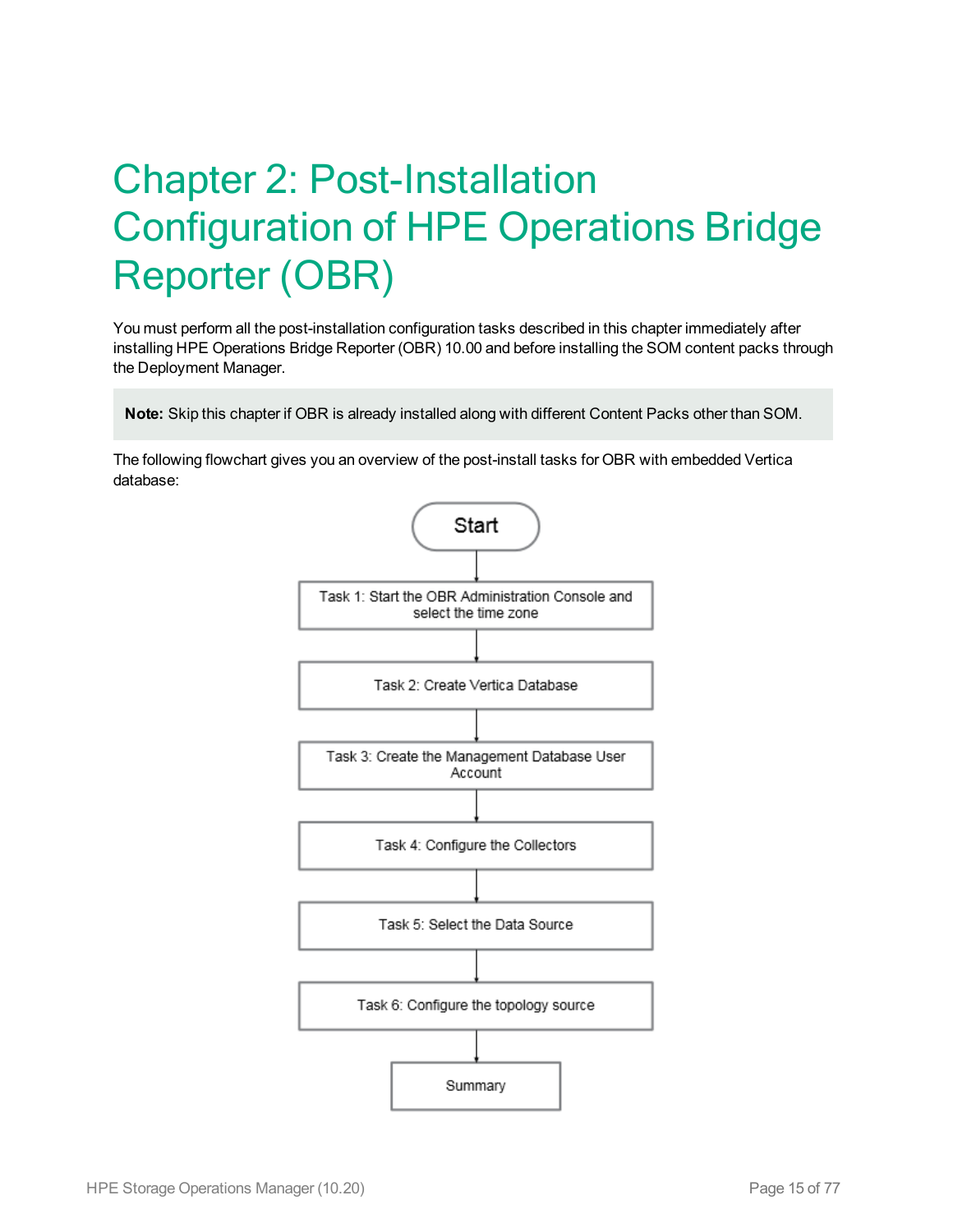# Chapter 2: Post-Installation Configuration of HPE Operations Bridge Reporter (OBR)

You must perform all the post-installation configuration tasks described in this chapter immediately after installing HPE Operations Bridge Reporter (OBR) 10.00 and before installing the SOM content packs through the Deployment Manager.

> **Note:** Skip this chapter if OBR is already installed along with different Content Packs other than SOM.

The following flowchart gives you an overview of the post-install tasks for OBR with embedded Vertica database:

Start

Task 1: Start the OBR Administration Console and select the time zone

Task 2: Create Vertica Database

Task 3: Create the Management Database User Account

Task 4: Configure the Collectors

Task 5: Select the Data Source

Task 6: Configure the topology source

Summary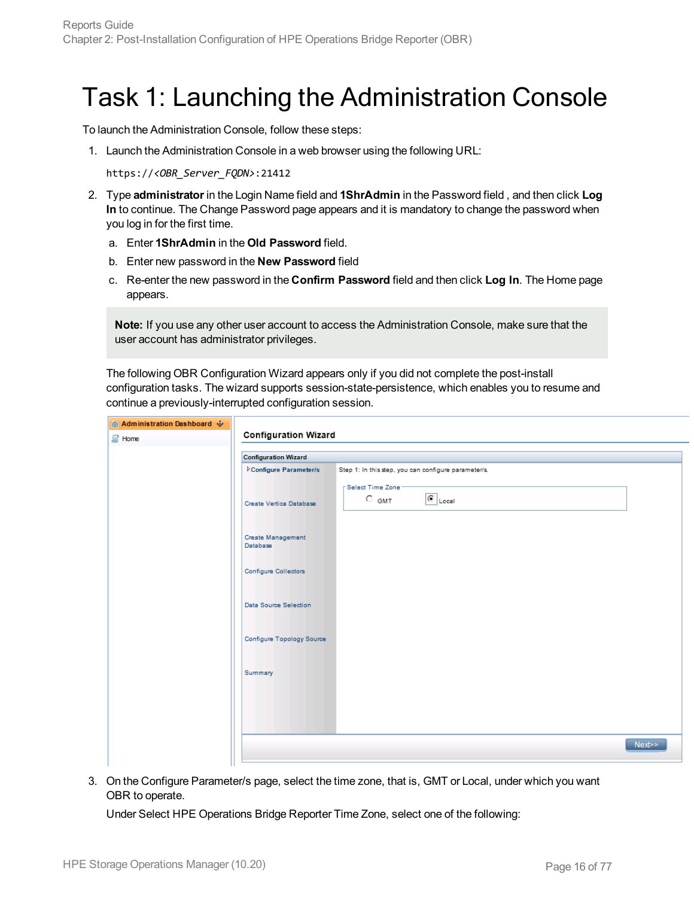# Task 1: Launching the Administration Console

To launch the Administration Console, follow these steps:

1. Launch the Administration Console in a web browser using the following URL:

   `https://<OBR_Server_FQDN>:21412`

2. Type **administrator** in the Login Name field and **1ShrAdmin** in the Password field , and then click **Log In** to continue. The Change Password page appears and it is mandatory to change the password when you log in for the first time.

   a. Enter **1ShrAdmin** in the **Old Password** field.

   b. Enter new password in the **New Password** field

   c. Re-enter the new password in the **Confirm Password** field and then click **Log In**. The Home page appears.

   > **Note:** If you use any other user account to access the Administration Console, make sure that the user account has administrator privileges.

   The following OBR Configuration Wizard appears only if you did not complete the post-install configuration tasks. The wizard supports session-state-persistence, which enables you to resume and continue a previously-interrupted configuration session.

3. On the Configure Parameter/s page, select the time zone, that is, GMT or Local, under which you want OBR to operate.

   Under Select HPE Operations Bridge Reporter Time Zone, select one of the following: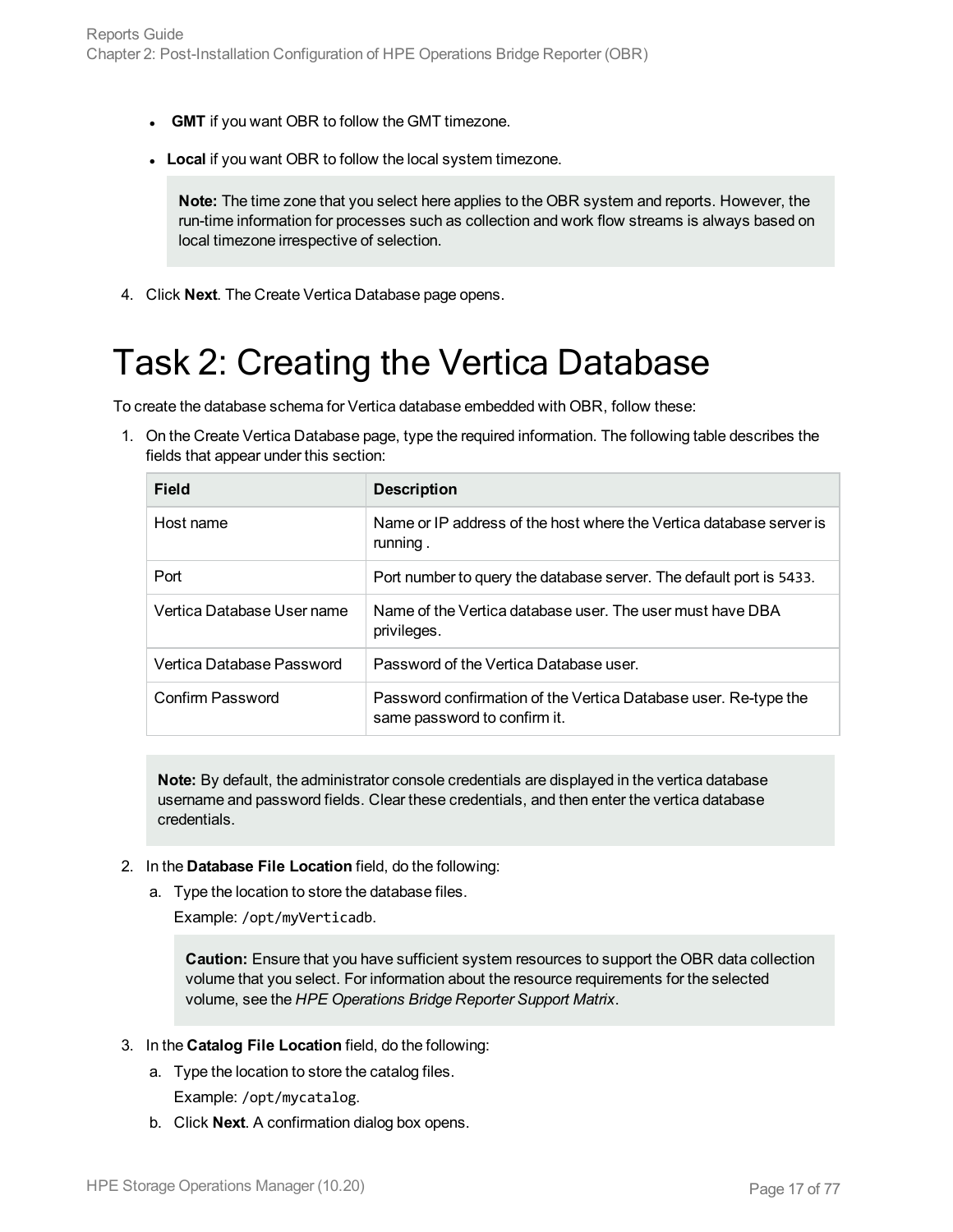- **GMT** if you want OBR to follow the GMT timezone.
- **Local** if you want OBR to follow the local system timezone.

  > **Note:** The time zone that you select here applies to the OBR system and reports. However, the run-time information for processes such as collection and work flow streams is always based on local timezone irrespective of selection.

4. Click **Next**. The Create Vertica Database page opens.

# Task 2: Creating the Vertica Database

To create the database schema for Vertica database embedded with OBR, follow these:

1. On the Create Vertica Database page, type the required information. The following table describes the fields that appear under this section:

| Field | Description |
| --- | --- |
| Host name | Name or IP address of the host where the Vertica database server is running . |
| Port | Port number to query the database server. The default port is `5433`. |
| Vertica Database User name | Name of the Vertica database user. The user must have DBA privileges. |
| Vertica Database Password | Password of the Vertica Database user. |
| Confirm Password | Password confirmation of the Vertica Database user. Re-type the same password to confirm it. |

> **Note:** By default, the administrator console credentials are displayed in the vertica database username and password fields. Clear these credentials, and then enter the vertica database credentials.

2. In the **Database File Location** field, do the following:
   a. Type the location to store the database files.
      Example: `/opt/myVerticadb`.

      > **Caution:** Ensure that you have sufficient system resources to support the OBR data collection volume that you select. For information about the resource requirements for the selected volume, see the *HPE Operations Bridge Reporter Support Matrix*.

3. In the **Catalog File Location** field, do the following:
   a. Type the location to store the catalog files.
      Example: `/opt/mycatalog`.
   b. Click **Next**. A confirmation dialog box opens.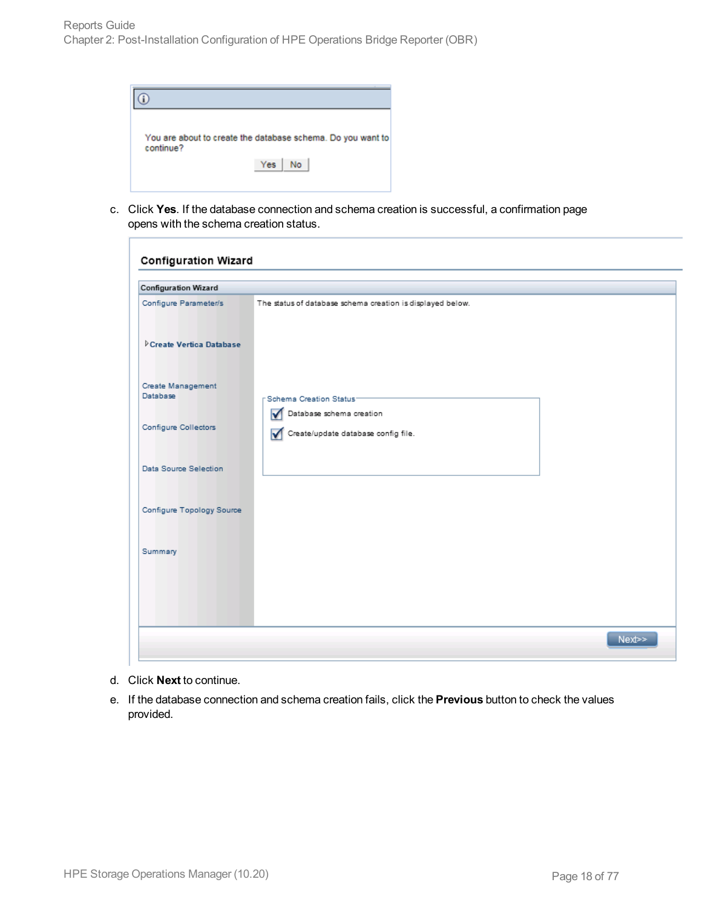c. Click **Yes**. If the database connection and schema creation is successful, a confirmation page opens with the schema creation status.

d. Click **Next** to continue.

e. If the database connection and schema creation fails, click the **Previous** button to check the values provided.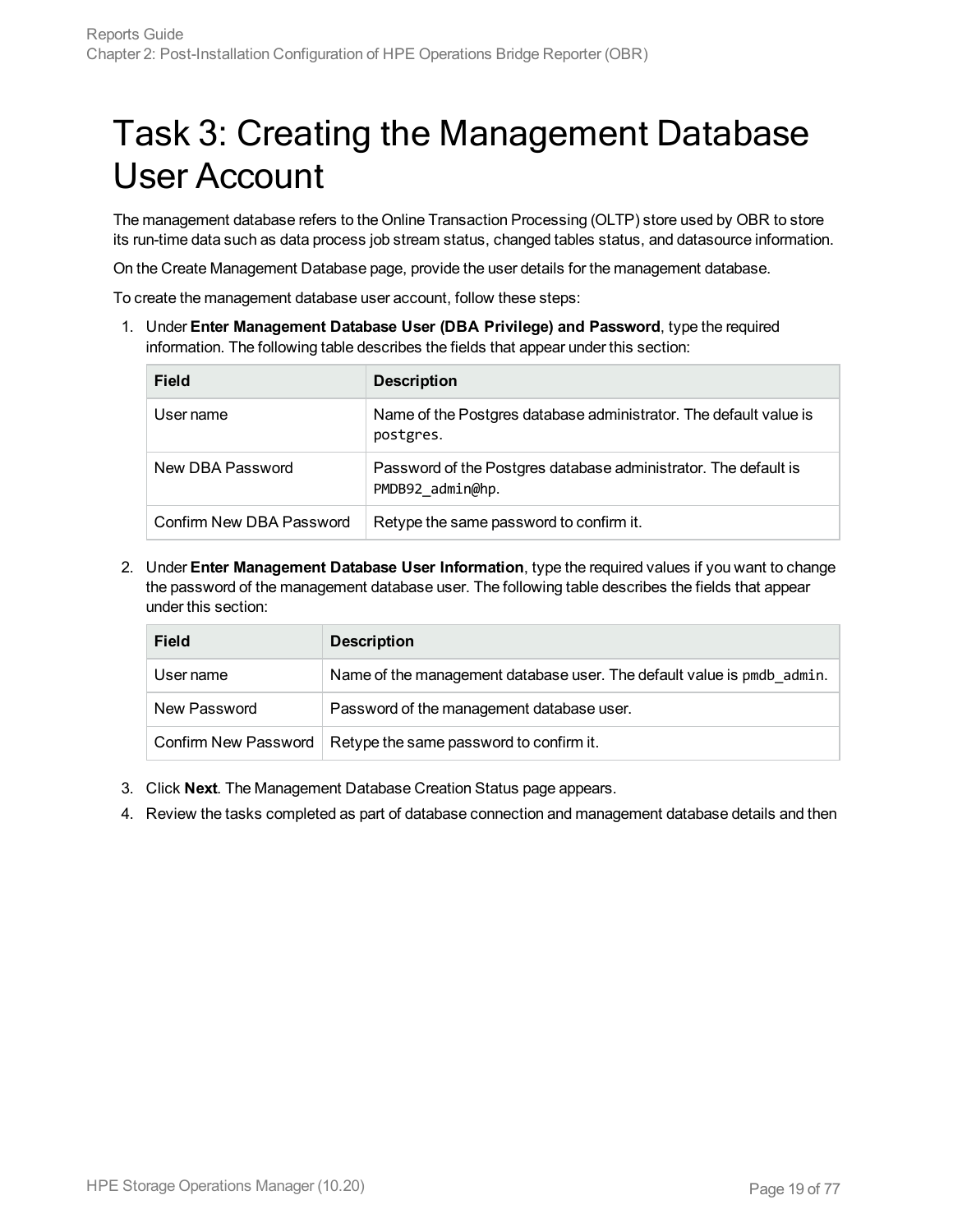# Task 3: Creating the Management Database User Account

The management database refers to the Online Transaction Processing (OLTP) store used by OBR to store its run-time data such as data process job stream status, changed tables status, and datasource information.

On the Create Management Database page, provide the user details for the management database.

To create the management database user account, follow these steps:

1. Under **Enter Management Database User (DBA Privilege) and Password**, type the required information. The following table describes the fields that appear under this section:

| Field | Description |
|---|---|
| User name | Name of the Postgres database administrator. The default value is `postgres`. |
| New DBA Password | Password of the Postgres database administrator. The default is `PMDB92_admin@hp`. |
| Confirm New DBA Password | Retype the same password to confirm it. |

2. Under **Enter Management Database User Information**, type the required values if you want to change the password of the management database user. The following table describes the fields that appear under this section:

| Field | Description |
|---|---|
| User name | Name of the management database user. The default value is `pmdb_admin`. |
| New Password | Password of the management database user. |
| Confirm New Password | Retype the same password to confirm it. |

3. Click **Next**. The Management Database Creation Status page appears.
4. Review the tasks completed as part of database connection and management database details and then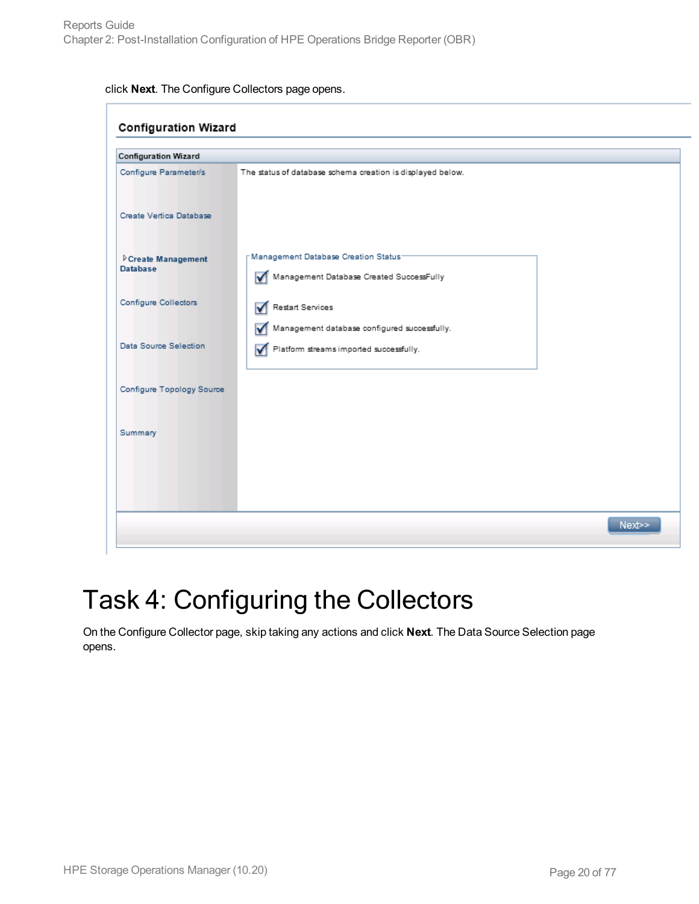click **Next**. The Configure Collectors page opens.

Configuration Wizard

Configuration Wizard

Configure Parameter/s

Create Vertica Database

Create Management Database

Configure Collectors

Data Source Selection

Configure Topology Source

Summary

The status of database schema creation is displayed below.

Management Database Creation Status

Management Database Created SuccessFully

Restart Services

Management database configured successfully.

Platform streams imported successfully.

Next>>

# Task 4: Configuring the Collectors

On the Configure Collector page, skip taking any actions and click **Next**. The Data Source Selection page opens.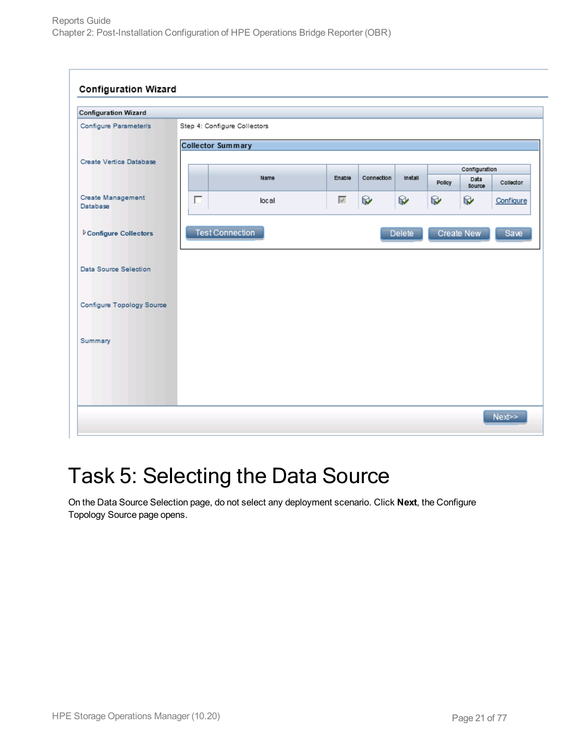# Task 5: Selecting the Data Source

On the Data Source Selection page, do not select any deployment scenario. Click **Next**, the Configure Topology Source page opens.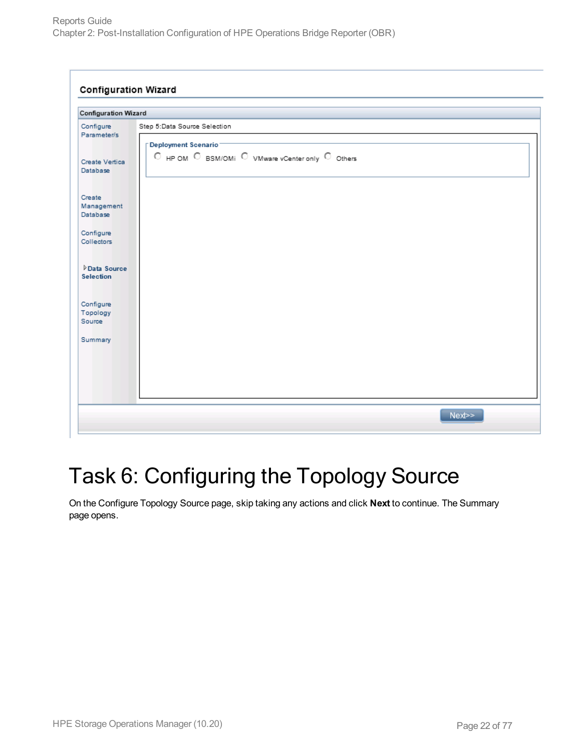# Task 6: Configuring the Topology Source

On the Configure Topology Source page, skip taking any actions and click **Next** to continue. The Summary page opens.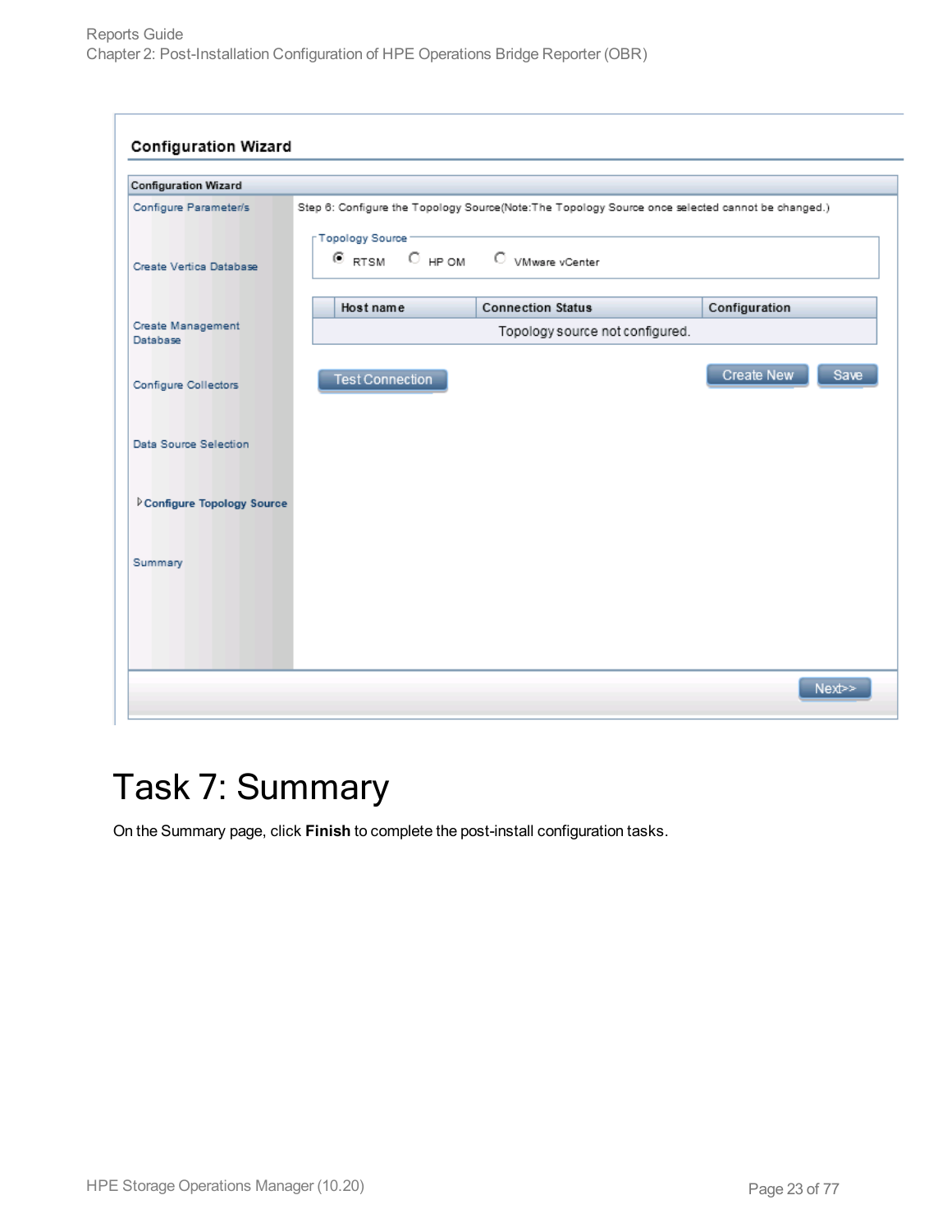Configuration Wizard

Configuration Wizard

Configure Parameter/s

Create Vertica Database

Create Management Database

Configure Collectors

Data Source Selection

Configure Topology Source

Summary

Step 6: Configure the Topology Source(Note:The Topology Source once selected cannot be changed.)

Topology Source

RTSM HP OM VMware vCenter

| | Host name | Connection Status | Configuration |
|---|---|---|---|
| | Topology source not configured. | | |

Test Connection

Create New

Save

Next>>

# Task 7: Summary

On the Summary page, click **Finish** to complete the post-install configuration tasks.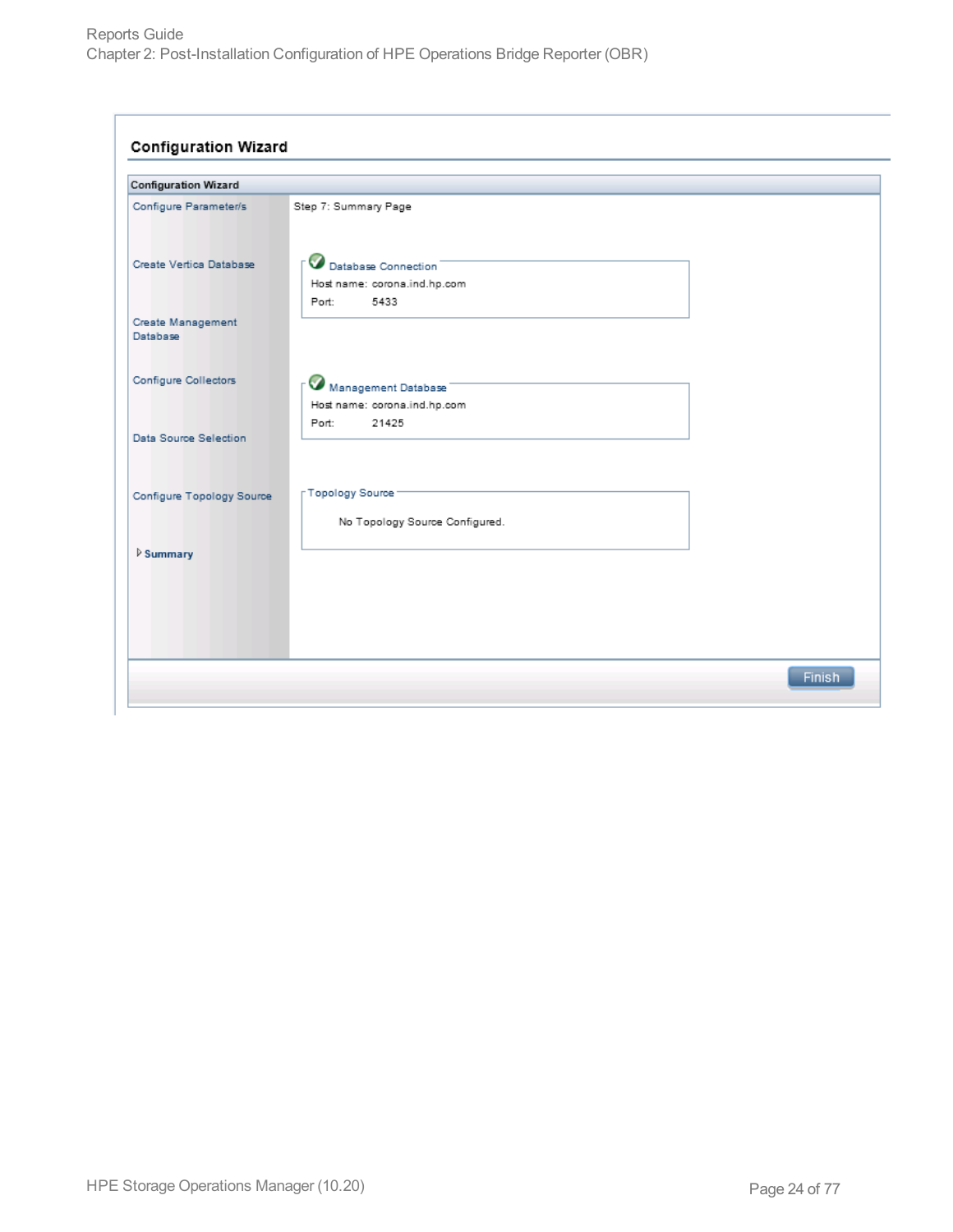Configuration Wizard

Configuration Wizard

Configure Parameter/s

Create Vertica Database

Create Management Database

Configure Collectors

Data Source Selection

Configure Topology Source

Summary

Step 7: Summary Page

Database Connection

Host name: corona.ind.hp.com

Port: 5433

Management Database

Host name: corona.ind.hp.com

Port: 21425

Topology Source

No Topology Source Configured.

Finish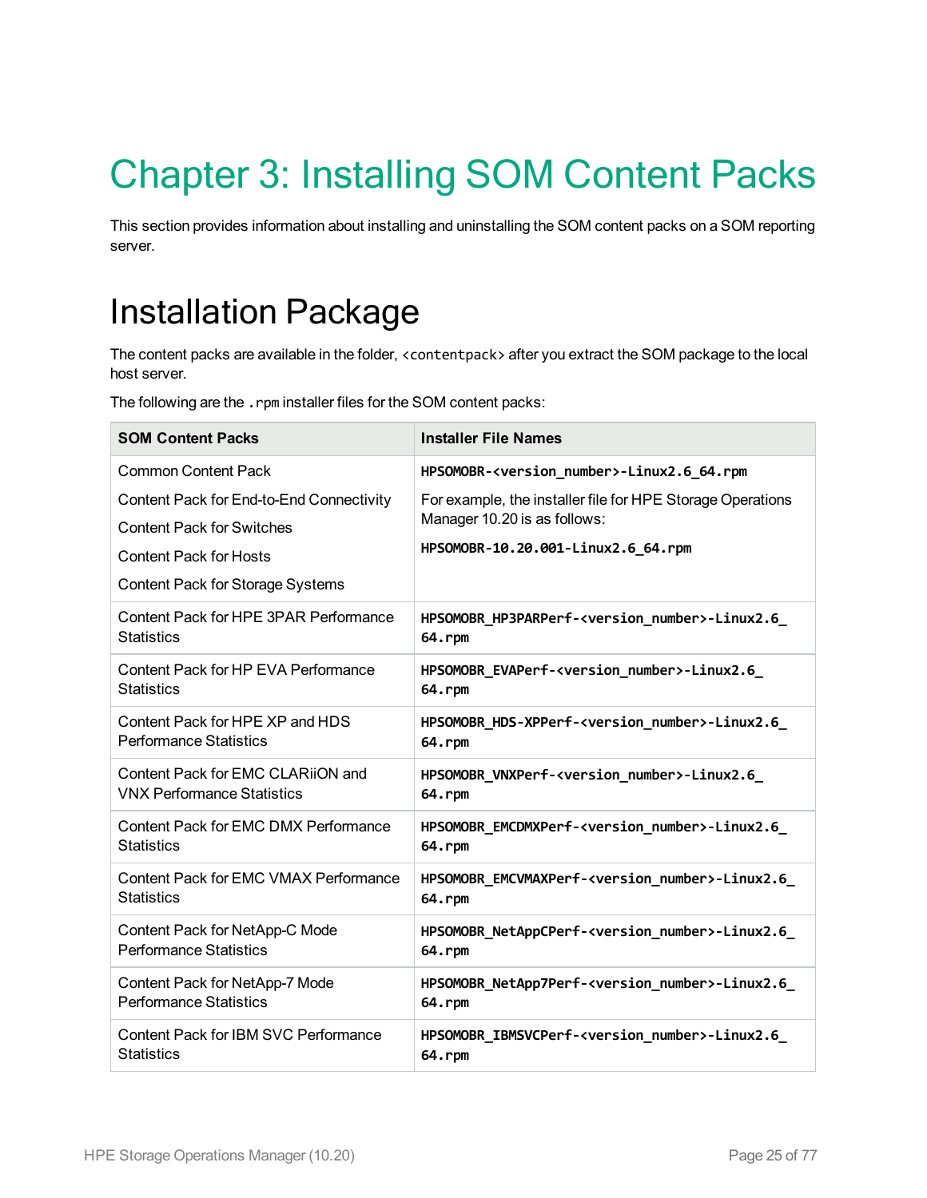# Chapter 3: Installing SOM Content Packs

This section provides information about installing and uninstalling the SOM content packs on a SOM reporting server.

## Installation Package

The content packs are available in the folder, `<contentpack>` after you extract the SOM package to the local host server.

The following are the `.rpm` installer files for the SOM content packs:

| SOM Content Packs | Installer File Names |
|---|---|
| Common Content Pack<br>Content Pack for End-to-End Connectivity<br>Content Pack for Switches<br>Content Pack for Hosts<br>Content Pack for Storage Systems | **`HPSOMOBR-<version_number>-Linux2.6_64.rpm`**<br>For example, the installer file for HPE Storage Operations Manager 10.20 is as follows:<br>**`HPSOMOBR-10.20.001-Linux2.6_64.rpm`** |
| Content Pack for HPE 3PAR Performance Statistics | **`HPSOMOBR_HP3PARPerf-<version_number>-Linux2.6_64.rpm`** |
| Content Pack for HP EVA Performance Statistics | **`HPSOMOBR_EVAPerf-<version_number>-Linux2.6_64.rpm`** |
| Content Pack for HPE XP and HDS Performance Statistics | **`HPSOMOBR_HDS-XPPerf-<version_number>-Linux2.6_64.rpm`** |
| Content Pack for EMC CLARiiON and VNX Performance Statistics | **`HPSOMOBR_VNXPerf-<version_number>-Linux2.6_64.rpm`** |
| Content Pack for EMC DMX Performance Statistics | **`HPSOMOBR_EMCDMXPerf-<version_number>-Linux2.6_64.rpm`** |
| Content Pack for EMC VMAX Performance Statistics | **`HPSOMOBR_EMCVMAXPerf-<version_number>-Linux2.6_64.rpm`** |
| Content Pack for NetApp-C Mode Performance Statistics | **`HPSOMOBR_NetAppCPerf-<version_number>-Linux2.6_64.rpm`** |
| Content Pack for NetApp-7 Mode Performance Statistics | **`HPSOMOBR_NetApp7Perf-<version_number>-Linux2.6_64.rpm`** |
| Content Pack for IBM SVC Performance Statistics | **`HPSOMOBR_IBMSVCPerf-<version_number>-Linux2.6_64.rpm`** |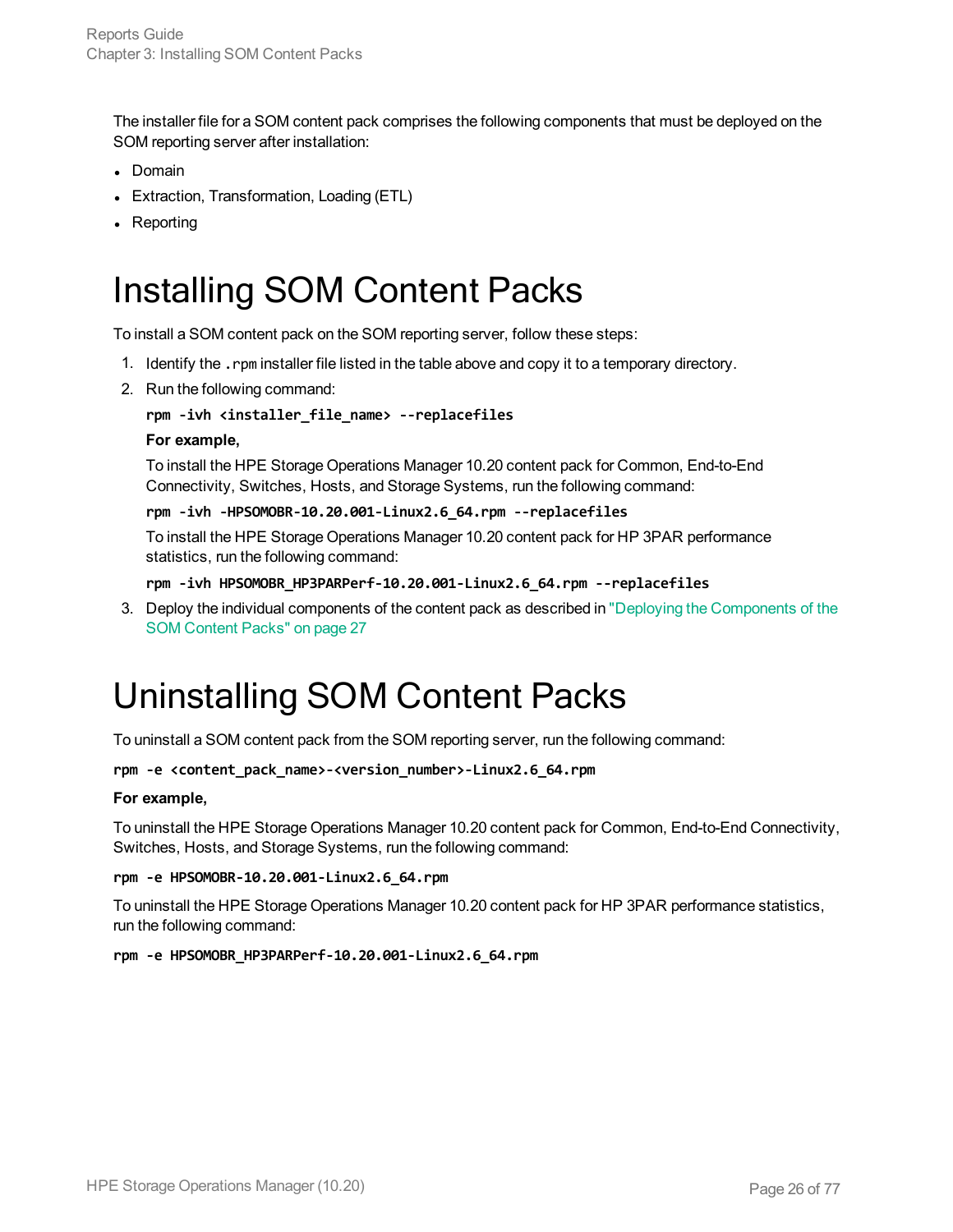The installer file for a SOM content pack comprises the following components that must be deployed on the SOM reporting server after installation:

- Domain
- Extraction, Transformation, Loading (ETL)
- Reporting

# Installing SOM Content Packs

To install a SOM content pack on the SOM reporting server, follow these steps:

1. Identify the `.rpm` installer file listed in the table above and copy it to a temporary directory.
2. Run the following command:

   ```
   rpm -ivh <installer_file_name> --replacefiles
   ```

   **For example,**

   To install the HPE Storage Operations Manager 10.20 content pack for Common, End-to-End Connectivity, Switches, Hosts, and Storage Systems, run the following command:

   ```
   rpm -ivh -HPSOMOBR-10.20.001-Linux2.6_64.rpm --replacefiles
   ```

   To install the HPE Storage Operations Manager 10.20 content pack for HP 3PAR performance statistics, run the following command:

   ```
   rpm -ivh HPSOMOBR_HP3PARPerf-10.20.001-Linux2.6_64.rpm --replacefiles
   ```

3. Deploy the individual components of the content pack as described in "Deploying the Components of the SOM Content Packs" on page 27

# Uninstalling SOM Content Packs

To uninstall a SOM content pack from the SOM reporting server, run the following command:

```
rpm -e <content_pack_name>-<version_number>-Linux2.6_64.rpm
```

**For example,**

To uninstall the HPE Storage Operations Manager 10.20 content pack for Common, End-to-End Connectivity, Switches, Hosts, and Storage Systems, run the following command:

```
rpm -e HPSOMOBR-10.20.001-Linux2.6_64.rpm
```

To uninstall the HPE Storage Operations Manager 10.20 content pack for HP 3PAR performance statistics, run the following command:

```
rpm -e HPSOMOBR_HP3PARPerf-10.20.001-Linux2.6_64.rpm
```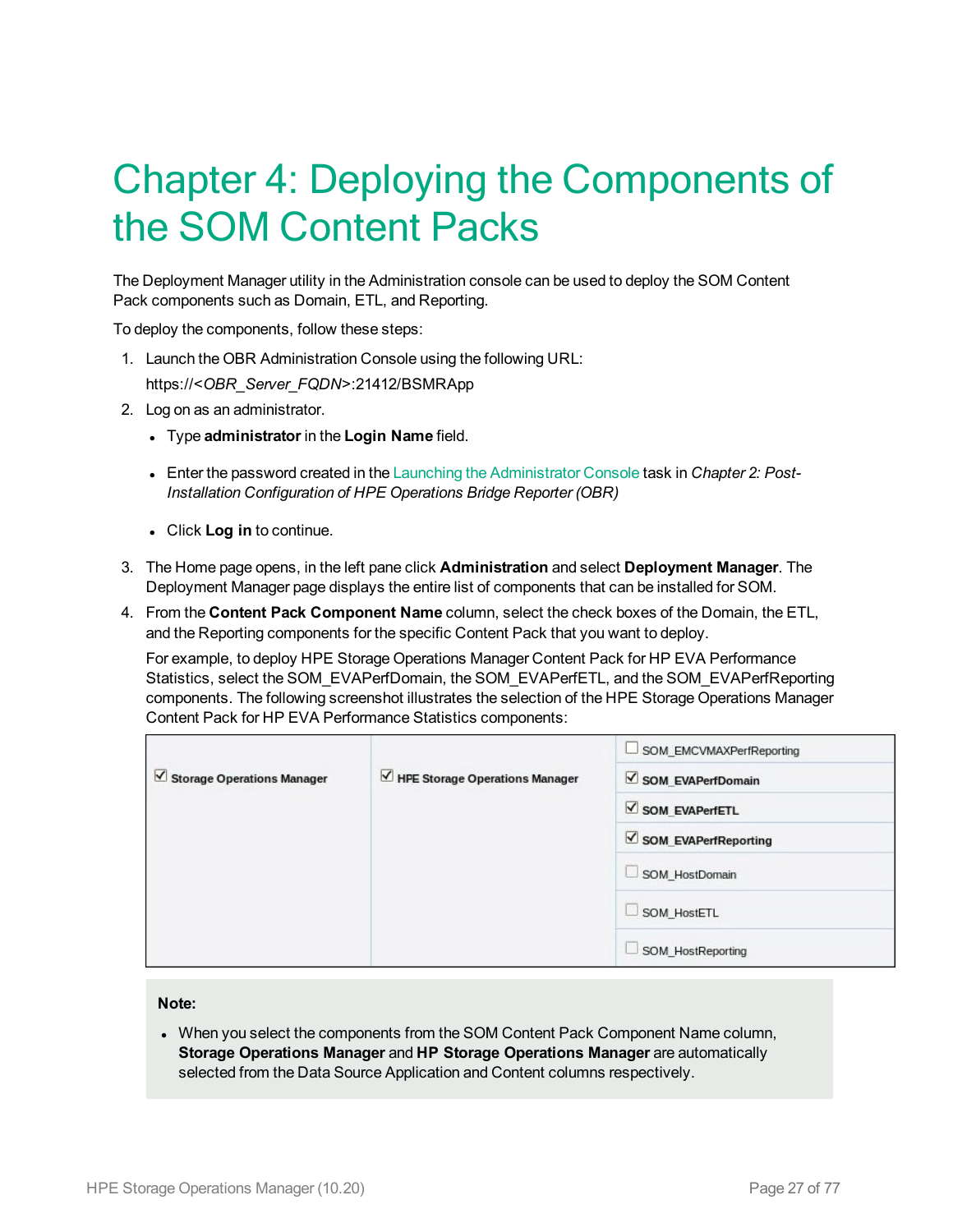# Chapter 4: Deploying the Components of the SOM Content Packs

The Deployment Manager utility in the Administration console can be used to deploy the SOM Content Pack components such as Domain, ETL, and Reporting.

To deploy the components, follow these steps:

1. Launch the OBR Administration Console using the following URL:

   https://*<OBR_Server_FQDN>*:21412/BSMRApp

2. Log on as an administrator.

   - Type **administrator** in the **Login Name** field.
   - Enter the password created in the Launching the Administrator Console task in *Chapter 2: Post-Installation Configuration of HPE Operations Bridge Reporter (OBR)*
   - Click **Log in** to continue.

3. The Home page opens, in the left pane click **Administration** and select **Deployment Manager**. The Deployment Manager page displays the entire list of components that can be installed for SOM.

4. From the **Content Pack Component Name** column, select the check boxes of the Domain, the ETL, and the Reporting components for the specific Content Pack that you want to deploy.

   For example, to deploy HPE Storage Operations Manager Content Pack for HP EVA Performance Statistics, select the SOM_EVAPerfDomain, the SOM_EVAPerfETL, and the SOM_EVAPerfReporting components. The following screenshot illustrates the selection of the HPE Storage Operations Manager Content Pack for HP EVA Performance Statistics components:

   | | | |
   |---|---|---|
   | ☑ Storage Operations Manager | ☑ HPE Storage Operations Manager | ☐ SOM_EMCVMAXPerfReporting |
   | | | ☑ SOM_EVAPerfDomain |
   | | | ☑ SOM_EVAPerfETL |
   | | | ☑ SOM_EVAPerfReporting |
   | | | ☐ SOM_HostDomain |
   | | | ☐ SOM_HostETL |
   | | | ☐ SOM_HostReporting |

   **Note:**

   - When you select the components from the SOM Content Pack Component Name column, **Storage Operations Manager** and **HP Storage Operations Manager** are automatically selected from the Data Source Application and Content columns respectively.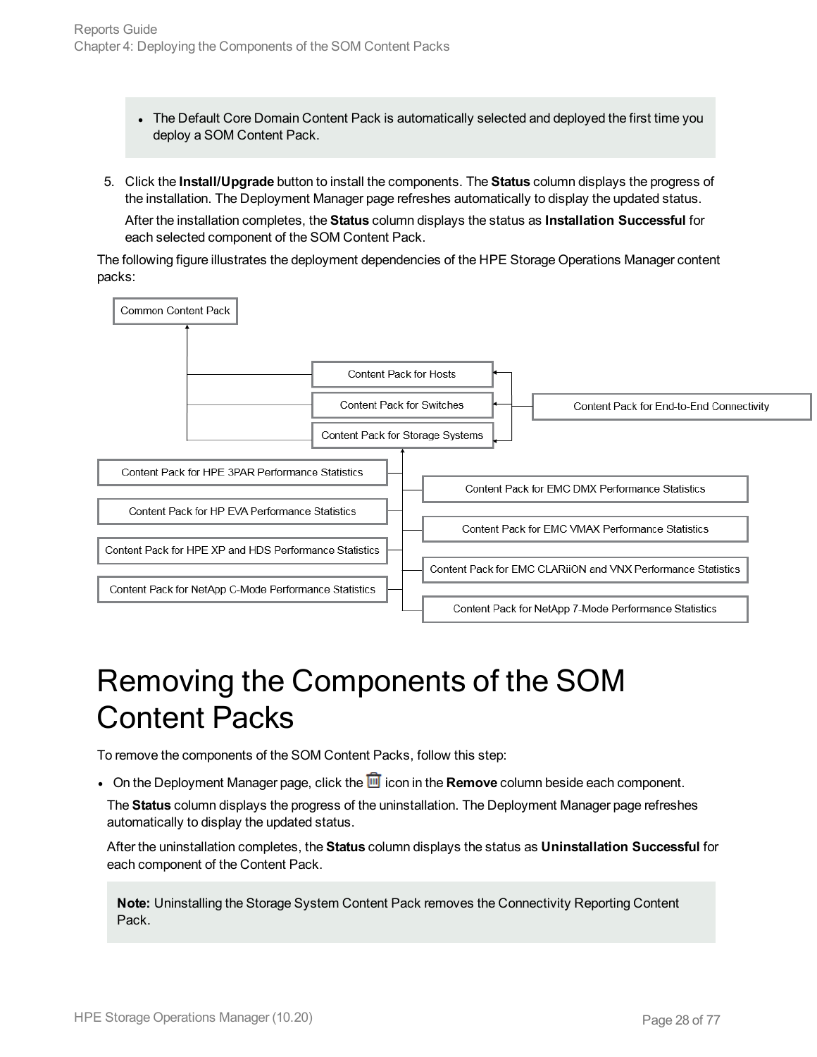- The Default Core Domain Content Pack is automatically selected and deployed the first time you deploy a SOM Content Pack.

5. Click the **Install/Upgrade** button to install the components. The **Status** column displays the progress of the installation. The Deployment Manager page refreshes automatically to display the updated status.

   After the installation completes, the **Status** column displays the status as **Installation Successful** for each selected component of the SOM Content Pack.

The following figure illustrates the deployment dependencies of the HPE Storage Operations Manager content packs:

Common Content Pack

Content Pack for Hosts

Content Pack for Switches

Content Pack for Storage Systems

Content Pack for End-to-End Connectivity

Content Pack for HPE 3PAR Performance Statistics

Content Pack for HP EVA Performance Statistics

Content Pack for HPE XP and HDS Performance Statistics

Content Pack for NetApp C-Mode Performance Statistics

Content Pack for EMC DMX Performance Statistics

Content Pack for EMC VMAX Performance Statistics

Content Pack for EMC CLARiiON and VNX Performance Statistics

Content Pack for NetApp 7-Mode Performance Statistics

# Removing the Components of the SOM Content Packs

To remove the components of the SOM Content Packs, follow this step:

- On the Deployment Manager page, click the icon in the **Remove** column beside each component.

  The **Status** column displays the progress of the uninstallation. The Deployment Manager page refreshes automatically to display the updated status.

  After the uninstallation completes, the **Status** column displays the status as **Uninstallation Successful** for each component of the Content Pack.

  **Note:** Uninstalling the Storage System Content Pack removes the Connectivity Reporting Content Pack.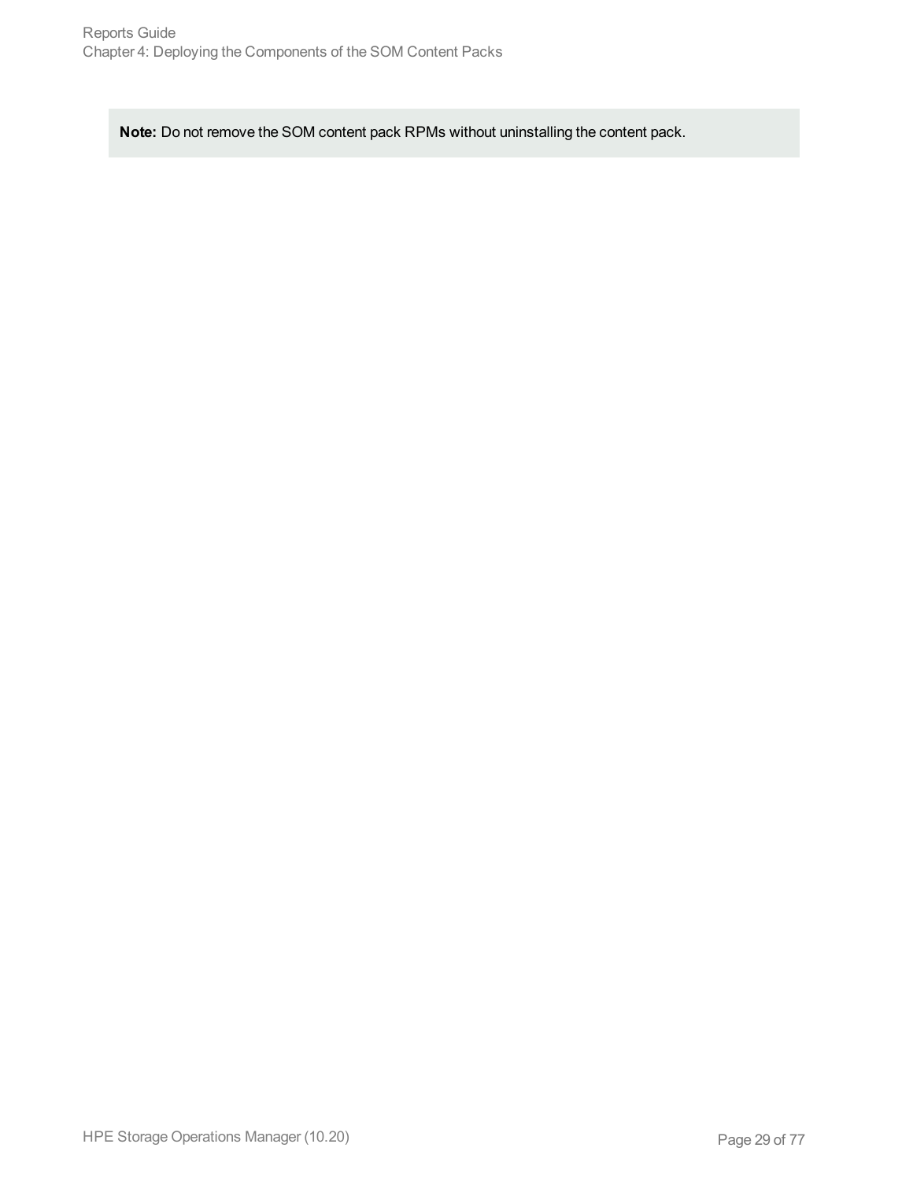**Note:** Do not remove the SOM content pack RPMs without uninstalling the content pack.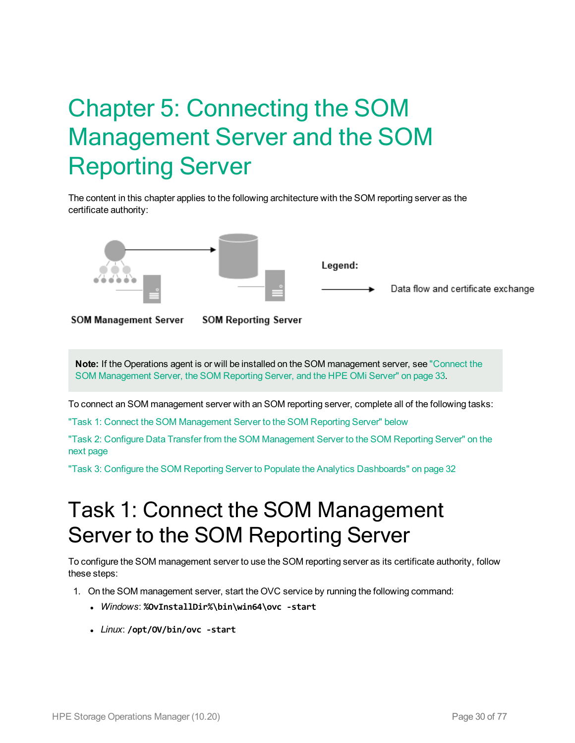# Chapter 5: Connecting the SOM Management Server and the SOM Reporting Server

The content in this chapter applies to the following architecture with the SOM reporting server as the certificate authority:

SOM Management Server

SOM Reporting Server

Legend:

Data flow and certificate exchange

> **Note:** If the Operations agent is or will be installed on the SOM management server, see "Connect the SOM Management Server, the SOM Reporting Server, and the HPE OMi Server" on page 33.

To connect an SOM management server with an SOM reporting server, complete all of the following tasks:

"Task 1: Connect the SOM Management Server to the SOM Reporting Server" below

"Task 2: Configure Data Transfer from the SOM Management Server to the SOM Reporting Server" on the next page

"Task 3: Configure the SOM Reporting Server to Populate the Analytics Dashboards" on page 32

## Task 1: Connect the SOM Management Server to the SOM Reporting Server

To configure the SOM management server to use the SOM reporting server as its certificate authority, follow these steps:

1. On the SOM management server, start the OVC service by running the following command:
   - *Windows*: **`%OvInstallDir%\bin\win64\ovc -start`**
   - *Linux*: **`/opt/OV/bin/ovc -start`**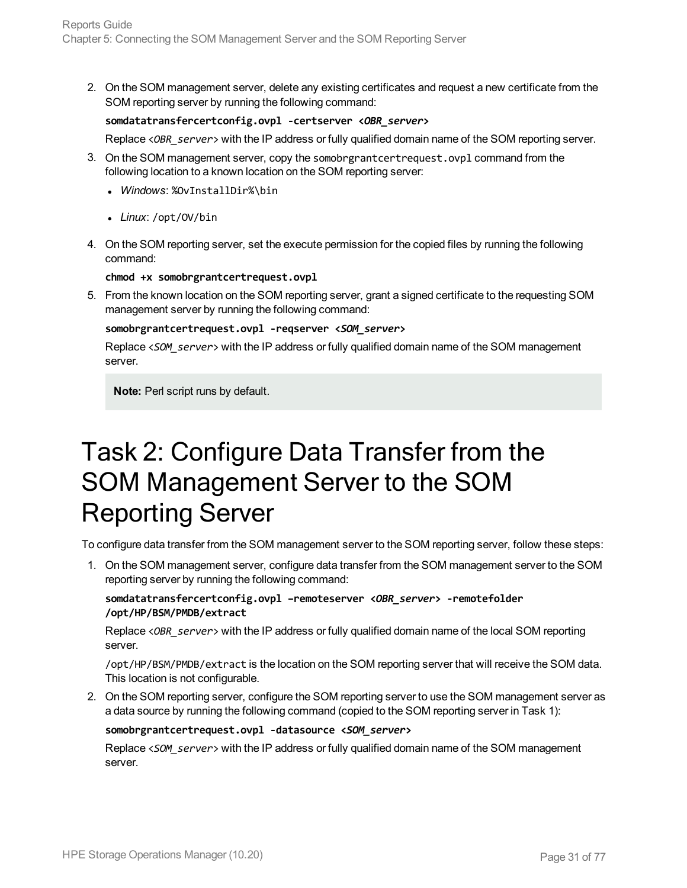2. On the SOM management server, delete any existing certificates and request a new certificate from the SOM reporting server by running the following command:

   **somdatatransfercertconfig.ovpl -certserver <*OBR_server*>**

   Replace <*OBR_server*> with the IP address or fully qualified domain name of the SOM reporting server.

3. On the SOM management server, copy the `somobrgrantcertrequest.ovpl` command from the following location to a known location on the SOM reporting server:

   - *Windows*: `%OvInstallDir%\bin`
   - *Linux*: `/opt/OV/bin`

4. On the SOM reporting server, set the execute permission for the copied files by running the following command:

   **chmod +x somobrgrantcertrequest.ovpl**

5. From the known location on the SOM reporting server, grant a signed certificate to the requesting SOM management server by running the following command:

   **somobrgrantcertrequest.ovpl -reqserver <*SOM_server*>**

   Replace <*SOM_server*> with the IP address or fully qualified domain name of the SOM management server.

   > **Note:** Perl script runs by default.

# Task 2: Configure Data Transfer from the SOM Management Server to the SOM Reporting Server

To configure data transfer from the SOM management server to the SOM reporting server, follow these steps:

1. On the SOM management server, configure data transfer from the SOM management server to the SOM reporting server by running the following command:

   **somdatatransfercertconfig.ovpl –remoteserver <*OBR_server*> -remotefolder /opt/HP/BSM/PMDB/extract**

   Replace <*OBR_server*> with the IP address or fully qualified domain name of the local SOM reporting server.

   `/opt/HP/BSM/PMDB/extract` is the location on the SOM reporting server that will receive the SOM data. This location is not configurable.

2. On the SOM reporting server, configure the SOM reporting server to use the SOM management server as a data source by running the following command (copied to the SOM reporting server in Task 1):

   **somobrgrantcertrequest.ovpl -datasource <*SOM_server*>**

   Replace <*SOM_server*> with the IP address or fully qualified domain name of the SOM management server.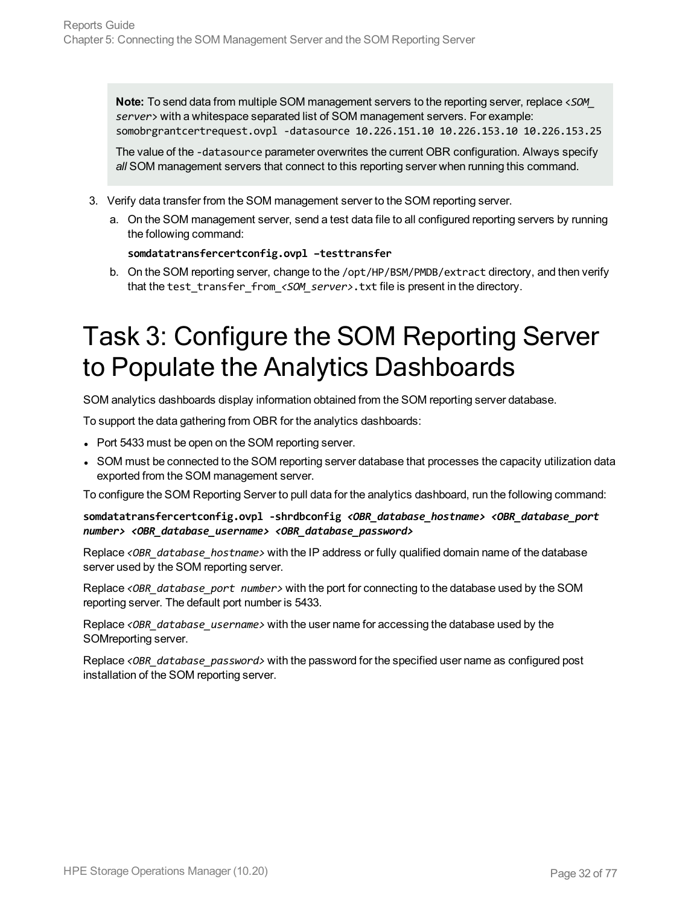> **Note:** To send data from multiple SOM management servers to the reporting server, replace `<SOM_server>` with a whitespace separated list of SOM management servers. For example: `somobrgrantcertrequest.ovpl -datasource 10.226.151.10 10.226.153.10 10.226.153.25`
>
> The value of the `-datasource` parameter overwrites the current OBR configuration. Always specify *all* SOM management servers that connect to this reporting server when running this command.

3. Verify data transfer from the SOM management server to the SOM reporting server.
   a. On the SOM management server, send a test data file to all configured reporting servers by running the following command:

      **`somdatatransfercertconfig.ovpl –testtransfer`**

   b. On the SOM reporting server, change to the `/opt/HP/BSM/PMDB/extract` directory, and then verify that the `test_transfer_from_<SOM_server>.txt` file is present in the directory.

# Task 3: Configure the SOM Reporting Server to Populate the Analytics Dashboards

SOM analytics dashboards display information obtained from the SOM reporting server database.

To support the data gathering from OBR for the analytics dashboards:

- Port 5433 must be open on the SOM reporting server.
- SOM must be connected to the SOM reporting server database that processes the capacity utilization data exported from the SOM management server.

To configure the SOM Reporting Server to pull data for the analytics dashboard, run the following command:

**`somdatatransfercertconfig.ovpl -shrdbconfig <OBR_database_hostname> <OBR_database_port number> <OBR_database_username> <OBR_database_password>`**

Replace *`<OBR_database_hostname>`* with the IP address or fully qualified domain name of the database server used by the SOM reporting server.

Replace *`<OBR_database_port number>`* with the port for connecting to the database used by the SOM reporting server. The default port number is 5433.

Replace *`<OBR_database_username>`* with the user name for accessing the database used by the SOMreporting server.

Replace *`<OBR_database_password>`* with the password for the specified user name as configured post installation of the SOM reporting server.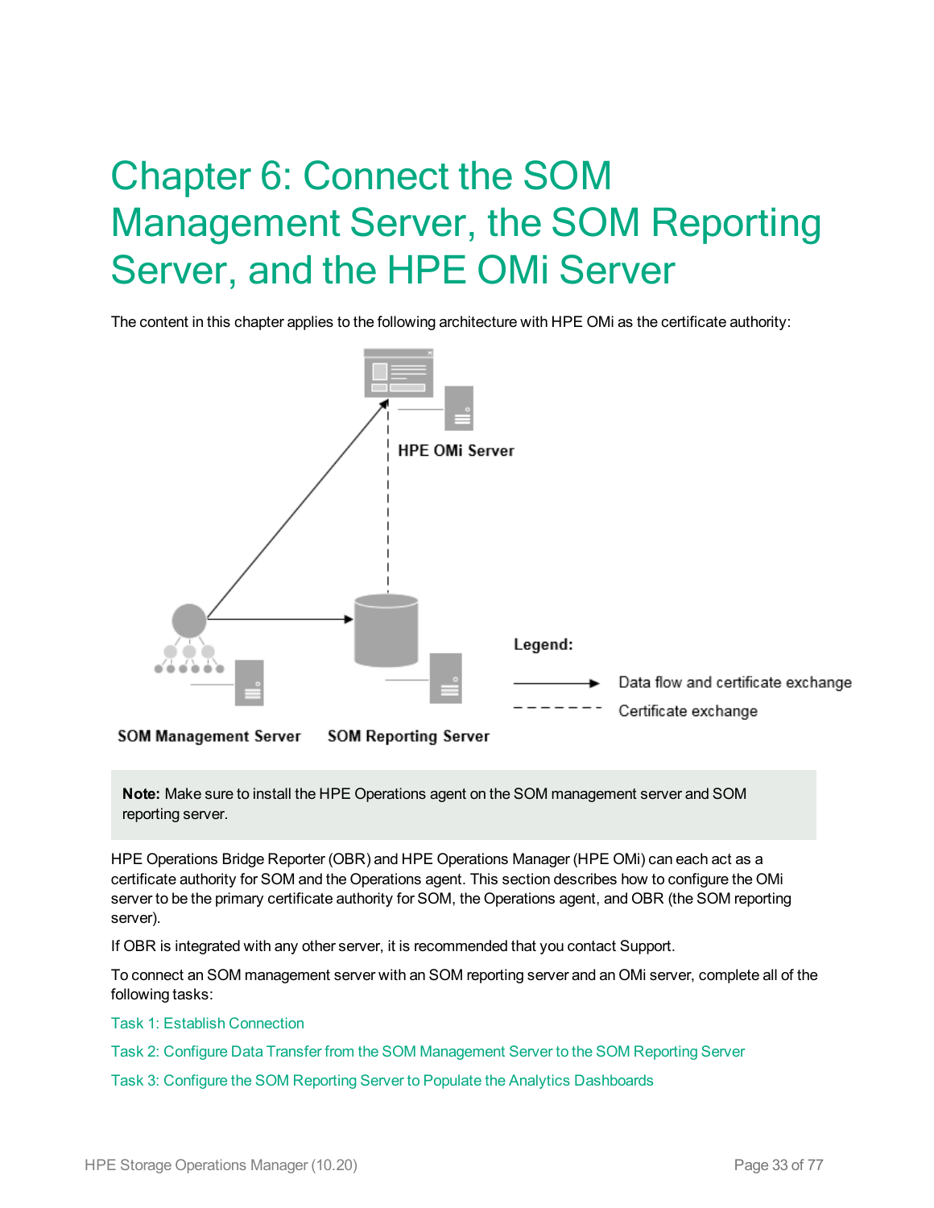# Chapter 6: Connect the SOM Management Server, the SOM Reporting Server, and the HPE OMi Server

The content in this chapter applies to the following architecture with HPE OMi as the certificate authority:

HPE OMi Server

SOM Management Server

SOM Reporting Server

Legend:

Data flow and certificate exchange

Certificate exchange

> **Note:** Make sure to install the HPE Operations agent on the SOM management server and SOM reporting server.

HPE Operations Bridge Reporter (OBR) and HPE Operations Manager (HPE OMi) can each act as a certificate authority for SOM and the Operations agent. This section describes how to configure the OMi server to be the primary certificate authority for SOM, the Operations agent, and OBR (the SOM reporting server).

If OBR is integrated with any other server, it is recommended that you contact Support.

To connect an SOM management server with an SOM reporting server and an OMi server, complete all of the following tasks:

Task 1: Establish Connection

Task 2: Configure Data Transfer from the SOM Management Server to the SOM Reporting Server

Task 3: Configure the SOM Reporting Server to Populate the Analytics Dashboards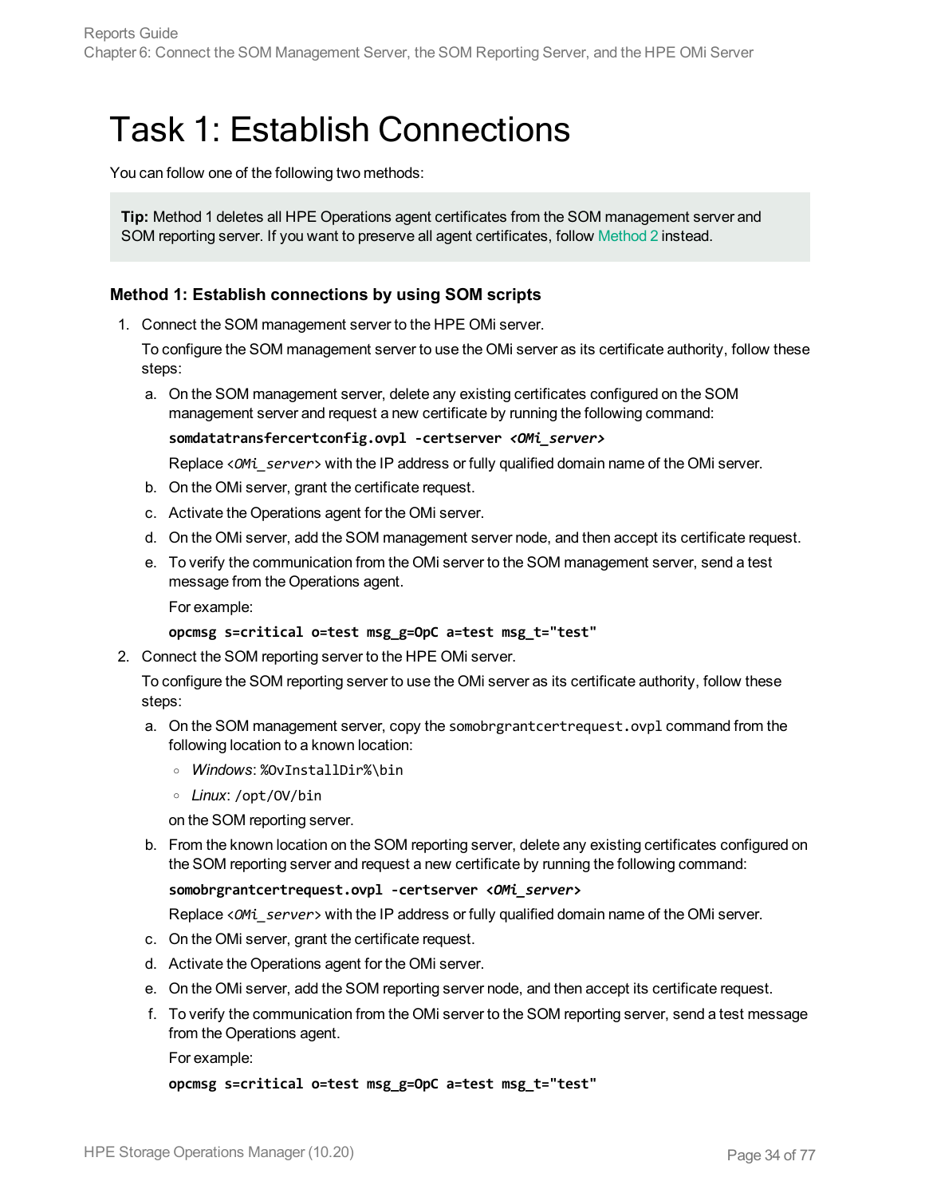# Task 1: Establish Connections

You can follow one of the following two methods:

> **Tip:** Method 1 deletes all HPE Operations agent certificates from the SOM management server and SOM reporting server. If you want to preserve all agent certificates, follow Method 2 instead.

### Method 1: Establish connections by using SOM scripts

1. Connect the SOM management server to the HPE OMi server.

   To configure the SOM management server to use the OMi server as its certificate authority, follow these steps:

   a. On the SOM management server, delete any existing certificates configured on the SOM management server and request a new certificate by running the following command:

      **somdatatransfercertconfig.ovpl -certserver *<OMi_server>***

      Replace *<OMi_server>* with the IP address or fully qualified domain name of the OMi server.

   b. On the OMi server, grant the certificate request.

   c. Activate the Operations agent for the OMi server.

   d. On the OMi server, add the SOM management server node, and then accept its certificate request.

   e. To verify the communication from the OMi server to the SOM management server, send a test message from the Operations agent.

      For example:

      **opcmsg s=critical o=test msg_g=OpC a=test msg_t="test"**

2. Connect the SOM reporting server to the HPE OMi server.

   To configure the SOM reporting server to use the OMi server as its certificate authority, follow these steps:

   a. On the SOM management server, copy the `somobrgrantcertrequest.ovpl` command from the following location to a known location:

      - *Windows*: `%OvInstallDir%\bin`
      - *Linux*: `/opt/OV/bin`

      on the SOM reporting server.

   b. From the known location on the SOM reporting server, delete any existing certificates configured on the SOM reporting server and request a new certificate by running the following command:

      **somobrgrantcertrequest.ovpl -certserver *<OMi_server>***

      Replace *<OMi_server>* with the IP address or fully qualified domain name of the OMi server.

   c. On the OMi server, grant the certificate request.

   d. Activate the Operations agent for the OMi server.

   e. On the OMi server, add the SOM reporting server node, and then accept its certificate request.

   f. To verify the communication from the OMi server to the SOM reporting server, send a test message from the Operations agent.

      For example:

      **opcmsg s=critical o=test msg_g=OpC a=test msg_t="test"**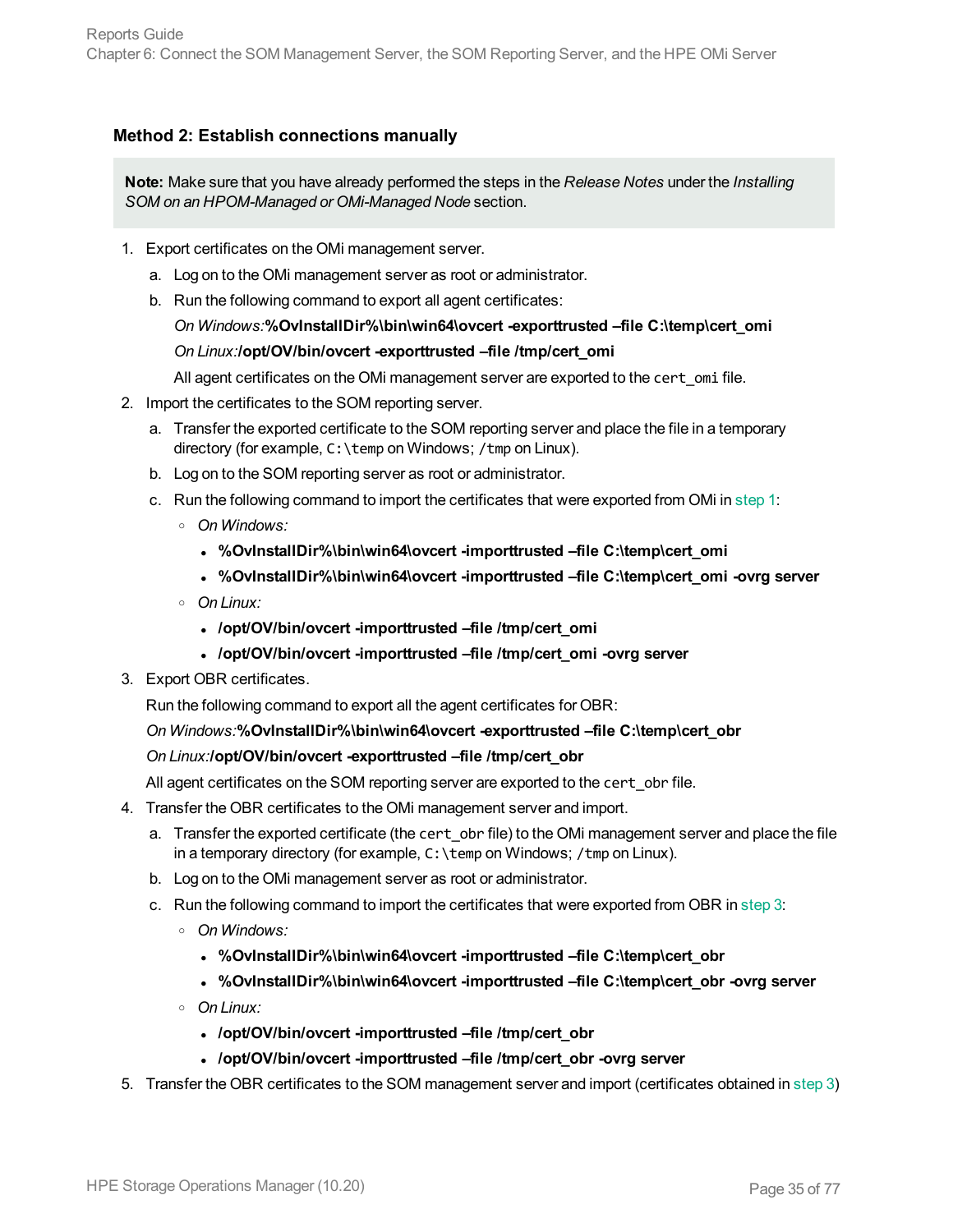### Method 2: Establish connections manually

> **Note:** Make sure that you have already performed the steps in the *Release Notes* under the *Installing SOM on an HPOM-Managed or OMi-Managed Node* section.

1. Export certificates on the OMi management server.
   a. Log on to the OMi management server as root or administrator.
   b. Run the following command to export all agent certificates:
      *On Windows:* **%OvInstallDir%\bin\win64\ovcert -exporttrusted –file C:\temp\cert_omi**
      *On Linux:* **/opt/OV/bin/ovcert -exporttrusted –file /tmp/cert_omi**
      All agent certificates on the OMi management server are exported to the `cert_omi` file.
2. Import the certificates to the SOM reporting server.
   a. Transfer the exported certificate to the SOM reporting server and place the file in a temporary directory (for example, `C:\temp` on Windows; `/tmp` on Linux).
   b. Log on to the SOM reporting server as root or administrator.
   c. Run the following command to import the certificates that were exported from OMi in step 1:
      - *On Windows:*
        - **%OvInstallDir%\bin\win64\ovcert -importtrusted –file C:\temp\cert_omi**
        - **%OvInstallDir%\bin\win64\ovcert -importtrusted –file C:\temp\cert_omi -ovrg server**
      - *On Linux:*
        - **/opt/OV/bin/ovcert -importtrusted –file /tmp/cert_omi**
        - **/opt/OV/bin/ovcert -importtrusted –file /tmp/cert_omi -ovrg server**
3. Export OBR certificates.
   Run the following command to export all the agent certificates for OBR:
   *On Windows:* **%OvInstallDir%\bin\win64\ovcert -exporttrusted –file C:\temp\cert_obr**
   *On Linux:* **/opt/OV/bin/ovcert -exporttrusted –file /tmp/cert_obr**
   All agent certificates on the SOM reporting server are exported to the `cert_obr` file.
4. Transfer the OBR certificates to the OMi management server and import.
   a. Transfer the exported certificate (the `cert_obr` file) to the OMi management server and place the file in a temporary directory (for example, `C:\temp` on Windows; `/tmp` on Linux).
   b. Log on to the OMi management server as root or administrator.
   c. Run the following command to import the certificates that were exported from OBR in step 3:
      - *On Windows:*
        - **%OvInstallDir%\bin\win64\ovcert -importtrusted –file C:\temp\cert_obr**
        - **%OvInstallDir%\bin\win64\ovcert -importtrusted –file C:\temp\cert_obr -ovrg server**
      - *On Linux:*
        - **/opt/OV/bin/ovcert -importtrusted –file /tmp/cert_obr**
        - **/opt/OV/bin/ovcert -importtrusted –file /tmp/cert_obr -ovrg server**
5. Transfer the OBR certificates to the SOM management server and import (certificates obtained in step 3)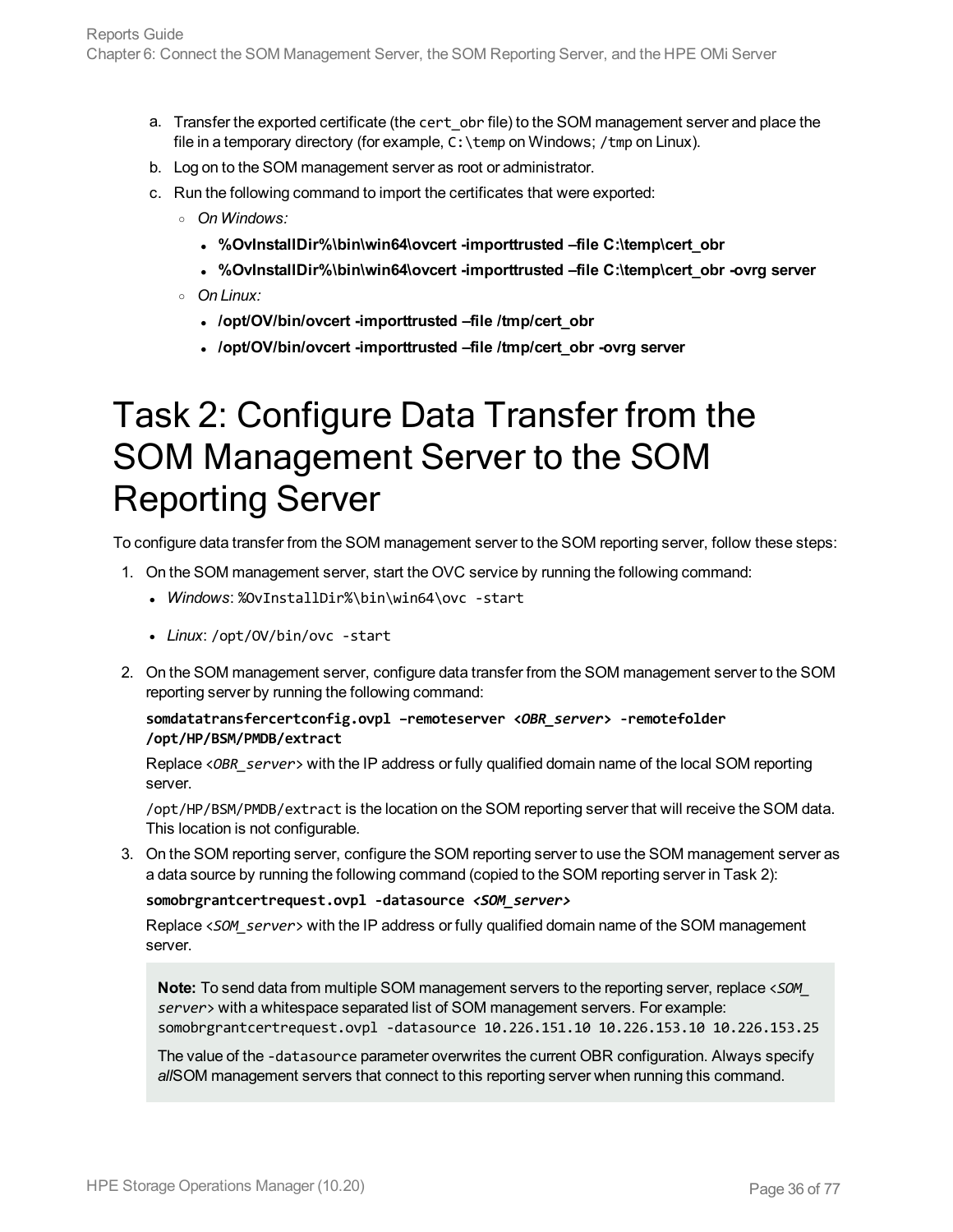a. Transfer the exported certificate (the `cert_obr` file) to the SOM management server and place the file in a temporary directory (for example, `C:\temp` on Windows; `/tmp` on Linux).

b. Log on to the SOM management server as root or administrator.

c. Run the following command to import the certificates that were exported:

   - *On Windows:*
     - **%OvInstallDir%\bin\win64\ovcert -importtrusted –file C:\temp\cert_obr**
     - **%OvInstallDir%\bin\win64\ovcert -importtrusted –file C:\temp\cert_obr -ovrg server**
   - *On Linux:*
     - **/opt/OV/bin/ovcert -importtrusted –file /tmp/cert_obr**
     - **/opt/OV/bin/ovcert -importtrusted –file /tmp/cert_obr -ovrg server**

# Task 2: Configure Data Transfer from the SOM Management Server to the SOM Reporting Server

To configure data transfer from the SOM management server to the SOM reporting server, follow these steps:

1. On the SOM management server, start the OVC service by running the following command:
   - *Windows*: `%OvInstallDir%\bin\win64\ovc -start`
   - *Linux*: `/opt/OV/bin/ovc -start`
2. On the SOM management server, configure data transfer from the SOM management server to the SOM reporting server by running the following command:

   **`somdatatransfercertconfig.ovpl –remoteserver <OBR_server> -remotefolder /opt/HP/BSM/PMDB/extract`**

   Replace `<OBR_server>` with the IP address or fully qualified domain name of the local SOM reporting server.

   `/opt/HP/BSM/PMDB/extract` is the location on the SOM reporting server that will receive the SOM data. This location is not configurable.
3. On the SOM reporting server, configure the SOM reporting server to use the SOM management server as a data source by running the following command (copied to the SOM reporting server in Task 2):

   **`somobrgrantcertrequest.ovpl -datasource <SOM_server>`**

   Replace `<SOM_server>` with the IP address or fully qualified domain name of the SOM management server.

   > **Note:** To send data from multiple SOM management servers to the reporting server, replace `<SOM_server>` with a whitespace separated list of SOM management servers. For example: `somobrgrantcertrequest.ovpl -datasource 10.226.151.10 10.226.153.10 10.226.153.25`
   >
   > The value of the `-datasource` parameter overwrites the current OBR configuration. Always specify *all*SOM management servers that connect to this reporting server when running this command.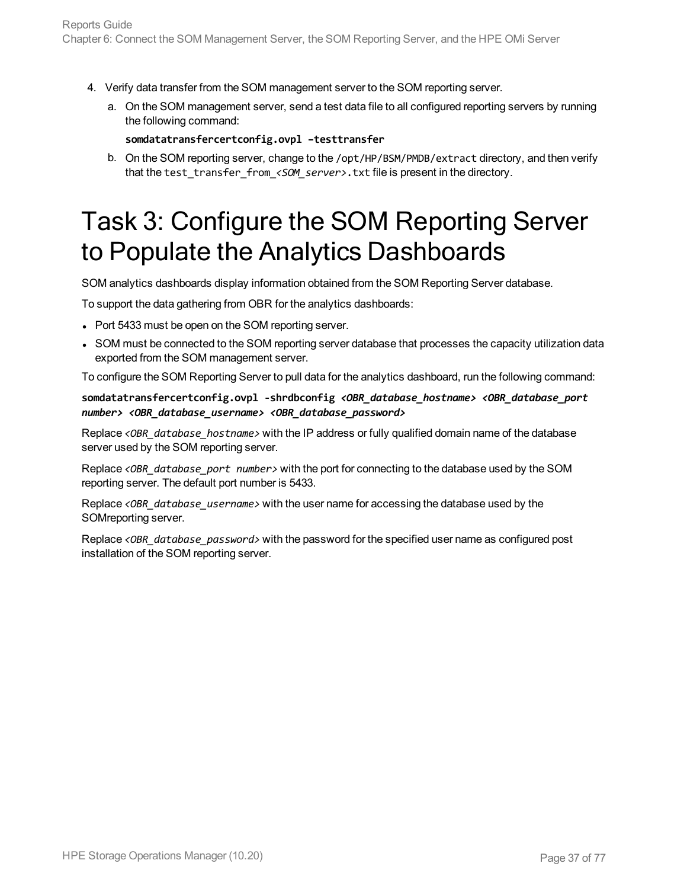4. Verify data transfer from the SOM management server to the SOM reporting server.

   a. On the SOM management server, send a test data file to all configured reporting servers by running the following command:

      **somdatatransfercertconfig.ovpl –testtransfer**

   b. On the SOM reporting server, change to the `/opt/HP/BSM/PMDB/extract` directory, and then verify that the `test_transfer_from_<SOM_server>.txt` file is present in the directory.

# Task 3: Configure the SOM Reporting Server to Populate the Analytics Dashboards

SOM analytics dashboards display information obtained from the SOM Reporting Server database.

To support the data gathering from OBR for the analytics dashboards:

- Port 5433 must be open on the SOM reporting server.
- SOM must be connected to the SOM reporting server database that processes the capacity utilization data exported from the SOM management server.

To configure the SOM Reporting Server to pull data for the analytics dashboard, run the following command:

**somdatatransfercertconfig.ovpl -shrdbconfig *<OBR_database_hostname> <OBR_database_port number> <OBR_database_username> <OBR_database_password>***

Replace *<OBR_database_hostname>* with the IP address or fully qualified domain name of the database server used by the SOM reporting server.

Replace *<OBR_database_port number>* with the port for connecting to the database used by the SOM reporting server. The default port number is 5433.

Replace *<OBR_database_username>* with the user name for accessing the database used by the SOMreporting server.

Replace *<OBR_database_password>* with the password for the specified user name as configured post installation of the SOM reporting server.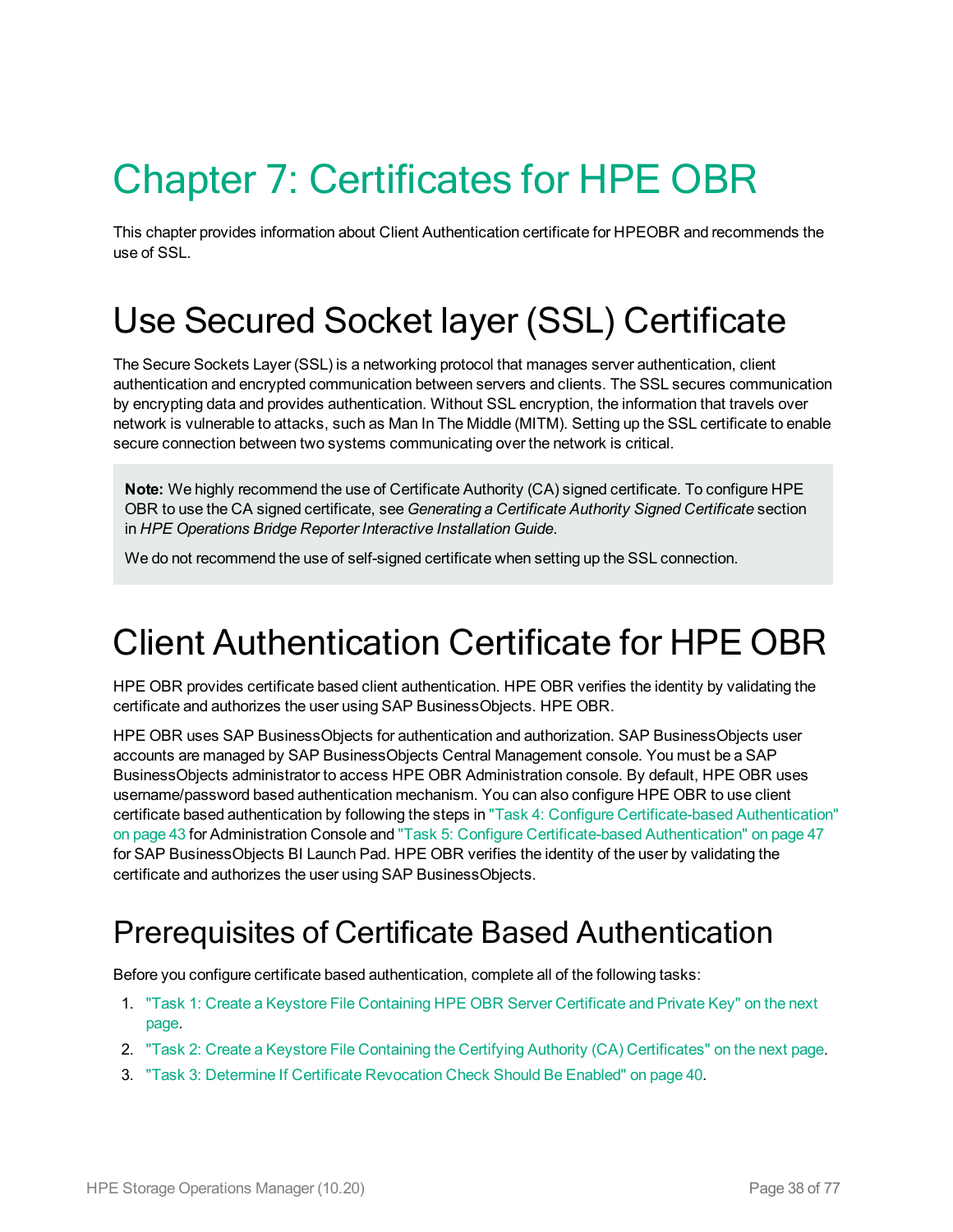# Chapter 7: Certificates for HPE OBR

This chapter provides information about Client Authentication certificate for HPEOBR and recommends the use of SSL.

# Use Secured Socket layer (SSL) Certificate

The Secure Sockets Layer (SSL) is a networking protocol that manages server authentication, client authentication and encrypted communication between servers and clients. The SSL secures communication by encrypting data and provides authentication. Without SSL encryption, the information that travels over network is vulnerable to attacks, such as Man In The Middle (MITM). Setting up the SSL certificate to enable secure connection between two systems communicating over the network is critical.

> **Note:** We highly recommend the use of Certificate Authority (CA) signed certificate. To configure HPE OBR to use the CA signed certificate, see *Generating a Certificate Authority Signed Certificate* section in *HPE Operations Bridge Reporter Interactive Installation Guide*.
>
> We do not recommend the use of self-signed certificate when setting up the SSL connection.

# Client Authentication Certificate for HPE OBR

HPE OBR provides certificate based client authentication. HPE OBR verifies the identity by validating the certificate and authorizes the user using SAP BusinessObjects. HPE OBR.

HPE OBR uses SAP BusinessObjects for authentication and authorization. SAP BusinessObjects user accounts are managed by SAP BusinessObjects Central Management console. You must be a SAP BusinessObjects administrator to access HPE OBR Administration console. By default, HPE OBR uses username/password based authentication mechanism. You can also configure HPE OBR to use client certificate based authentication by following the steps in "Task 4: Configure Certificate-based Authentication" on page 43 for Administration Console and "Task 5: Configure Certificate-based Authentication" on page 47 for SAP BusinessObjects BI Launch Pad. HPE OBR verifies the identity of the user by validating the certificate and authorizes the user using SAP BusinessObjects.

## Prerequisites of Certificate Based Authentication

Before you configure certificate based authentication, complete all of the following tasks:

1. "Task 1: Create a Keystore File Containing HPE OBR Server Certificate and Private Key" on the next page.
2. "Task 2: Create a Keystore File Containing the Certifying Authority (CA) Certificates" on the next page.
3. "Task 3: Determine If Certificate Revocation Check Should Be Enabled" on page 40.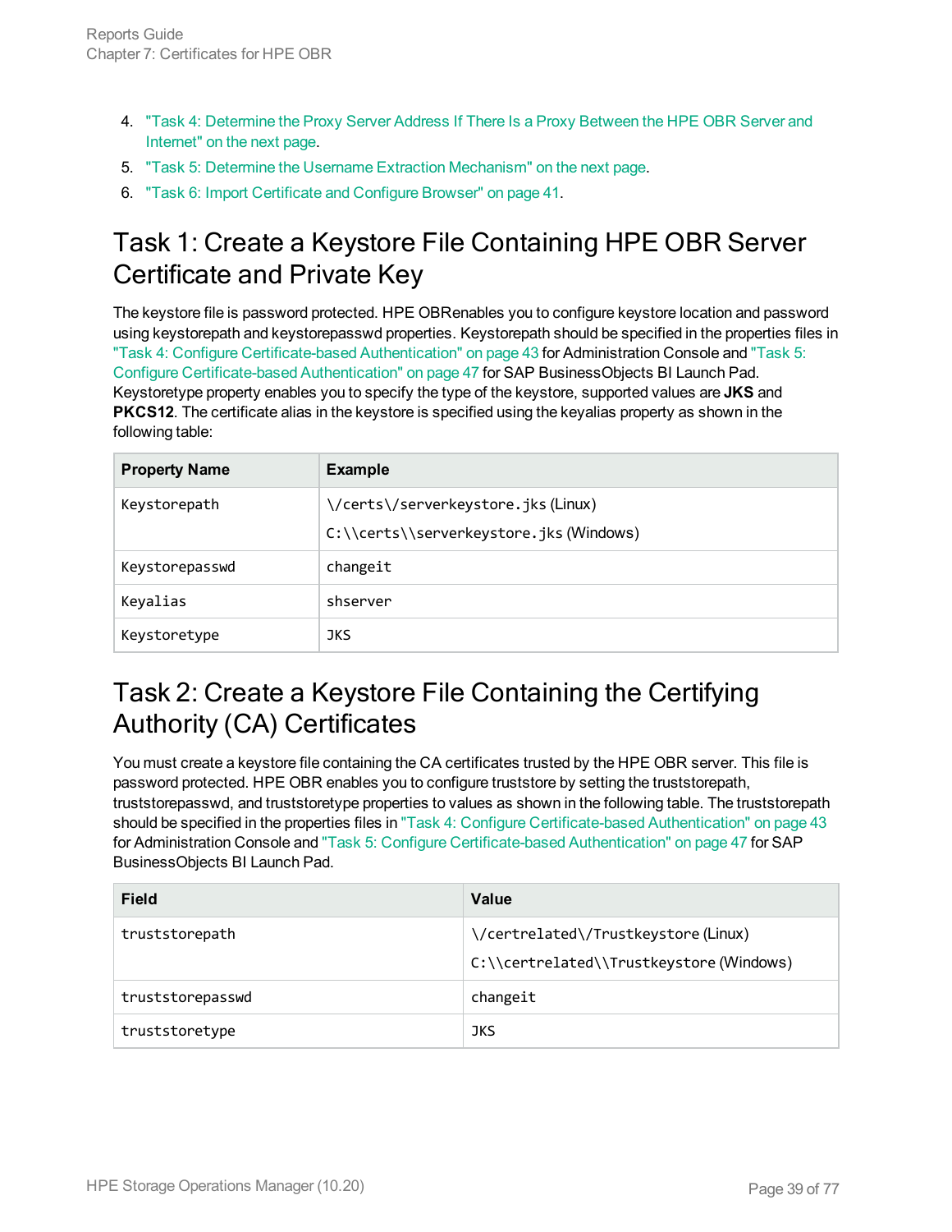4. "Task 4: Determine the Proxy Server Address If There Is a Proxy Between the HPE OBR Server and Internet" on the next page.
5. "Task 5: Determine the Username Extraction Mechanism" on the next page.
6. "Task 6: Import Certificate and Configure Browser" on page 41.

# Task 1: Create a Keystore File Containing HPE OBR Server Certificate and Private Key

The keystore file is password protected. HPE OBRenables you to configure keystore location and password using keystorepath and keystorepasswd properties. Keystorepath should be specified in the properties files in "Task 4: Configure Certificate-based Authentication" on page 43 for Administration Console and "Task 5: Configure Certificate-based Authentication" on page 47 for SAP BusinessObjects BI Launch Pad. Keystoretype property enables you to specify the type of the keystore, supported values are **JKS** and **PKCS12**. The certificate alias in the keystore is specified using the keyalias property as shown in the following table:

| Property Name | Example |
|---|---|
| `Keystorepath` | `\/certs\/serverkeystore.jks` (Linux)<br>`C:\\certs\\serverkeystore.jks` (Windows) |
| `Keystorepasswd` | `changeit` |
| `Keyalias` | `shserver` |
| `Keystoretype` | `JKS` |

# Task 2: Create a Keystore File Containing the Certifying Authority (CA) Certificates

You must create a keystore file containing the CA certificates trusted by the HPE OBR server. This file is password protected. HPE OBR enables you to configure truststore by setting the truststorepath, truststorepasswd, and truststoretype properties to values as shown in the following table. The truststorepath should be specified in the properties files in "Task 4: Configure Certificate-based Authentication" on page 43 for Administration Console and "Task 5: Configure Certificate-based Authentication" on page 47 for SAP BusinessObjects BI Launch Pad.

| Field | Value |
|---|---|
| `truststorepath` | `\/certrelated\/Trustkeystore` (Linux)<br>`C:\\certrelated\\Trustkeystore` (Windows) |
| `truststorepasswd` | `changeit` |
| `truststoretype` | `JKS` |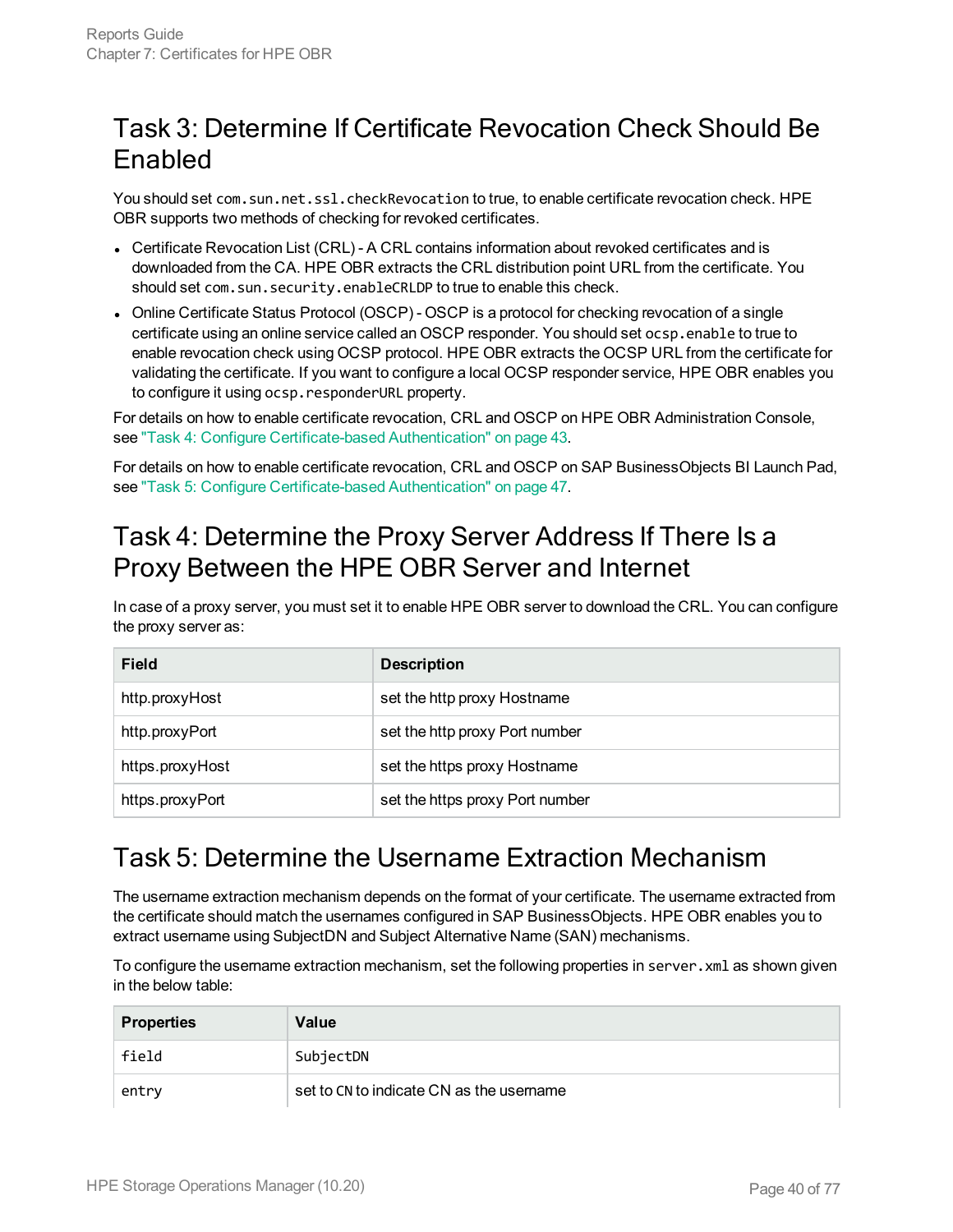## Task 3: Determine If Certificate Revocation Check Should Be Enabled

You should set `com.sun.net.ssl.checkRevocation` to true, to enable certificate revocation check. HPE OBR supports two methods of checking for revoked certificates.

- Certificate Revocation List (CRL) - A CRL contains information about revoked certificates and is downloaded from the CA. HPE OBR extracts the CRL distribution point URL from the certificate. You should set `com.sun.security.enableCRLDP` to true to enable this check.
- Online Certificate Status Protocol (OSCP) - OSCP is a protocol for checking revocation of a single certificate using an online service called an OSCP responder. You should set `ocsp.enable` to true to enable revocation check using OCSP protocol. HPE OBR extracts the OCSP URL from the certificate for validating the certificate. If you want to configure a local OCSP responder service, HPE OBR enables you to configure it using `ocsp.responderURL` property.

For details on how to enable certificate revocation, CRL and OSCP on HPE OBR Administration Console, see "Task 4: Configure Certificate-based Authentication" on page 43.

For details on how to enable certificate revocation, CRL and OSCP on SAP BusinessObjects BI Launch Pad, see "Task 5: Configure Certificate-based Authentication" on page 47.

## Task 4: Determine the Proxy Server Address If There Is a Proxy Between the HPE OBR Server and Internet

In case of a proxy server, you must set it to enable HPE OBR server to download the CRL. You can configure the proxy server as:

| Field | Description |
|---|---|
| http.proxyHost | set the http proxy Hostname |
| http.proxyPort | set the http proxy Port number |
| https.proxyHost | set the https proxy Hostname |
| https.proxyPort | set the https proxy Port number |

## Task 5: Determine the Username Extraction Mechanism

The username extraction mechanism depends on the format of your certificate. The username extracted from the certificate should match the usernames configured in SAP BusinessObjects. HPE OBR enables you to extract username using SubjectDN and Subject Alternative Name (SAN) mechanisms.

To configure the username extraction mechanism, set the following properties in `server.xml` as shown given in the below table:

| Properties | Value |
|---|---|
| `field` | `SubjectDN` |
| `entry` | set to `CN` to indicate CN as the username |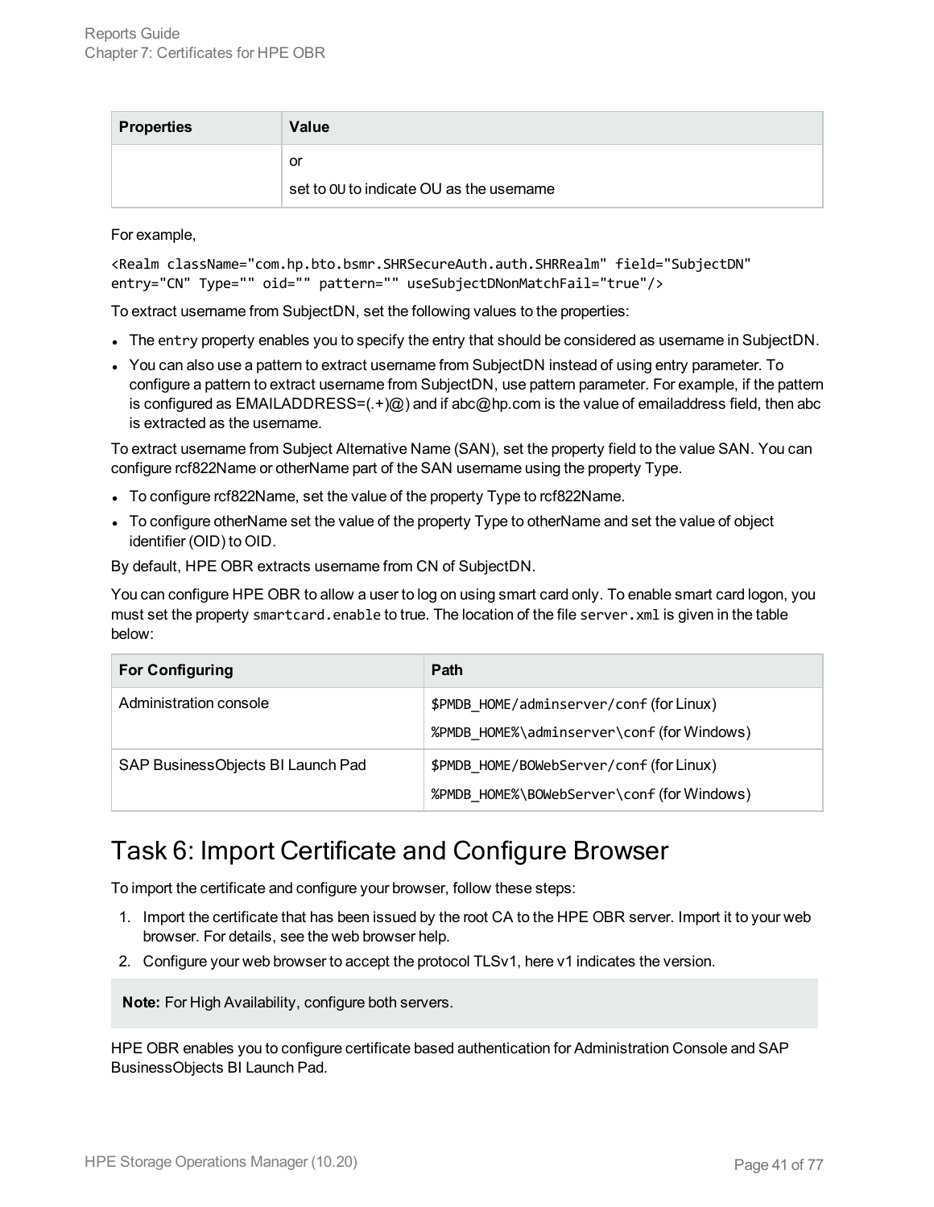| Properties | Value |
| --- | --- |
| | or<br>set to OU to indicate OU as the username |

For example,

```
<Realm className="com.hp.bto.bsmr.SHRSecureAuth.auth.SHRRealm" field="SubjectDN"
entry="CN" Type="" oid="" pattern="" useSubjectDNonMatchFail="true"/>
```

To extract username from SubjectDN, set the following values to the properties:

- The `entry` property enables you to specify the entry that should be considered as username in SubjectDN.
- You can also use a pattern to extract username from SubjectDN instead of using entry parameter. To configure a pattern to extract username from SubjectDN, use pattern parameter. For example, if the pattern is configured as EMAILADDRESS=(.+)@) and if abc@hp.com is the value of emailaddress field, then abc is extracted as the username.

To extract username from Subject Alternative Name (SAN), set the property field to the value SAN. You can configure rcf822Name or otherName part of the SAN username using the property Type.

- To configure rcf822Name, set the value of the property Type to rcf822Name.
- To configure otherName set the value of the property Type to otherName and set the value of object identifier (OID) to OID.

By default, HPE OBR extracts username from CN of SubjectDN.

You can configure HPE OBR to allow a user to log on using smart card only. To enable smart card logon, you must set the property `smartcard.enable` to true. The location of the file `server.xml` is given in the table below:

| For Configuring | Path |
| --- | --- |
| Administration console | `$PMDB_HOME/adminserver/conf` (for Linux)<br>`%PMDB_HOME%\adminserver\conf` (for Windows) |
| SAP BusinessObjects BI Launch Pad | `$PMDB_HOME/BOWebServer/conf` (for Linux)<br>`%PMDB_HOME%\BOWebServer\conf` (for Windows) |

## Task 6: Import Certificate and Configure Browser

To import the certificate and configure your browser, follow these steps:

1. Import the certificate that has been issued by the root CA to the HPE OBR server. Import it to your web browser. For details, see the web browser help.
2. Configure your web browser to accept the protocol TLSv1, here v1 indicates the version.

> **Note:** For High Availability, configure both servers.

HPE OBR enables you to configure certificate based authentication for Administration Console and SAP BusinessObjects BI Launch Pad.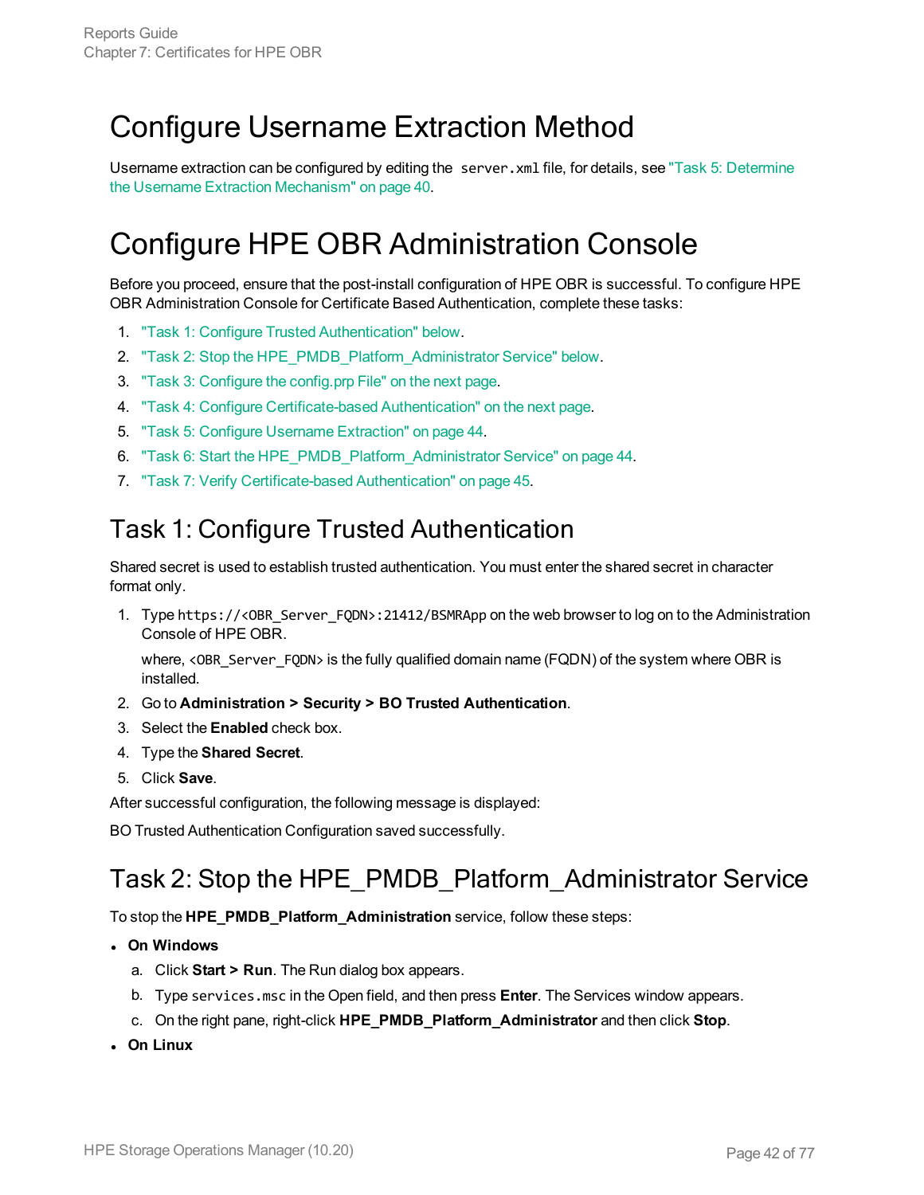# Configure Username Extraction Method

Username extraction can be configured by editing the `server.xml` file, for details, see "Task 5: Determine the Username Extraction Mechanism" on page 40.

# Configure HPE OBR Administration Console

Before you proceed, ensure that the post-install configuration of HPE OBR is successful. To configure HPE OBR Administration Console for Certificate Based Authentication, complete these tasks:

1. "Task 1: Configure Trusted Authentication" below.
2. "Task 2: Stop the HPE_PMDB_Platform_Administrator Service" below.
3. "Task 3: Configure the config.prp File" on the next page.
4. "Task 4: Configure Certificate-based Authentication" on the next page.
5. "Task 5: Configure Username Extraction" on page 44.
6. "Task 6: Start the HPE_PMDB_Platform_Administrator Service" on page 44.
7. "Task 7: Verify Certificate-based Authentication" on page 45.

## Task 1: Configure Trusted Authentication

Shared secret is used to establish trusted authentication. You must enter the shared secret in character format only.

1. Type `https://<OBR_Server_FQDN>:21412/BSMRApp` on the web browser to log on to the Administration Console of HPE OBR.

   where, `<OBR_Server_FQDN>` is the fully qualified domain name (FQDN) of the system where OBR is installed.
2. Go to **Administration > Security > BO Trusted Authentication**.
3. Select the **Enabled** check box.
4. Type the **Shared Secret**.
5. Click **Save**.

After successful configuration, the following message is displayed:

BO Trusted Authentication Configuration saved successfully.

## Task 2: Stop the HPE_PMDB_Platform_Administrator Service

To stop the **HPE_PMDB_Platform_Administration** service, follow these steps:

- **On Windows**
  a. Click **Start > Run**. The Run dialog box appears.
  b. Type `services.msc` in the Open field, and then press **Enter**. The Services window appears.
  c. On the right pane, right-click **HPE_PMDB_Platform_Administrator** and then click **Stop**.
- **On Linux**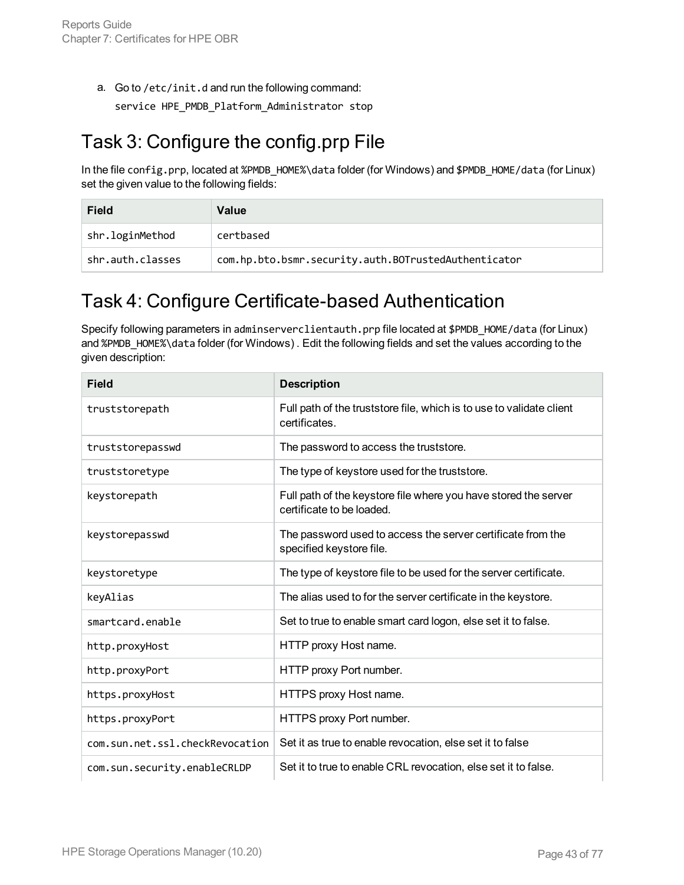a. Go to `/etc/init.d` and run the following command:

```
service HPE_PMDB_Platform_Administrator stop
```

## Task 3: Configure the config.prp File

In the file `config.prp`, located at `%PMDB_HOME%\data` folder (for Windows) and `$PMDB_HOME/data` (for Linux) set the given value to the following fields:

| Field | Value |
| --- | --- |
| `shr.loginMethod` | `certbased` |
| `shr.auth.classes` | `com.hp.bto.bsmr.security.auth.BOTrustedAuthenticator` |

## Task 4: Configure Certificate-based Authentication

Specify following parameters in `adminserverclientauth.prp` file located at `$PMDB_HOME/data` (for Linux) and `%PMDB_HOME%\data` folder (for Windows) . Edit the following fields and set the values according to the given description:

| Field | Description |
| --- | --- |
| `truststorepath` | Full path of the truststore file, which is to use to validate client certificates. |
| `truststorepasswd` | The password to access the truststore. |
| `truststoretype` | The type of keystore used for the truststore. |
| `keystorepath` | Full path of the keystore file where you have stored the server certificate to be loaded. |
| `keystorepasswd` | The password used to access the server certificate from the specified keystore file. |
| `keystoretype` | The type of keystore file to be used for the server certificate. |
| `keyAlias` | The alias used to for the server certificate in the keystore. |
| `smartcard.enable` | Set to true to enable smart card logon, else set it to false. |
| `http.proxyHost` | HTTP proxy Host name. |
| `http.proxyPort` | HTTP proxy Port number. |
| `https.proxyHost` | HTTPS proxy Host name. |
| `https.proxyPort` | HTTPS proxy Port number. |
| `com.sun.net.ssl.checkRevocation` | Set it as true to enable revocation, else set it to false |
| `com.sun.security.enableCRLDP` | Set it to true to enable CRL revocation, else set it to false. |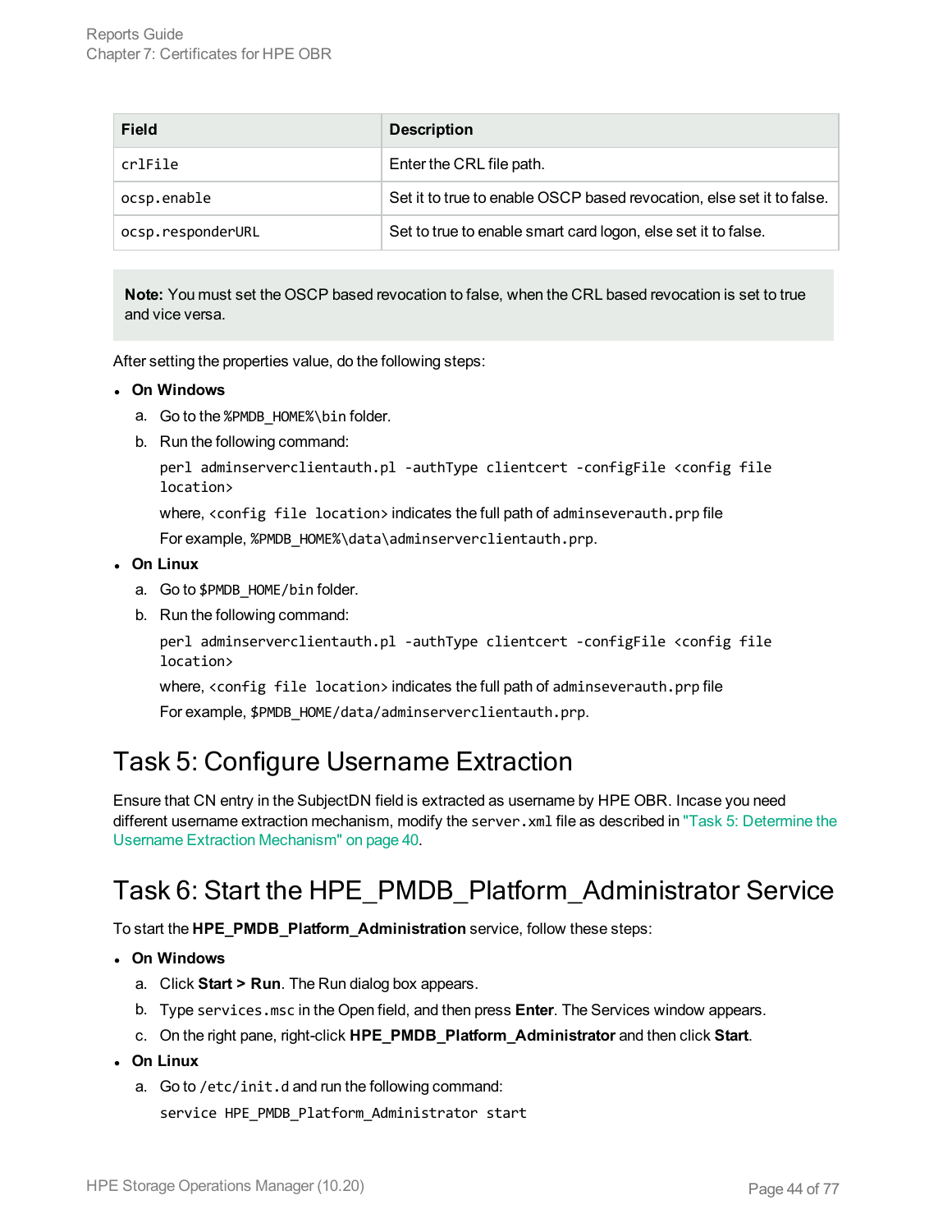| Field | Description |
| --- | --- |
| `crlFile` | Enter the CRL file path. |
| `ocsp.enable` | Set it to true to enable OSCP based revocation, else set it to false. |
| `ocsp.responderURL` | Set to true to enable smart card logon, else set it to false. |

> **Note:** You must set the OSCP based revocation to false, when the CRL based revocation is set to true and vice versa.

After setting the properties value, do the following steps:

- **On Windows**
  a. Go to the `%PMDB_HOME%\bin` folder.
  b. Run the following command:

     ```
     perl adminserverclientauth.pl -authType clientcert -configFile <config file location>
     ```

     where, `<config file location>` indicates the full path of `adminseverauth.prp` file

     For example, `%PMDB_HOME%\data\adminserverclientauth.prp`.
- **On Linux**
  a. Go to `$PMDB_HOME/bin` folder.
  b. Run the following command:

     ```
     perl adminserverclientauth.pl -authType clientcert -configFile <config file location>
     ```

     where, `<config file location>` indicates the full path of `adminseverauth.prp` file

     For example, `$PMDB_HOME/data/adminserverclientauth.prp`.

# Task 5: Configure Username Extraction

Ensure that CN entry in the SubjectDN field is extracted as username by HPE OBR. Incase you need different username extraction mechanism, modify the `server.xml` file as described in "Task 5: Determine the Username Extraction Mechanism" on page 40.

# Task 6: Start the HPE_PMDB_Platform_Administrator Service

To start the **HPE_PMDB_Platform_Administration** service, follow these steps:

- **On Windows**
  a. Click **Start > Run**. The Run dialog box appears.
  b. Type `services.msc` in the Open field, and then press **Enter**. The Services window appears.
  c. On the right pane, right-click **HPE_PMDB_Platform_Administrator** and then click **Start**.
- **On Linux**
  a. Go to `/etc/init.d` and run the following command:

     ```
     service HPE_PMDB_Platform_Administrator start
     ```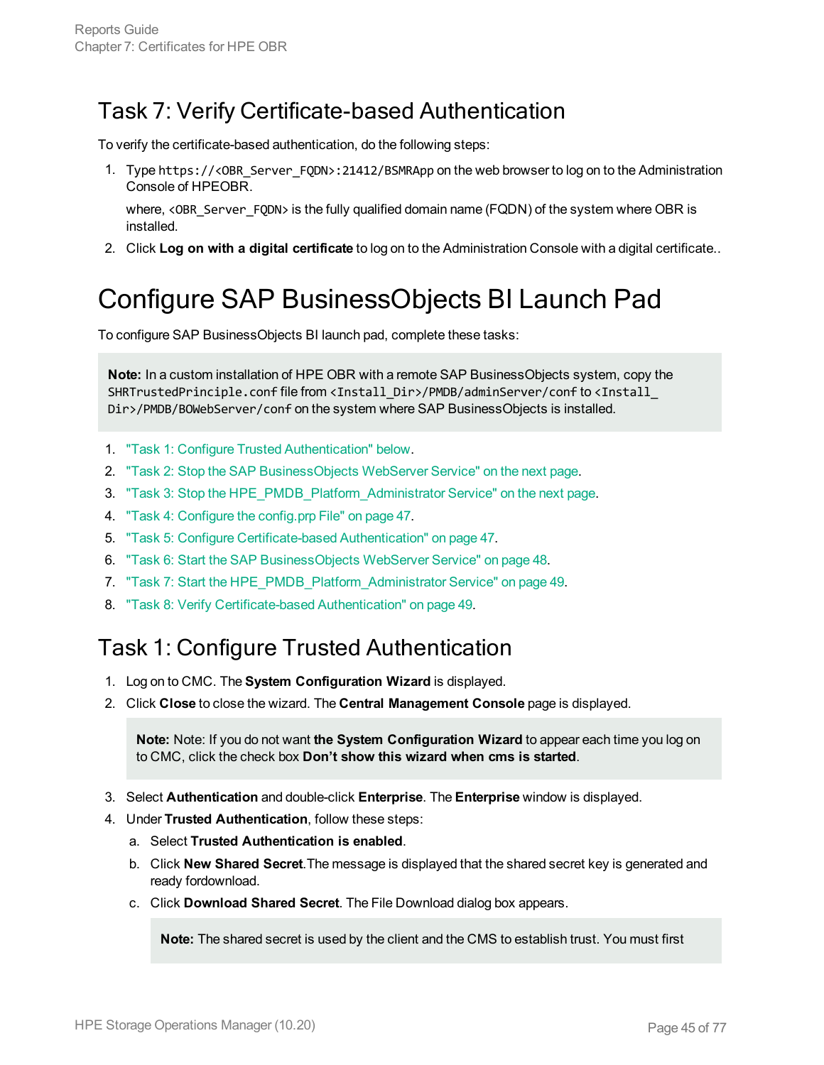## Task 7: Verify Certificate-based Authentication

To verify the certificate-based authentication, do the following steps:

1. Type `https://<OBR_Server_FQDN>:21412/BSMRApp` on the web browser to log on to the Administration Console of HPEOBR.

   where, `<OBR_Server_FQDN>` is the fully qualified domain name (FQDN) of the system where OBR is installed.

2. Click **Log on with a digital certificate** to log on to the Administration Console with a digital certificate..

# Configure SAP BusinessObjects BI Launch Pad

To configure SAP BusinessObjects BI launch pad, complete these tasks:

> **Note:** In a custom installation of HPE OBR with a remote SAP BusinessObjects system, copy the `SHRTrustedPrinciple.conf` file from `<Install_Dir>/PMDB/adminServer/conf` to `<Install_Dir>/PMDB/BOWebServer/conf` on the system where SAP BusinessObjects is installed.

1. "Task 1: Configure Trusted Authentication" below.
2. "Task 2: Stop the SAP BusinessObjects WebServer Service" on the next page.
3. "Task 3: Stop the HPE_PMDB_Platform_Administrator Service" on the next page.
4. "Task 4: Configure the config.prp File" on page 47.
5. "Task 5: Configure Certificate-based Authentication" on page 47.
6. "Task 6: Start the SAP BusinessObjects WebServer Service" on page 48.
7. "Task 7: Start the HPE_PMDB_Platform_Administrator Service" on page 49.
8. "Task 8: Verify Certificate-based Authentication" on page 49.

## Task 1: Configure Trusted Authentication

1. Log on to CMC. The **System Configuration Wizard** is displayed.
2. Click **Close** to close the wizard. The **Central Management Console** page is displayed.

   > **Note:** Note: If you do not want **the System Configuration Wizard** to appear each time you log on to CMC, click the check box **Don't show this wizard when cms is started**.

3. Select **Authentication** and double-click **Enterprise**. The **Enterprise** window is displayed.
4. Under **Trusted Authentication**, follow these steps:
   a. Select **Trusted Authentication is enabled**.
   b. Click **New Shared Secret**.The message is displayed that the shared secret key is generated and ready fordownload.
   c. Click **Download Shared Secret**. The File Download dialog box appears.

      > **Note:** The shared secret is used by the client and the CMS to establish trust. You must first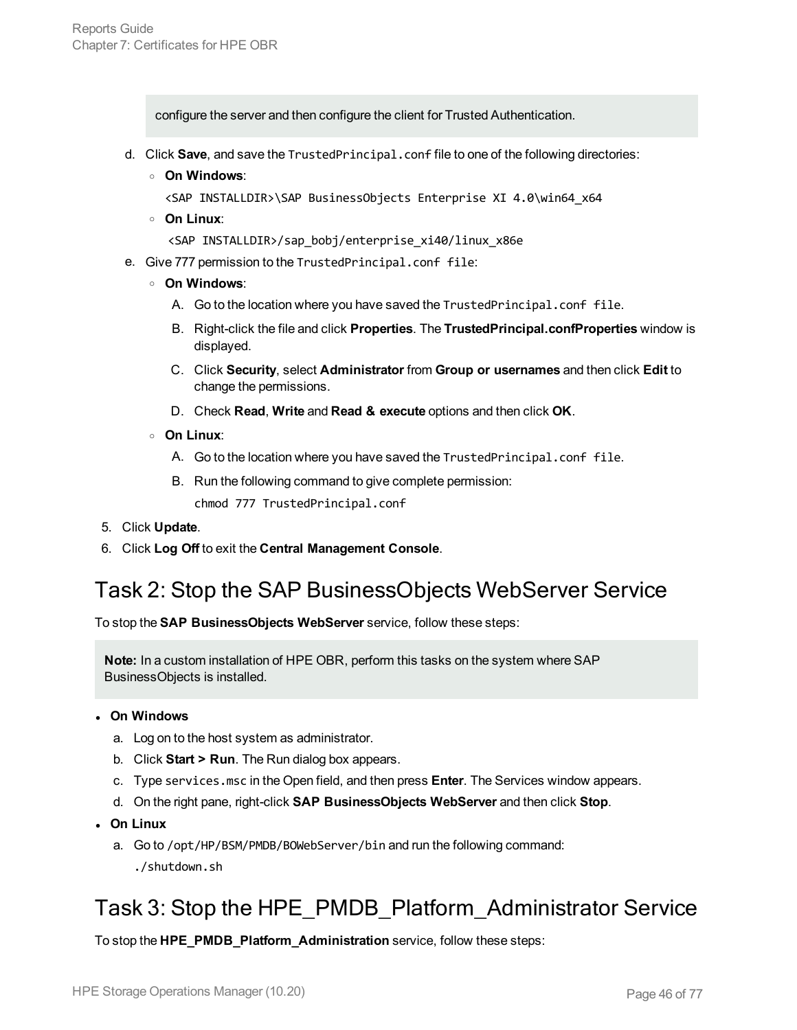configure the server and then configure the client for Trusted Authentication.

d. Click **Save**, and save the `TrustedPrincipal.conf` file to one of the following directories:
   - **On Windows**:

     `<SAP INSTALLDIR>\SAP BusinessObjects Enterprise XI 4.0\win64_x64`
   - **On Linux**:

     `<SAP INSTALLDIR>/sap_bobj/enterprise_xi40/linux_x86e`

e. Give 777 permission to the `TrustedPrincipal.conf file`:
   - **On Windows**:
     A. Go to the location where you have saved the `TrustedPrincipal.conf file`.
     B. Right-click the file and click **Properties**. The **TrustedPrincipal.confProperties** window is displayed.
     C. Click **Security**, select **Administrator** from **Group or usernames** and then click **Edit** to change the permissions.
     D. Check **Read**, **Write** and **Read & execute** options and then click **OK**.
   - **On Linux**:
     A. Go to the location where you have saved the `TrustedPrincipal.conf file`.
     B. Run the following command to give complete permission:

        `chmod 777 TrustedPrincipal.conf`

5. Click **Update**.
6. Click **Log Off** to exit the **Central Management Console**.

## Task 2: Stop the SAP BusinessObjects WebServer Service

To stop the **SAP BusinessObjects WebServer** service, follow these steps:

**Note:** In a custom installation of HPE OBR, perform this tasks on the system where SAP BusinessObjects is installed.

- **On Windows**
  a. Log on to the host system as administrator.
  b. Click **Start > Run**. The Run dialog box appears.
  c. Type `services.msc` in the Open field, and then press **Enter**. The Services window appears.
  d. On the right pane, right-click **SAP BusinessObjects WebServer** and then click **Stop**.
- **On Linux**
  a. Go to `/opt/HP/BSM/PMDB/BOWebServer/bin` and run the following command:

     `./shutdown.sh`

## Task 3: Stop the HPE_PMDB_Platform_Administrator Service

To stop the **HPE_PMDB_Platform_Administration** service, follow these steps: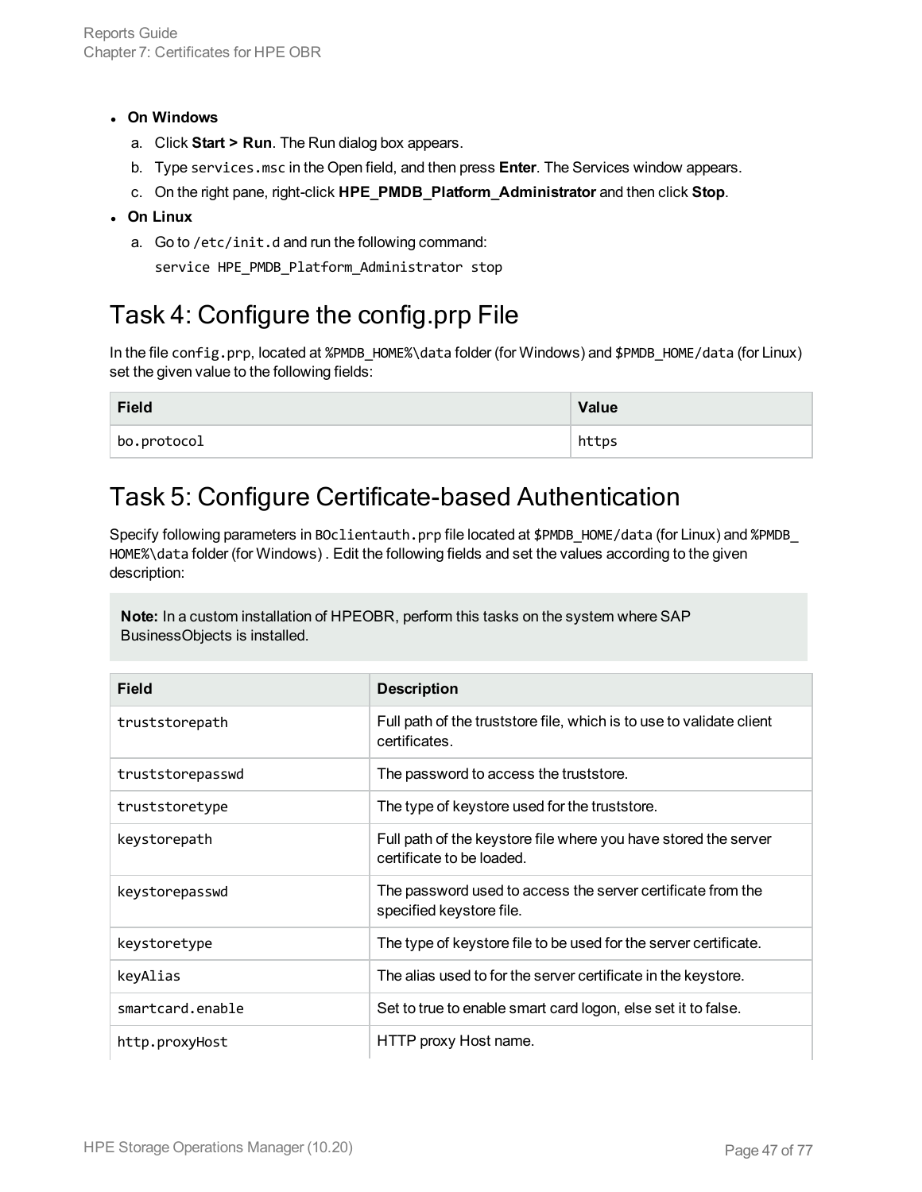- **On Windows**
  a. Click **Start > Run**. The Run dialog box appears.
  b. Type `services.msc` in the Open field, and then press **Enter**. The Services window appears.
  c. On the right pane, right-click **HPE_PMDB_Platform_Administrator** and then click **Stop**.
- **On Linux**
  a. Go to `/etc/init.d` and run the following command:
     `service HPE_PMDB_Platform_Administrator stop`

## Task 4: Configure the config.prp File

In the file `config.prp`, located at `%PMDB_HOME%\data` folder (for Windows) and `$PMDB_HOME/data` (for Linux) set the given value to the following fields:

| Field | Value |
| --- | --- |
| `bo.protocol` | `https` |

## Task 5: Configure Certificate-based Authentication

Specify following parameters in `BOclientauth.prp` file located at `$PMDB_HOME/data` (for Linux) and `%PMDB_HOME%\data` folder (for Windows) . Edit the following fields and set the values according to the given description:

> **Note:** In a custom installation of HPEOBR, perform this tasks on the system where SAP BusinessObjects is installed.

| Field | Description |
| --- | --- |
| `truststorepath` | Full path of the truststore file, which is to use to validate client certificates. |
| `truststorepasswd` | The password to access the truststore. |
| `truststoretype` | The type of keystore used for the truststore. |
| `keystorepath` | Full path of the keystore file where you have stored the server certificate to be loaded. |
| `keystorepasswd` | The password used to access the server certificate from the specified keystore file. |
| `keystoretype` | The type of keystore file to be used for the server certificate. |
| `keyAlias` | The alias used to for the server certificate in the keystore. |
| `smartcard.enable` | Set to true to enable smart card logon, else set it to false. |
| `http.proxyHost` | HTTP proxy Host name. |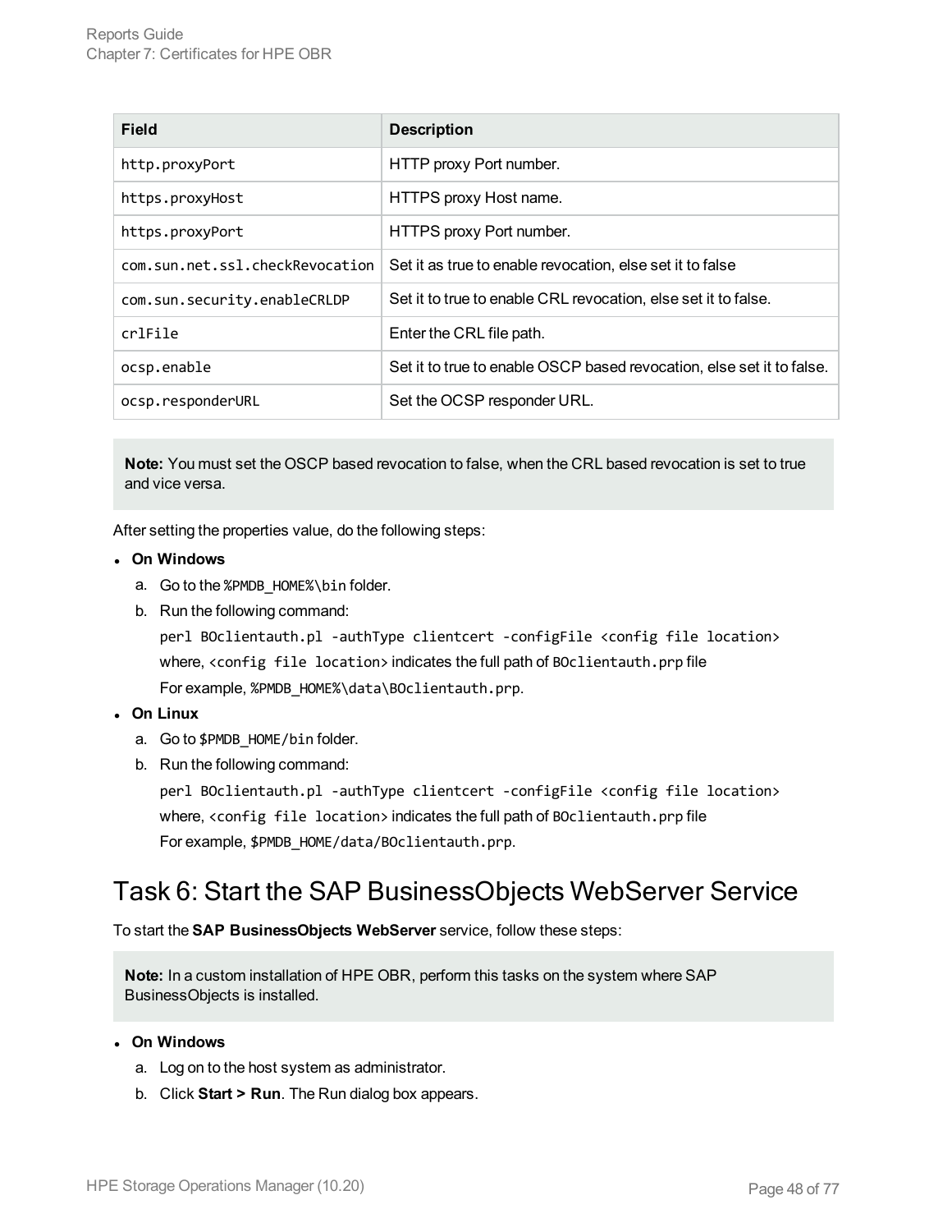| Field | Description |
|---|---|
| `http.proxyPort` | HTTP proxy Port number. |
| `https.proxyHost` | HTTPS proxy Host name. |
| `https.proxyPort` | HTTPS proxy Port number. |
| `com.sun.net.ssl.checkRevocation` | Set it as true to enable revocation, else set it to false |
| `com.sun.security.enableCRLDP` | Set it to true to enable CRL revocation, else set it to false. |
| `crlFile` | Enter the CRL file path. |
| `ocsp.enable` | Set it to true to enable OSCP based revocation, else set it to false. |
| `ocsp.responderURL` | Set the OCSP responder URL. |

**Note:** You must set the OSCP based revocation to false, when the CRL based revocation is set to true and vice versa.

After setting the properties value, do the following steps:

- **On Windows**
  a. Go to the `%PMDB_HOME%\bin` folder.
  b. Run the following command:
     `perl BOclientauth.pl -authType clientcert -configFile <config file location>`
     where, `<config file location>` indicates the full path of `BOclientauth.prp` file
     For example, `%PMDB_HOME%\data\BOclientauth.prp`.
- **On Linux**
  a. Go to `$PMDB_HOME/bin` folder.
  b. Run the following command:
     `perl BOclientauth.pl -authType clientcert -configFile <config file location>`
     where, `<config file location>` indicates the full path of `BOclientauth.prp` file
     For example, `$PMDB_HOME/data/BOclientauth.prp`.

## Task 6: Start the SAP BusinessObjects WebServer Service

To start the **SAP BusinessObjects WebServer** service, follow these steps:

**Note:** In a custom installation of HPE OBR, perform this tasks on the system where SAP BusinessObjects is installed.

- **On Windows**
  a. Log on to the host system as administrator.
  b. Click **Start > Run**. The Run dialog box appears.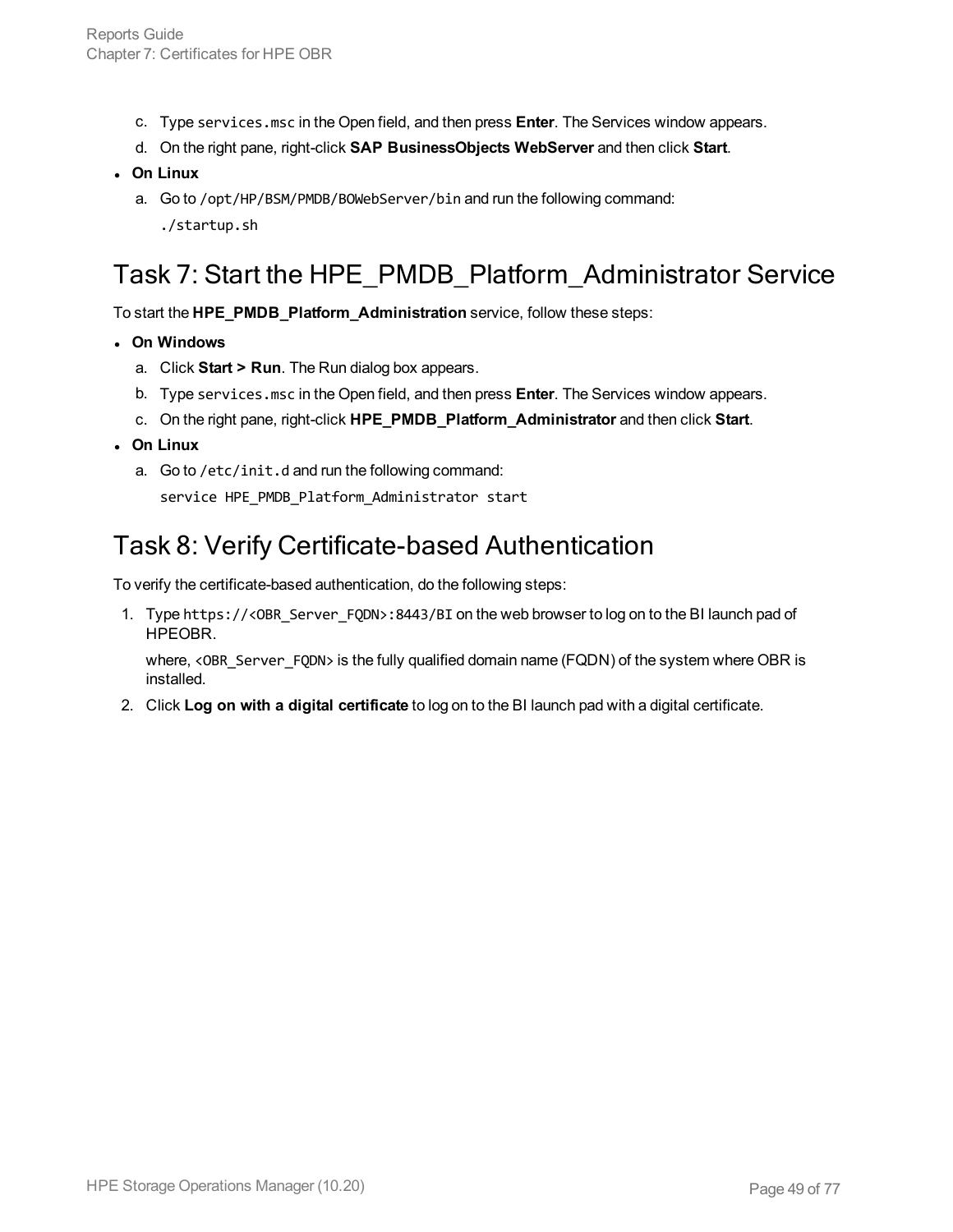c. Type `services.msc` in the Open field, and then press **Enter**. The Services window appears.

d. On the right pane, right-click **SAP BusinessObjects WebServer** and then click **Start**.

- **On Linux**

  a. Go to `/opt/HP/BSM/PMDB/BOWebServer/bin` and run the following command:

  ```
  ./startup.sh
  ```

## Task 7: Start the HPE_PMDB_Platform_Administrator Service

To start the **HPE_PMDB_Platform_Administration** service, follow these steps:

- **On Windows**

  a. Click **Start > Run**. The Run dialog box appears.

  b. Type `services.msc` in the Open field, and then press **Enter**. The Services window appears.

  c. On the right pane, right-click **HPE_PMDB_Platform_Administrator** and then click **Start**.

- **On Linux**

  a. Go to `/etc/init.d` and run the following command:

  ```
  service HPE_PMDB_Platform_Administrator start
  ```

## Task 8: Verify Certificate-based Authentication

To verify the certificate-based authentication, do the following steps:

1. Type `https://<OBR_Server_FQDN>:8443/BI` on the web browser to log on to the BI launch pad of HPEOBR.

   where, `<OBR_Server_FQDN>` is the fully qualified domain name (FQDN) of the system where OBR is installed.

2. Click **Log on with a digital certificate** to log on to the BI launch pad with a digital certificate.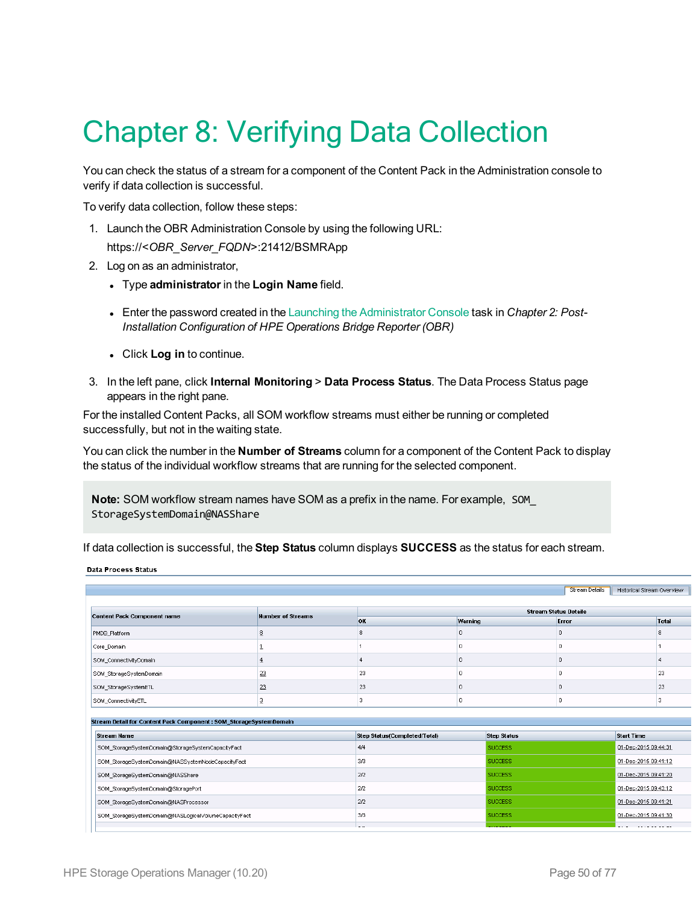# Chapter 8: Verifying Data Collection

You can check the status of a stream for a component of the Content Pack in the Administration console to verify if data collection is successful.

To verify data collection, follow these steps:

1. Launch the OBR Administration Console by using the following URL:

   https://<*OBR_Server_FQDN*>:21412/BSMRApp

2. Log on as an administrator,

   - Type **administrator** in the **Login Name** field.
   - Enter the password created in the Launching the Administrator Console task in *Chapter 2: Post-Installation Configuration of HPE Operations Bridge Reporter (OBR)*
   - Click **Log in** to continue.

3. In the left pane, click **Internal Monitoring** > **Data Process Status**. The Data Process Status page appears in the right pane.

For the installed Content Packs, all SOM workflow streams must either be running or completed successfully, but not in the waiting state.

You can click the number in the **Number of Streams** column for a component of the Content Pack to display the status of the individual workflow streams that are running for the selected component.

> **Note:** SOM workflow stream names have SOM as a prefix in the name. For example, `SOM_StorageSystemDomain@NASShare`

If data collection is successful, the **Step Status** column displays **SUCCESS** as the status for each stream.

**Data Process Status**

Stream Details | Historical Stream Overview

| Content Pack Component name | Number of Streams | Stream Status Details | | | |
|---|---|---|---|---|---|
| | | OK | Warning | Error | Total |
| PMDB_Platform | 8 | 8 | 0 | 0 | 8 |
| Core_Domain | 1 | 1 | 0 | 0 | 1 |
| SOM_ConnectivityDomain | 4 | 4 | 0 | 0 | 4 |
| SOM_StorageSystemDomain | 23 | 23 | 0 | 0 | 23 |
| SOM_StorageSystemETL | 23 | 23 | 0 | 0 | 23 |
| SOM_ConnectivityETL | 3 | 3 | 0 | 0 | 3 |

**Stream Detail for Content Pack Component : SOM_StorageSystemDomain**

| Stream Name | Step Status(Completed/Total) | Step Status | Start Time |
|---|---|---|---|
| SOM_StorageSystemDomain@StorageSystemCapacityFact | 4/4 | SUCCESS | 01-Dec-2015 09:44:31 |
| SOM_StorageSystemDomain@NASSystemNodeCapacityFact | 3/3 | SUCCESS | 01-Dec-2015 09:41:12 |
| SOM_StorageSystemDomain@NASShare | 2/2 | SUCCESS | 01-Dec-2015 09:41:20 |
| SOM_StorageSystemDomain@StoragePort | 2/2 | SUCCESS | 01-Dec-2015 09:43:12 |
| SOM_StorageSystemDomain@NASProcessor | 2/2 | SUCCESS | 01-Dec-2015 09:41:21 |
| SOM_StorageSystemDomain@NASLogicalVolumeCapacityFact | 3/3 | SUCCESS | 01-Dec-2015 09:41:30 |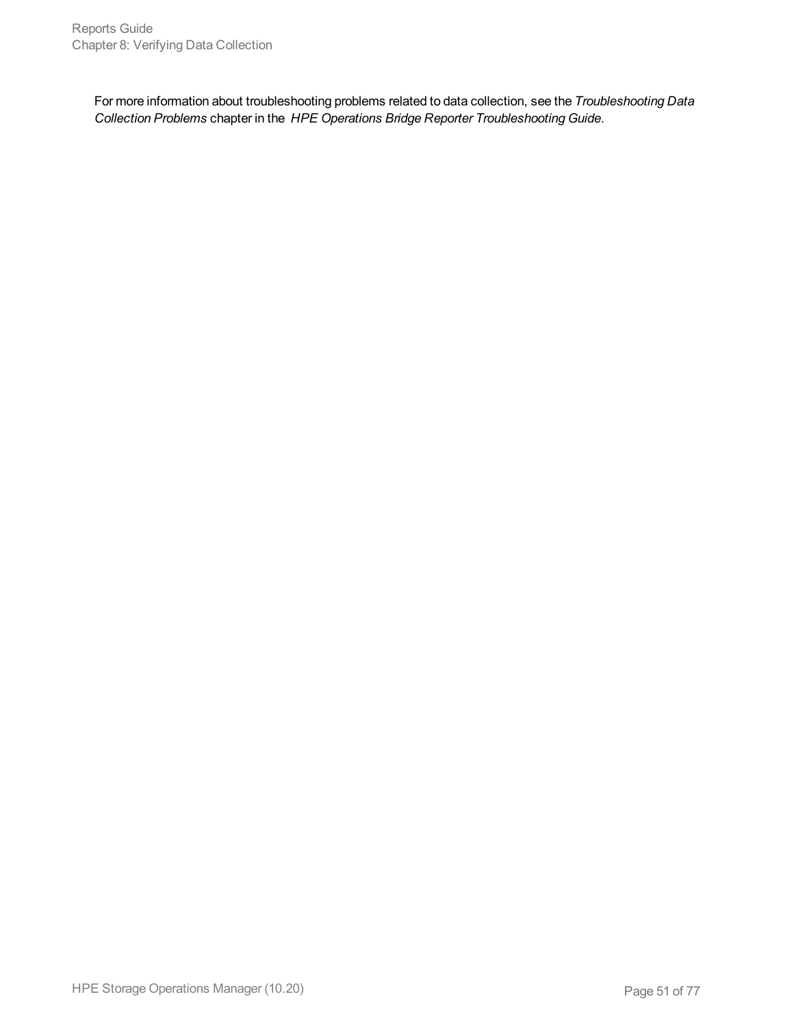For more information about troubleshooting problems related to data collection, see the *Troubleshooting Data Collection Problems* chapter in the *HPE Operations Bridge Reporter Troubleshooting Guide*.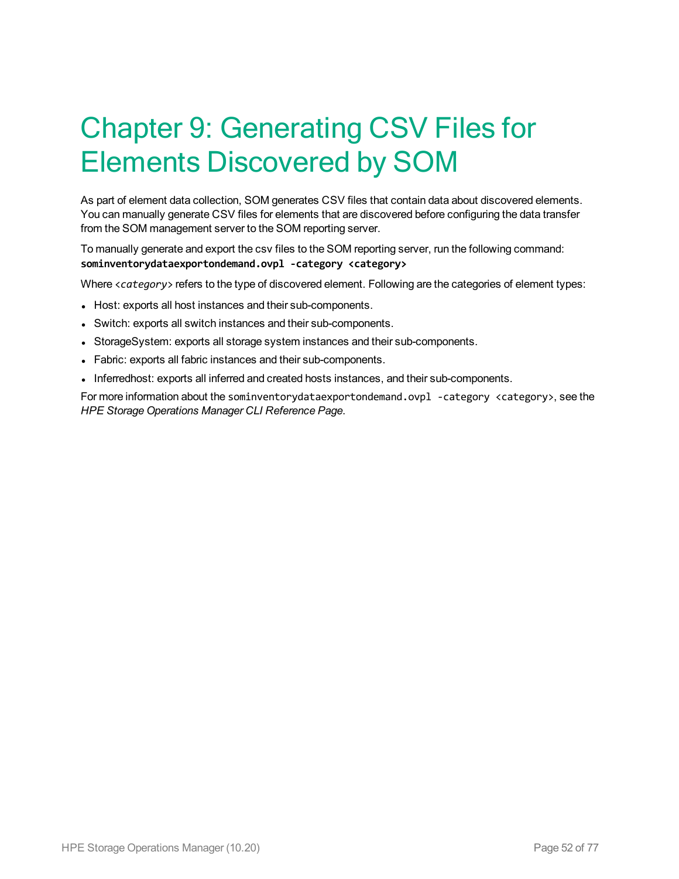# Chapter 9: Generating CSV Files for Elements Discovered by SOM

As part of element data collection, SOM generates CSV files that contain data about discovered elements. You can manually generate CSV files for elements that are discovered before configuring the data transfer from the SOM management server to the SOM reporting server.

To manually generate and export the csv files to the SOM reporting server, run the following command: **`sominventorydataexportondemand.ovpl -category <category>`**

Where *`<category>`* refers to the type of discovered element. Following are the categories of element types:

- Host: exports all host instances and their sub-components.
- Switch: exports all switch instances and their sub-components.
- StorageSystem: exports all storage system instances and their sub-components.
- Fabric: exports all fabric instances and their sub-components.
- Inferredhost: exports all inferred and created hosts instances, and their sub-components.

For more information about the `sominventorydataexportondemand.ovpl -category <category>`, see the *HPE Storage Operations Manager CLI Reference Page.*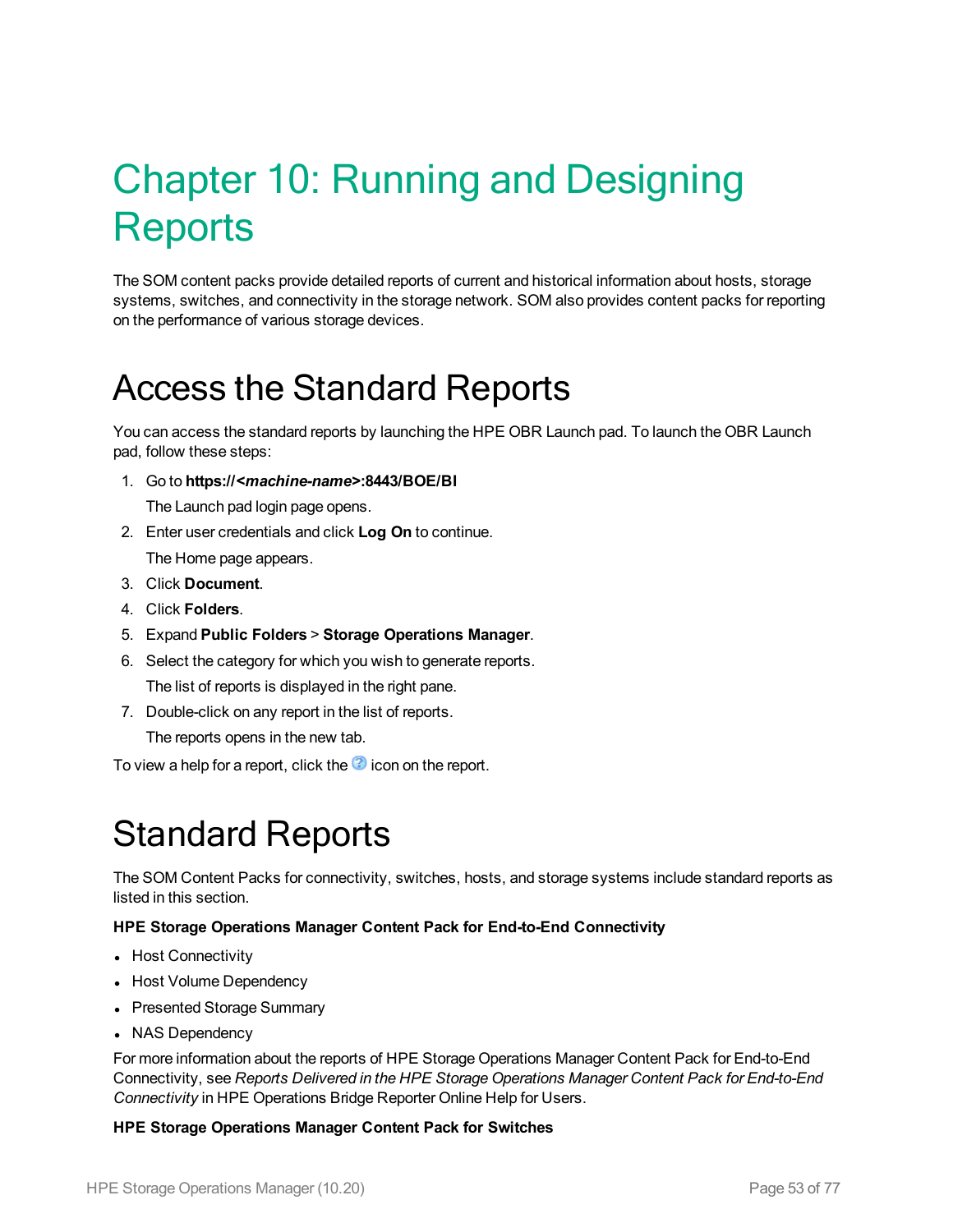# Chapter 10: Running and Designing Reports

The SOM content packs provide detailed reports of current and historical information about hosts, storage systems, switches, and connectivity in the storage network. SOM also provides content packs for reporting on the performance of various storage devices.

## Access the Standard Reports

You can access the standard reports by launching the HPE OBR Launch pad. To launch the OBR Launch pad, follow these steps:

1. Go to **https://*<machine-name>*:8443/BOE/BI**

   The Launch pad login page opens.
2. Enter user credentials and click **Log On** to continue.

   The Home page appears.
3. Click **Document**.
4. Click **Folders**.
5. Expand **Public Folders** > **Storage Operations Manager**.
6. Select the category for which you wish to generate reports.

   The list of reports is displayed in the right pane.
7. Double-click on any report in the list of reports.

   The reports opens in the new tab.

To view a help for a report, click the icon on the report.

## Standard Reports

The SOM Content Packs for connectivity, switches, hosts, and storage systems include standard reports as listed in this section.

**HPE Storage Operations Manager Content Pack for End-to-End Connectivity**

- Host Connectivity
- Host Volume Dependency
- Presented Storage Summary
- NAS Dependency

For more information about the reports of HPE Storage Operations Manager Content Pack for End-to-End Connectivity, see *Reports Delivered in the HPE Storage Operations Manager Content Pack for End-to-End Connectivity* in HPE Operations Bridge Reporter Online Help for Users.

**HPE Storage Operations Manager Content Pack for Switches**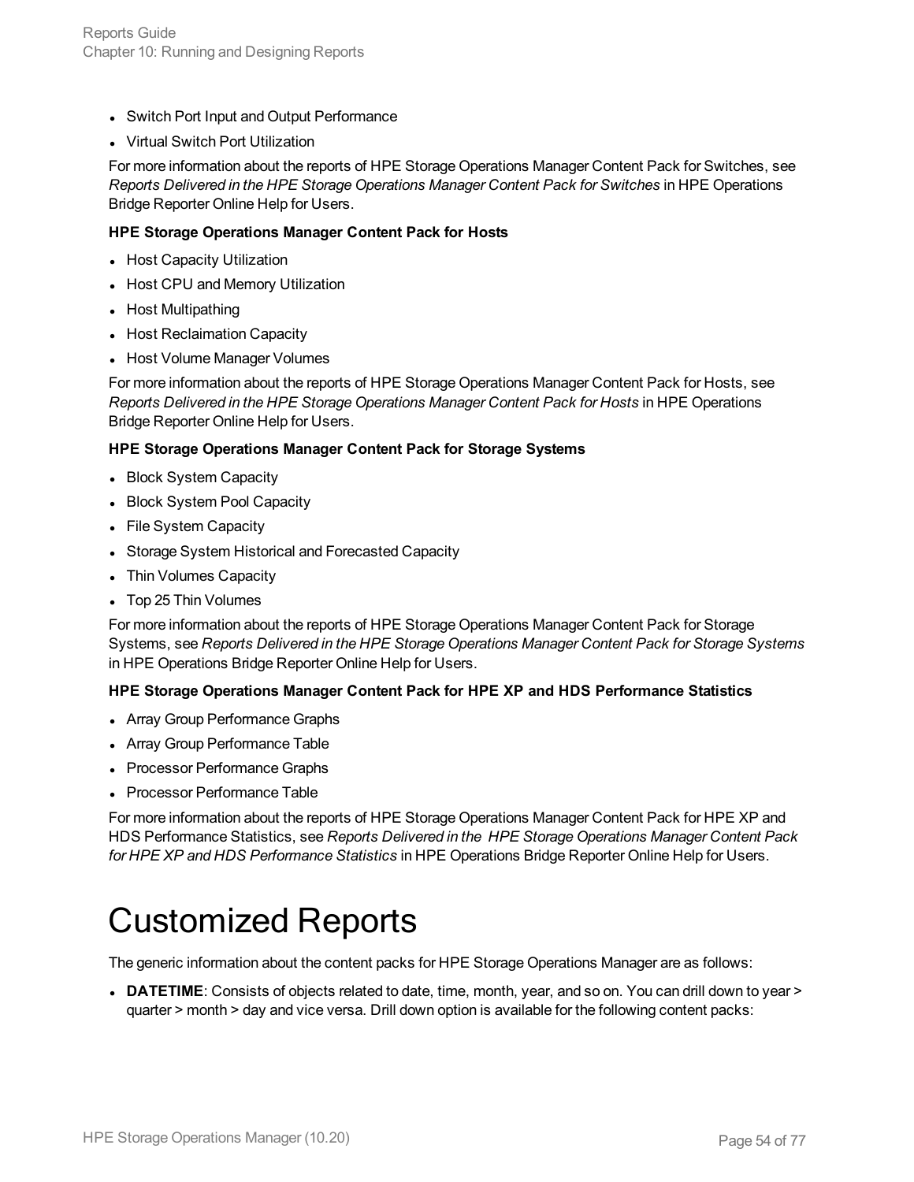- Switch Port Input and Output Performance
- Virtual Switch Port Utilization

For more information about the reports of HPE Storage Operations Manager Content Pack for Switches, see *Reports Delivered in the HPE Storage Operations Manager Content Pack for Switches* in HPE Operations Bridge Reporter Online Help for Users.

**HPE Storage Operations Manager Content Pack for Hosts**

- Host Capacity Utilization
- Host CPU and Memory Utilization
- Host Multipathing
- Host Reclaimation Capacity
- Host Volume Manager Volumes

For more information about the reports of HPE Storage Operations Manager Content Pack for Hosts, see *Reports Delivered in the HPE Storage Operations Manager Content Pack for Hosts* in HPE Operations Bridge Reporter Online Help for Users.

**HPE Storage Operations Manager Content Pack for Storage Systems**

- Block System Capacity
- Block System Pool Capacity
- File System Capacity
- Storage System Historical and Forecasted Capacity
- Thin Volumes Capacity
- Top 25 Thin Volumes

For more information about the reports of HPE Storage Operations Manager Content Pack for Storage Systems, see *Reports Delivered in the HPE Storage Operations Manager Content Pack for Storage Systems* in HPE Operations Bridge Reporter Online Help for Users.

**HPE Storage Operations Manager Content Pack for HPE XP and HDS Performance Statistics**

- Array Group Performance Graphs
- Array Group Performance Table
- Processor Performance Graphs
- Processor Performance Table

For more information about the reports of HPE Storage Operations Manager Content Pack for HPE XP and HDS Performance Statistics, see *Reports Delivered in the HPE Storage Operations Manager Content Pack for HPE XP and HDS Performance Statistics* in HPE Operations Bridge Reporter Online Help for Users.

# Customized Reports

The generic information about the content packs for HPE Storage Operations Manager are as follows:

- **DATETIME**: Consists of objects related to date, time, month, year, and so on. You can drill down to year > quarter > month > day and vice versa. Drill down option is available for the following content packs: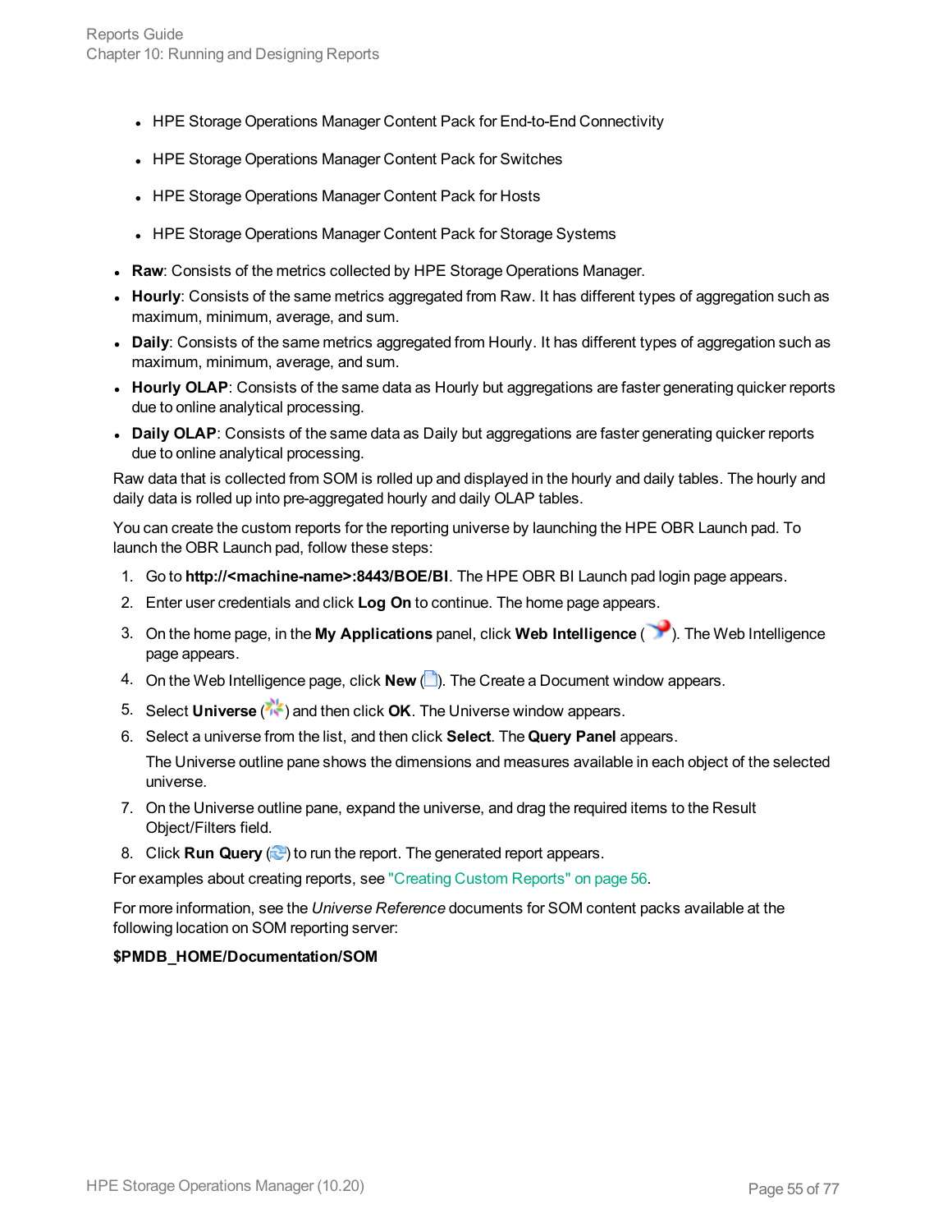- HPE Storage Operations Manager Content Pack for End-to-End Connectivity
    - HPE Storage Operations Manager Content Pack for Switches
    - HPE Storage Operations Manager Content Pack for Hosts
    - HPE Storage Operations Manager Content Pack for Storage Systems
- **Raw**: Consists of the metrics collected by HPE Storage Operations Manager.
- **Hourly**: Consists of the same metrics aggregated from Raw. It has different types of aggregation such as maximum, minimum, average, and sum.
- **Daily**: Consists of the same metrics aggregated from Hourly. It has different types of aggregation such as maximum, minimum, average, and sum.
- **Hourly OLAP**: Consists of the same data as Hourly but aggregations are faster generating quicker reports due to online analytical processing.
- **Daily OLAP**: Consists of the same data as Daily but aggregations are faster generating quicker reports due to online analytical processing.

Raw data that is collected from SOM is rolled up and displayed in the hourly and daily tables. The hourly and daily data is rolled up into pre-aggregated hourly and daily OLAP tables.

You can create the custom reports for the reporting universe by launching the HPE OBR Launch pad. To launch the OBR Launch pad, follow these steps:

1. Go to **http://<machine-name>:8443/BOE/BI**. The HPE OBR BI Launch pad login page appears.
2. Enter user credentials and click **Log On** to continue. The home page appears.
3. On the home page, in the **My Applications** panel, click **Web Intelligence** ( ). The Web Intelligence page appears.
4. On the Web Intelligence page, click **New** ( ). The Create a Document window appears.
5. Select **Universe** ( ) and then click **OK**. The Universe window appears.
6. Select a universe from the list, and then click **Select**. The **Query Panel** appears.

   The Universe outline pane shows the dimensions and measures available in each object of the selected universe.
7. On the Universe outline pane, expand the universe, and drag the required items to the Result Object/Filters field.
8. Click **Run Query** ( ) to run the report. The generated report appears.

For examples about creating reports, see "Creating Custom Reports" on page 56.

For more information, see the *Universe Reference* documents for SOM content packs available at the following location on SOM reporting server:

**$PMDB_HOME/Documentation/SOM**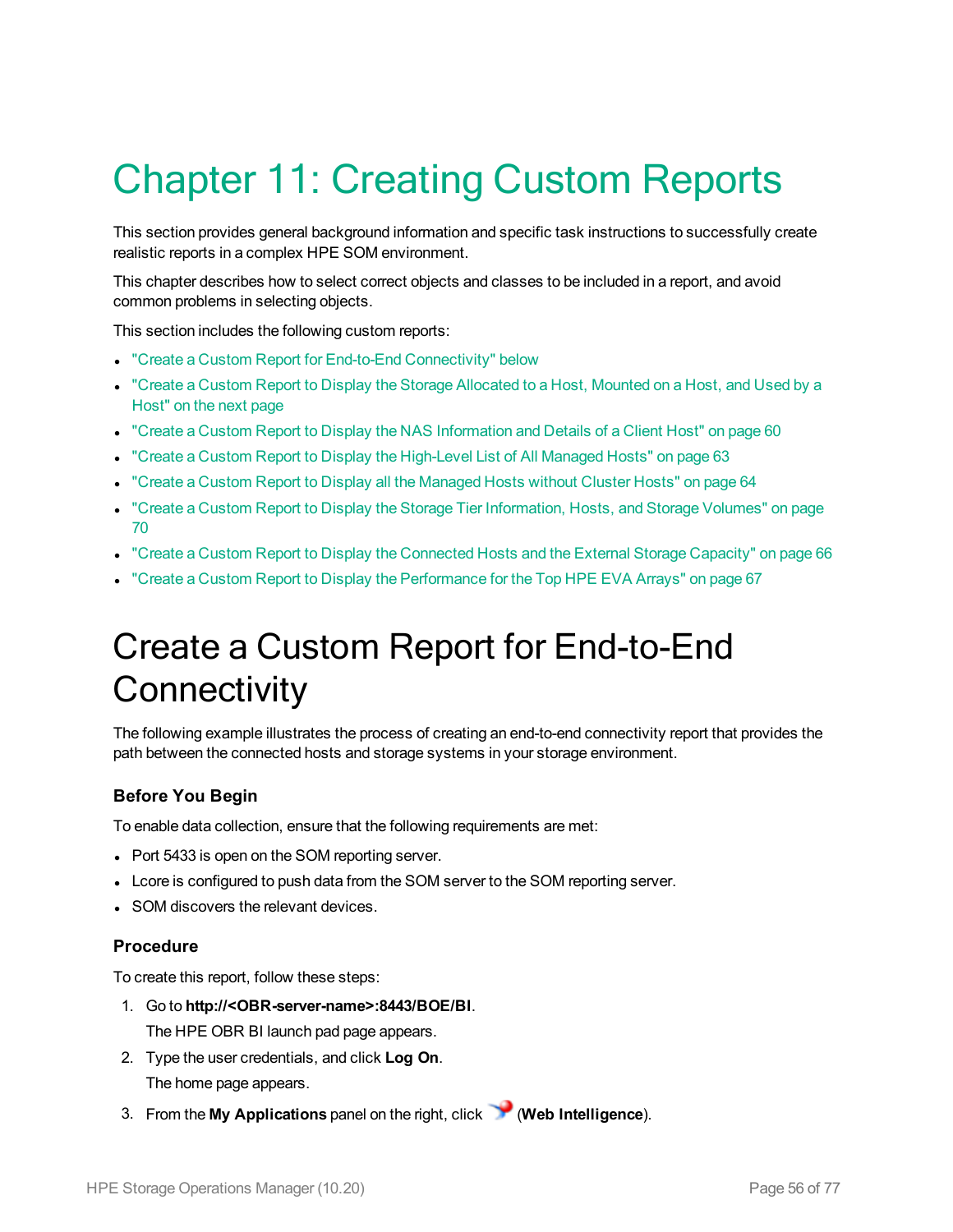# Chapter 11: Creating Custom Reports

This section provides general background information and specific task instructions to successfully create realistic reports in a complex HPE SOM environment.

This chapter describes how to select correct objects and classes to be included in a report, and avoid common problems in selecting objects.

This section includes the following custom reports:

- "Create a Custom Report for End-to-End Connectivity" below
- "Create a Custom Report to Display the Storage Allocated to a Host, Mounted on a Host, and Used by a Host" on the next page
- "Create a Custom Report to Display the NAS Information and Details of a Client Host" on page 60
- "Create a Custom Report to Display the High-Level List of All Managed Hosts" on page 63
- "Create a Custom Report to Display all the Managed Hosts without Cluster Hosts" on page 64
- "Create a Custom Report to Display the Storage Tier Information, Hosts, and Storage Volumes" on page 70
- "Create a Custom Report to Display the Connected Hosts and the External Storage Capacity" on page 66
- "Create a Custom Report to Display the Performance for the Top HPE EVA Arrays" on page 67

## Create a Custom Report for End-to-End Connectivity

The following example illustrates the process of creating an end-to-end connectivity report that provides the path between the connected hosts and storage systems in your storage environment.

### Before You Begin

To enable data collection, ensure that the following requirements are met:

- Port 5433 is open on the SOM reporting server.
- Lcore is configured to push data from the SOM server to the SOM reporting server.
- SOM discovers the relevant devices.

### Procedure

To create this report, follow these steps:

1. Go to **http://<OBR-server-name>:8443/BOE/BI**.

   The HPE OBR BI launch pad page appears.
2. Type the user credentials, and click **Log On**.

   The home page appears.
3. From the **My Applications** panel on the right, click (**Web Intelligence**).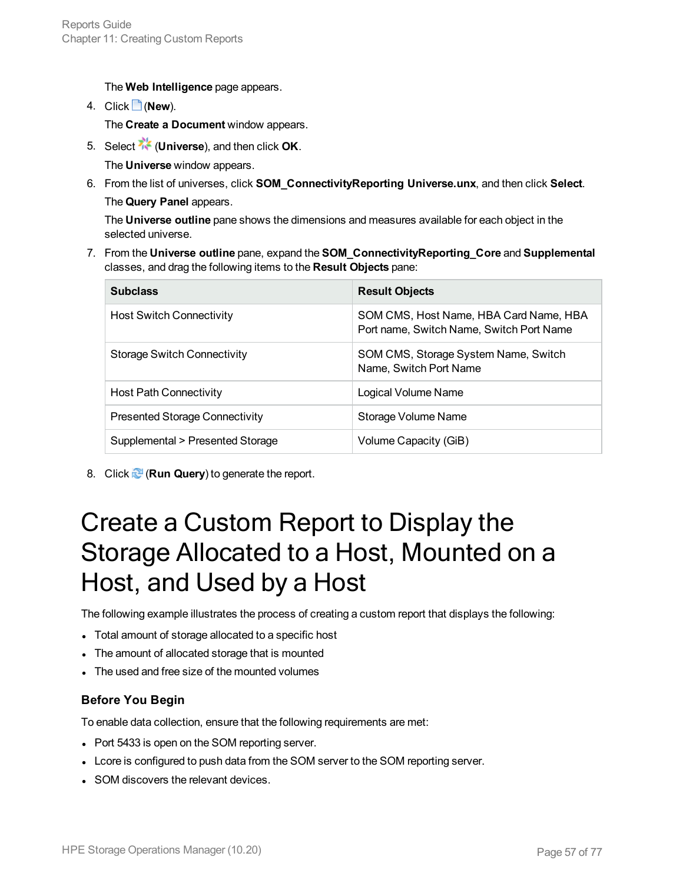The **Web Intelligence** page appears.

4. Click (**New**).

   The **Create a Document** window appears.

5. Select (**Universe**), and then click **OK**.

   The **Universe** window appears.

6. From the list of universes, click **SOM_ConnectivityReporting Universe.unx**, and then click **Select**.

   The **Query Panel** appears.

   The **Universe outline** pane shows the dimensions and measures available for each object in the selected universe.

7. From the **Universe outline** pane, expand the **SOM_ConnectivityReporting_Core** and **Supplemental** classes, and drag the following items to the **Result Objects** pane:

| Subclass | Result Objects |
|---|---|
| Host Switch Connectivity | SOM CMS, Host Name, HBA Card Name, HBA Port name, Switch Name, Switch Port Name |
| Storage Switch Connectivity | SOM CMS, Storage System Name, Switch Name, Switch Port Name |
| Host Path Connectivity | Logical Volume Name |
| Presented Storage Connectivity | Storage Volume Name |
| Supplemental > Presented Storage | Volume Capacity (GiB) |

8. Click (**Run Query**) to generate the report.

# Create a Custom Report to Display the Storage Allocated to a Host, Mounted on a Host, and Used by a Host

The following example illustrates the process of creating a custom report that displays the following:

- Total amount of storage allocated to a specific host
- The amount of allocated storage that is mounted
- The used and free size of the mounted volumes

### Before You Begin

To enable data collection, ensure that the following requirements are met:

- Port 5433 is open on the SOM reporting server.
- Lcore is configured to push data from the SOM server to the SOM reporting server.
- SOM discovers the relevant devices.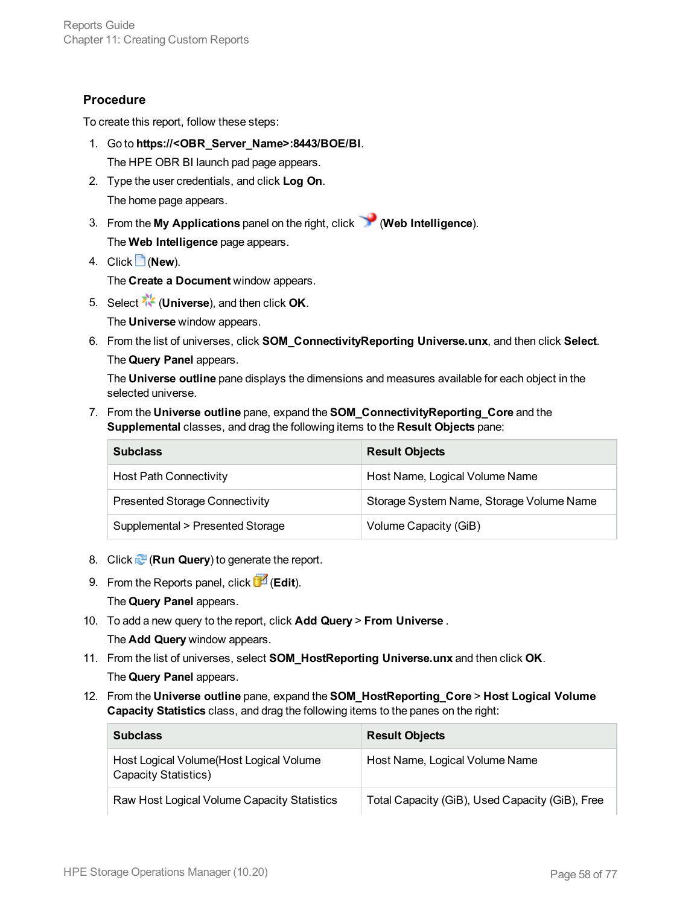### Procedure

To create this report, follow these steps:

1. Go to **https://<OBR_Server_Name>:8443/BOE/BI**.

   The HPE OBR BI launch pad page appears.

2. Type the user credentials, and click **Log On**.

   The home page appears.

3. From the **My Applications** panel on the right, click (**Web Intelligence**).

   The **Web Intelligence** page appears.

4. Click (**New**).

   The **Create a Document** window appears.

5. Select (**Universe**), and then click **OK**.

   The **Universe** window appears.

6. From the list of universes, click **SOM_ConnectivityReporting Universe.unx**, and then click **Select**.

   The **Query Panel** appears.

   The **Universe outline** pane displays the dimensions and measures available for each object in the selected universe.

7. From the **Universe outline** pane, expand the **SOM_ConnectivityReporting_Core** and the **Supplemental** classes, and drag the following items to the **Result Objects** pane:

   | Subclass | Result Objects |
   | --- | --- |
   | Host Path Connectivity | Host Name, Logical Volume Name |
   | Presented Storage Connectivity | Storage System Name, Storage Volume Name |
   | Supplemental > Presented Storage | Volume Capacity (GiB) |

8. Click (**Run Query**) to generate the report.

9. From the Reports panel, click (**Edit**).

   The **Query Panel** appears.

10. To add a new query to the report, click **Add Query** > **From Universe** .

    The **Add Query** window appears.

11. From the list of universes, select **SOM_HostReporting Universe.unx** and then click **OK**.

    The **Query Panel** appears.

12. From the **Universe outline** pane, expand the **SOM_HostReporting_Core** > **Host Logical Volume Capacity Statistics** class, and drag the following items to the panes on the right:

    | Subclass | Result Objects |
    | --- | --- |
    | Host Logical Volume(Host Logical Volume Capacity Statistics) | Host Name, Logical Volume Name |
    | Raw Host Logical Volume Capacity Statistics | Total Capacity (GiB), Used Capacity (GiB), Free |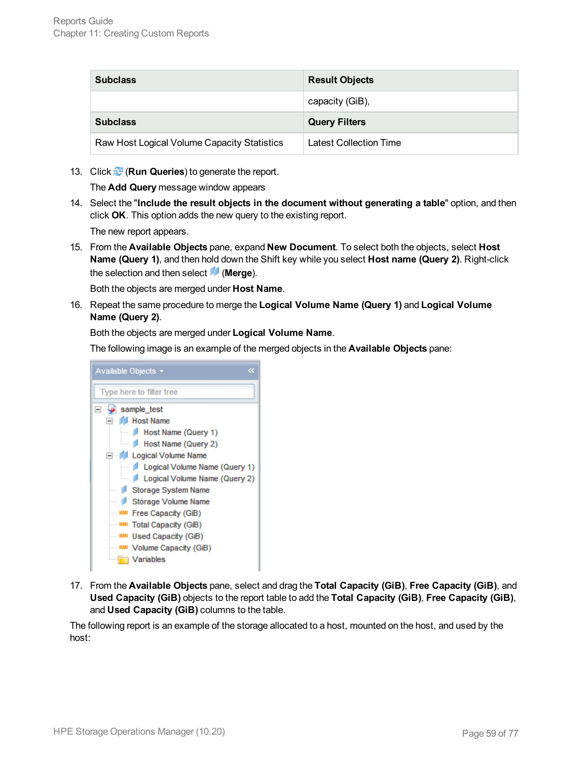| Subclass | Result Objects |
|---|---|
| | capacity (GiB), |
| **Subclass** | **Query Filters** |
| Raw Host Logical Volume Capacity Statistics | Latest Collection Time |

13. Click (**Run Queries**) to generate the report.

    The **Add Query** message window appears

14. Select the "**Include the result objects in the document without generating a table**" option, and then click **OK**. This option adds the new query to the existing report.

    The new report appears.

15. From the **Available Objects** pane, expand **New Document**. To select both the objects, select **Host Name (Query 1)**, and then hold down the Shift key while you select **Host name (Query 2)**. Right-click the selection and then select (**Merge**).

    Both the objects are merged under **Host Name**.

16. Repeat the same procedure to merge the **Logical Volume Name (Query 1)** and **Logical Volume Name (Query 2)**.

    Both the objects are merged under **Logical Volume Name**.

    The following image is an example of the merged objects in the **Available Objects** pane:

    Available Objects
    Type here to filter tree
    sample_test
    Host Name
    Host Name (Query 1)
    Host Name (Query 2)
    Logical Volume Name
    Logical Volume Name (Query 1)
    Logical Volume Name (Query 2)
    Storage System Name
    Storage Volume Name
    Free Capacity (GiB)
    Total Capacity (GiB)
    Used Capacity (GiB)
    Volume Capacity (GiB)
    Variables

17. From the **Available Objects** pane, select and drag the **Total Capacity (GiB)**, **Free Capacity (GiB)**, and **Used Capacity (GiB)** objects to the report table to add the **Total Capacity (GiB)**, **Free Capacity (GiB)**, and **Used Capacity (GiB)** columns to the table.

The following report is an example of the storage allocated to a host, mounted on the host, and used by the host: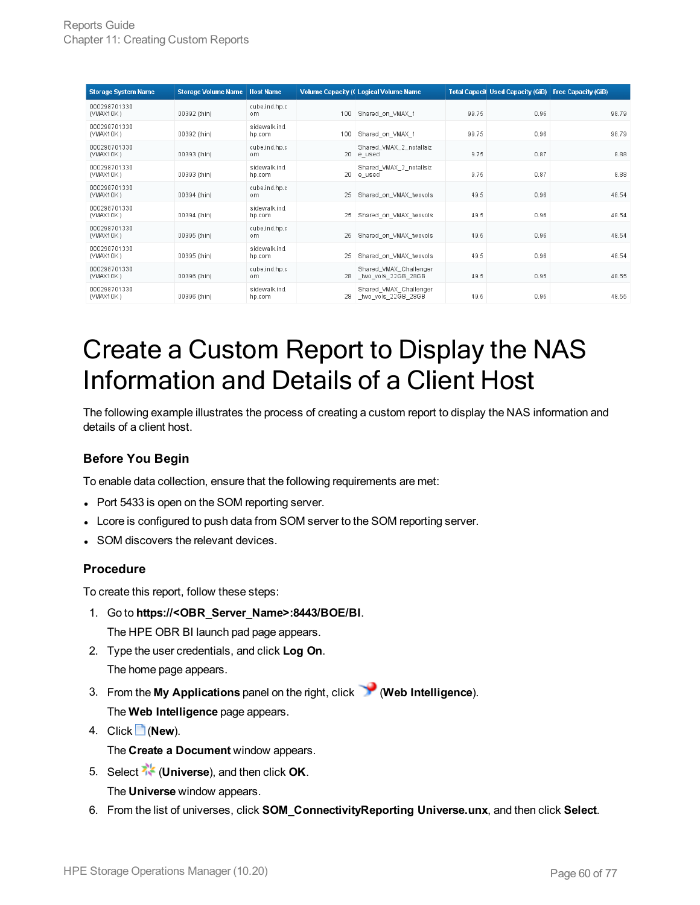| Storage System Name | Storage Volume Name | Host Name | Volume Capacity (( | Logical Volume Name | Total Capacit | Used Capacity (GiB) | Free Capacity (GiB) |
|---|---|---|---|---|---|---|---|
| 000298701330 (VMAX10K) | 00392 (thin) | cube.ind.hp.com | 100 | Shared_on_VMAX_1 | 99.75 | 0.96 | 98.79 |
| 000298701330 (VMAX10K) | 00392 (thin) | sidewalk.ind.hp.com | 100 | Shared_on_VMAX_1 | 99.75 | 0.96 | 98.79 |
| 000298701330 (VMAX10K) | 00393 (thin) | cube.ind.hp.com | 20 | Shared_VMAX_2_notallsize_used | 9.75 | 0.87 | 8.88 |
| 000298701330 (VMAX10K) | 00393 (thin) | sidewalk.ind.hp.com | 20 | Shared_VMAX_2_notallsize_used | 9.75 | 0.87 | 8.88 |
| 000298701330 (VMAX10K) | 00394 (thin) | cube.ind.hp.com | 25 | Shared_on_VMAX_twovols | 49.5 | 0.96 | 48.54 |
| 000298701330 (VMAX10K) | 00394 (thin) | sidewalk.ind.hp.com | 25 | Shared_on_VMAX_twovols | 49.5 | 0.96 | 48.54 |
| 000298701330 (VMAX10K) | 00395 (thin) | cube.ind.hp.com | 25 | Shared_on_VMAX_twovols | 49.5 | 0.96 | 48.54 |
| 000298701330 (VMAX10K) | 00395 (thin) | sidewalk.ind.hp.com | 25 | Shared_on_VMAX_twovols | 49.5 | 0.96 | 48.54 |
| 000298701330 (VMAX10K) | 00396 (thin) | cube.ind.hp.com | 28 | Shared_VMAX_Challenger_two_vols_22GB_28GB | 49.5 | 0.95 | 48.55 |
| 000298701330 (VMAX10K) | 00396 (thin) | sidewalk.ind.hp.com | 28 | Shared_VMAX_Challenger_two_vols_22GB_28GB | 49.5 | 0.95 | 48.55 |

# Create a Custom Report to Display the NAS Information and Details of a Client Host

The following example illustrates the process of creating a custom report to display the NAS information and details of a client host.

### Before You Begin

To enable data collection, ensure that the following requirements are met:

- Port 5433 is open on the SOM reporting server.
- Lcore is configured to push data from SOM server to the SOM reporting server.
- SOM discovers the relevant devices.

### Procedure

To create this report, follow these steps:

1. Go to **https://<OBR_Server_Name>:8443/BOE/BI**.

   The HPE OBR BI launch pad page appears.
2. Type the user credentials, and click **Log On**.

   The home page appears.
3. From the **My Applications** panel on the right, click (**Web Intelligence**).

   The **Web Intelligence** page appears.
4. Click (**New**).

   The **Create a Document** window appears.
5. Select (**Universe**), and then click **OK**.

   The **Universe** window appears.
6. From the list of universes, click **SOM_ConnectivityReporting Universe.unx**, and then click **Select**.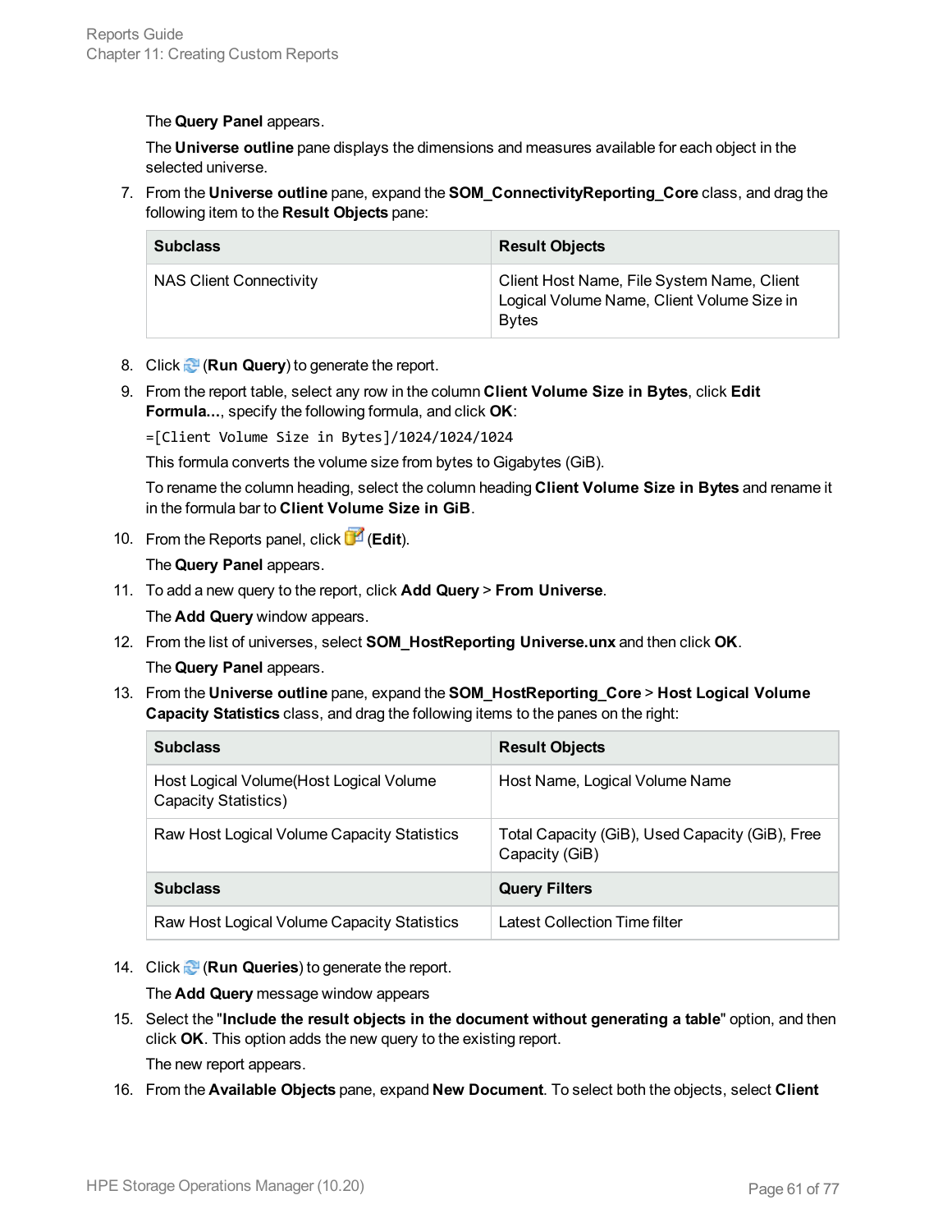The **Query Panel** appears.

The **Universe outline** pane displays the dimensions and measures available for each object in the selected universe.

7. From the **Universe outline** pane, expand the **SOM_ConnectivityReporting_Core** class, and drag the following item to the **Result Objects** pane:

| Subclass | Result Objects |
|---|---|
| NAS Client Connectivity | Client Host Name, File System Name, Client Logical Volume Name, Client Volume Size in Bytes |

8. Click (**Run Query**) to generate the report.
9. From the report table, select any row in the column **Client Volume Size in Bytes**, click **Edit Formula...**, specify the following formula, and click **OK**:

   ```
   =[Client Volume Size in Bytes]/1024/1024/1024
   ```

   This formula converts the volume size from bytes to Gigabytes (GiB).

   To rename the column heading, select the column heading **Client Volume Size in Bytes** and rename it in the formula bar to **Client Volume Size in GiB**.

10. From the Reports panel, click (**Edit**).

    The **Query Panel** appears.

11. To add a new query to the report, click **Add Query** > **From Universe**.

    The **Add Query** window appears.

12. From the list of universes, select **SOM_HostReporting Universe.unx** and then click **OK**.

    The **Query Panel** appears.

13. From the **Universe outline** pane, expand the **SOM_HostReporting_Core** > **Host Logical Volume Capacity Statistics** class, and drag the following items to the panes on the right:

| Subclass | Result Objects |
|---|---|
| Host Logical Volume(Host Logical Volume Capacity Statistics) | Host Name, Logical Volume Name |
| Raw Host Logical Volume Capacity Statistics | Total Capacity (GiB), Used Capacity (GiB), Free Capacity (GiB) |
| **Subclass** | **Query Filters** |
| Raw Host Logical Volume Capacity Statistics | Latest Collection Time filter |

14. Click (**Run Queries**) to generate the report.

    The **Add Query** message window appears

15. Select the "**Include the result objects in the document without generating a table**" option, and then click **OK**. This option adds the new query to the existing report.

    The new report appears.

16. From the **Available Objects** pane, expand **New Document**. To select both the objects, select **Client**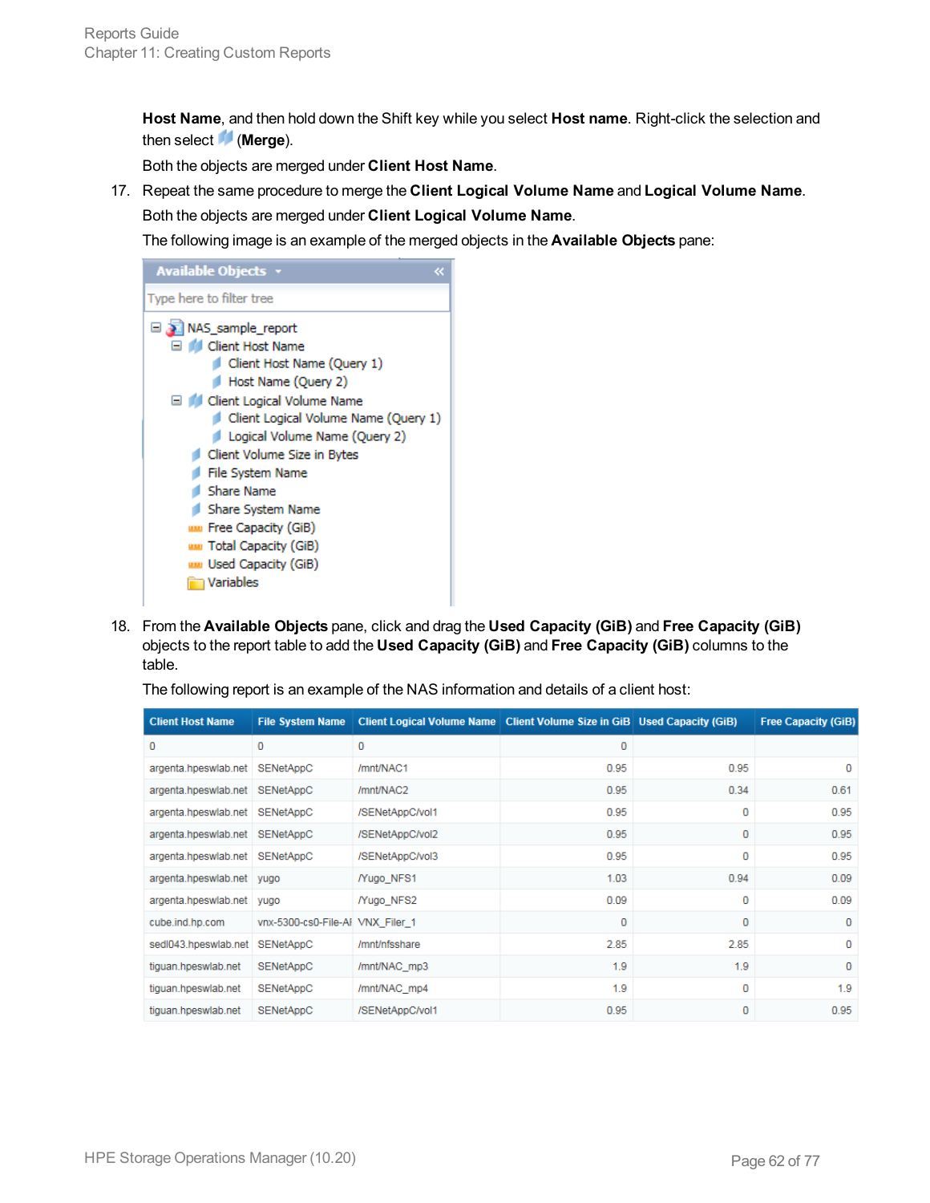**Host Name**, and then hold down the Shift key while you select **Host name**. Right-click the selection and then select (**Merge**).

Both the objects are merged under **Client Host Name**.

17. Repeat the same procedure to merge the **Client Logical Volume Name** and **Logical Volume Name**.

    Both the objects are merged under **Client Logical Volume Name**.

    The following image is an example of the merged objects in the **Available Objects** pane:

    Available Objects
    Type here to filter tree
    NAS_sample_report
    Client Host Name
    Client Host Name (Query 1)
    Host Name (Query 2)
    Client Logical Volume Name
    Client Logical Volume Name (Query 1)
    Logical Volume Name (Query 2)
    Client Volume Size in Bytes
    File System Name
    Share Name
    Share System Name
    Free Capacity (GiB)
    Total Capacity (GiB)
    Used Capacity (GiB)
    Variables

18. From the **Available Objects** pane, click and drag the **Used Capacity (GiB)** and **Free Capacity (GiB)** objects to the report table to add the **Used Capacity (GiB)** and **Free Capacity (GiB)** columns to the table.

    The following report is an example of the NAS information and details of a client host:

| Client Host Name | File System Name | Client Logical Volume Name | Client Volume Size in GiB | Used Capacity (GiB) | Free Capacity (GiB) |
|---|---|---|---|---|---|
| 0 | 0 | 0 | 0 | | |
| argenta.hpeswlab.net | SENetAppC | /mnt/NAC1 | 0.95 | 0.95 | 0 |
| argenta.hpeswlab.net | SENetAppC | /mnt/NAC2 | 0.95 | 0.34 | 0.61 |
| argenta.hpeswlab.net | SENetAppC | /SENetAppC/vol1 | 0.95 | 0 | 0.95 |
| argenta.hpeswlab.net | SENetAppC | /SENetAppC/vol2 | 0.95 | 0 | 0.95 |
| argenta.hpeswlab.net | SENetAppC | /SENetAppC/vol3 | 0.95 | 0 | 0.95 |
| argenta.hpeswlab.net | yugo | /Yugo_NFS1 | 1.03 | 0.94 | 0.09 |
| argenta.hpeswlab.net | yugo | /Yugo_NFS2 | 0.09 | 0 | 0.09 |
| cube.ind.hp.com | vnx-5300-cs0-File-Al | VNX_Filer_1 | 0 | 0 | 0 |
| sedl043.hpeswlab.net | SENetAppC | /mnt/nfsshare | 2.85 | 2.85 | 0 |
| tiguan.hpeswlab.net | SENetAppC | /mnt/NAC_mp3 | 1.9 | 1.9 | 0 |
| tiguan.hpeswlab.net | SENetAppC | /mnt/NAC_mp4 | 1.9 | 0 | 1.9 |
| tiguan.hpeswlab.net | SENetAppC | /SENetAppC/vol1 | 0.95 | 0 | 0.95 |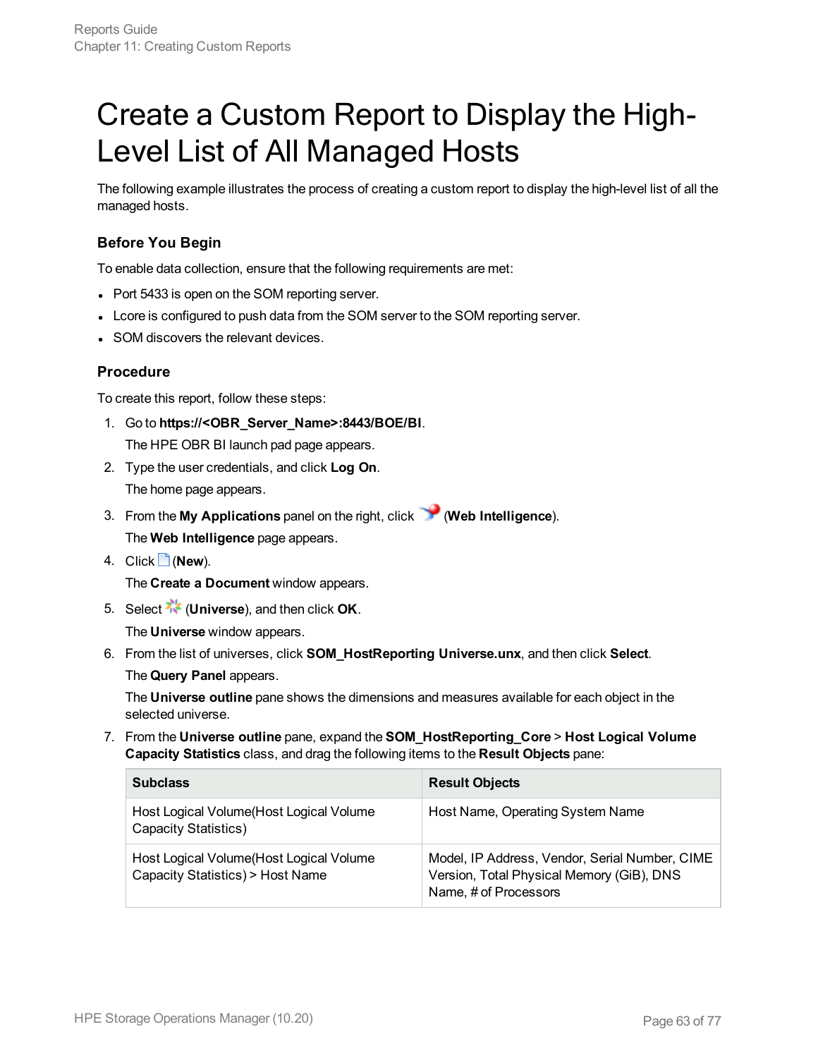# Create a Custom Report to Display the High-Level List of All Managed Hosts

The following example illustrates the process of creating a custom report to display the high-level list of all the managed hosts.

### Before You Begin

To enable data collection, ensure that the following requirements are met:

- Port 5433 is open on the SOM reporting server.
- Lcore is configured to push data from the SOM server to the SOM reporting server.
- SOM discovers the relevant devices.

### Procedure

To create this report, follow these steps:

1. Go to **https://<OBR_Server_Name>:8443/BOE/BI**.

   The HPE OBR BI launch pad page appears.
2. Type the user credentials, and click **Log On**.

   The home page appears.
3. From the **My Applications** panel on the right, click (**Web Intelligence**).

   The **Web Intelligence** page appears.
4. Click (**New**).

   The **Create a Document** window appears.
5. Select (**Universe**), and then click **OK**.

   The **Universe** window appears.
6. From the list of universes, click **SOM_HostReporting Universe.unx**, and then click **Select**.

   The **Query Panel** appears.

   The **Universe outline** pane shows the dimensions and measures available for each object in the selected universe.
7. From the **Universe outline** pane, expand the **SOM_HostReporting_Core** > **Host Logical Volume Capacity Statistics** class, and drag the following items to the **Result Objects** pane:

| Subclass | Result Objects |
|---|---|
| Host Logical Volume(Host Logical Volume Capacity Statistics) | Host Name, Operating System Name |
| Host Logical Volume(Host Logical Volume Capacity Statistics) > Host Name | Model, IP Address, Vendor, Serial Number, CIME Version, Total Physical Memory (GiB), DNS Name, # of Processors |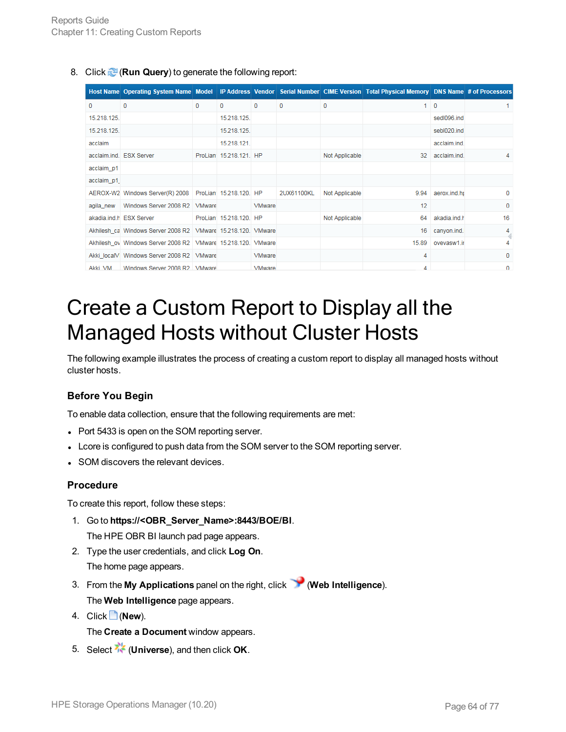8. Click (**Run Query**) to generate the following report:

| Host Name | Operating System Name | Model | IP Address | Vendor | Serial Number | CIME Version | Total Physical Memory | DNS Name | # of Processors |
|---|---|---|---|---|---|---|---|---|---|
| 0 | 0 | 0 | 0 | 0 | 0 | 0 | 1 | 0 | 1 |
| 15.218.125. | | | 15.218.125. | | | | | sedl096.ind | |
| 15.218.125. | | | 15.218.125. | | | | | sebl020.ind | |
| acclaim | | | 15.218.121. | | | | | acclaim.ind. | |
| acclaim.ind. | ESX Server | ProLian | 15.218.121. | HP | | Not Applicable | 32 | acclaim.ind. | 4 |
| acclaim_p1 | | | | | | | | | |
| acclaim_p1_ | | | | | | | | | |
| AEROX-W2 | Windows Server(R) 2008 | ProLian | 15.218.120. | HP | 2UX61100KL | Not Applicable | 9.94 | aerox.ind.hp | 0 |
| agila_new | Windows Server 2008 R2 | VMware | | VMware | | | 12 | | 0 |
| akadia.ind.h | ESX Server | ProLian | 15.218.120. | HP | | Not Applicable | 64 | akadia.ind.h | 16 |
| Akhilesh_ca | Windows Server 2008 R2 | VMware | 15.218.120. | VMware | | | 16 | canyon.ind. | 4 |
| Akhilesh_ov | Windows Server 2008 R2 | VMware | 15.218.120. | VMware | | | 15.89 | ovevasw1.ir | 4 |
| Akki_localV | Windows Server 2008 R2 | VMware | | VMware | | | 4 | | 0 |
| Akki_VM | Windows Server 2008 R2 | VMware | | VMware | | | 4 | | 0 |

# Create a Custom Report to Display all the Managed Hosts without Cluster Hosts

The following example illustrates the process of creating a custom report to display all managed hosts without cluster hosts.

### Before You Begin

To enable data collection, ensure that the following requirements are met:

- Port 5433 is open on the SOM reporting server.
- Lcore is configured to push data from the SOM server to the SOM reporting server.
- SOM discovers the relevant devices.

### Procedure

To create this report, follow these steps:

1. Go to **https://<OBR_Server_Name>:8443/BOE/BI**.

   The HPE OBR BI launch pad page appears.
2. Type the user credentials, and click **Log On**.

   The home page appears.
3. From the **My Applications** panel on the right, click (**Web Intelligence**).

   The **Web Intelligence** page appears.
4. Click (**New**).

   The **Create a Document** window appears.
5. Select (**Universe**), and then click **OK**.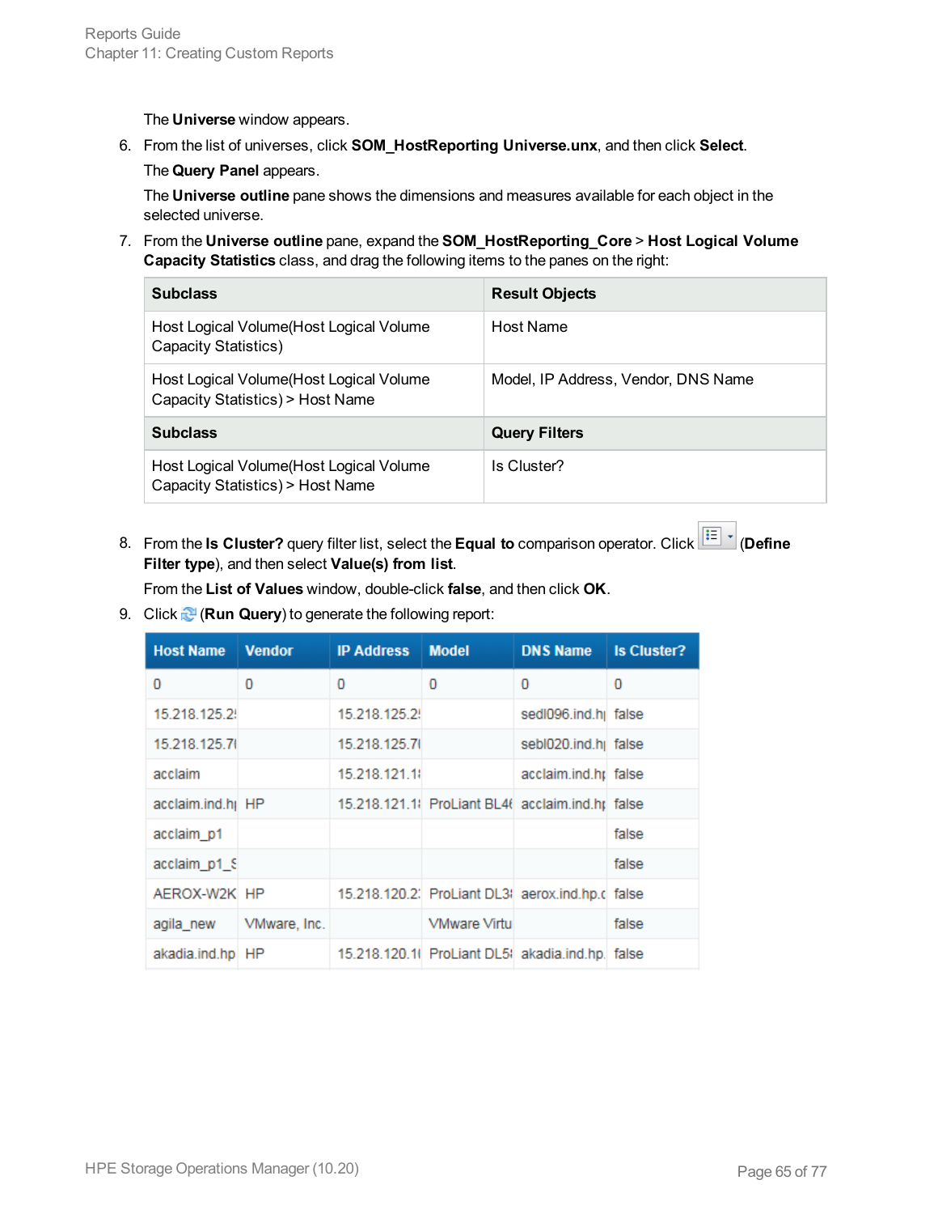The **Universe** window appears.

6. From the list of universes, click **SOM_HostReporting Universe.unx**, and then click **Select**.

   The **Query Panel** appears.

   The **Universe outline** pane shows the dimensions and measures available for each object in the selected universe.

7. From the **Universe outline** pane, expand the **SOM_HostReporting_Core** > **Host Logical Volume Capacity Statistics** class, and drag the following items to the panes on the right:

| Subclass | Result Objects |
|---|---|
| Host Logical Volume(Host Logical Volume Capacity Statistics) | Host Name |
| Host Logical Volume(Host Logical Volume Capacity Statistics) > Host Name | Model, IP Address, Vendor, DNS Name |
| **Subclass** | **Query Filters** |
| Host Logical Volume(Host Logical Volume Capacity Statistics) > Host Name | Is Cluster? |

8. From the **Is Cluster?** query filter list, select the **Equal to** comparison operator. Click (**Define Filter type**), and then select **Value(s) from list**.

   From the **List of Values** window, double-click **false**, and then click **OK**.

9. Click (**Run Query**) to generate the following report:

| Host Name | Vendor | IP Address | Model | DNS Name | Is Cluster? |
|---|---|---|---|---|---|
| 0 | 0 | 0 | 0 | 0 | 0 |
| 15.218.125.2! | | 15.218.125.2! | | sedl096.ind.h| | false |
| 15.218.125.7( | | 15.218.125.7( | | sebl020.ind.h| | false |
| acclaim | | 15.218.121.1! | | acclaim.ind.h| | false |
| acclaim.ind.h| | HP | 15.218.121.1! | ProLiant BL4( | acclaim.ind.h| | false |
| acclaim_p1 | | | | | false |
| acclaim_p1_S | | | | | false |
| AEROX-W2K | HP | 15.218.120.2: | ProLiant DL3! | aerox.ind.hp.c | false |
| agila_new | VMware, Inc. | | VMware Virtu | | false |
| akadia.ind.hp | HP | 15.218.120.1( | ProLiant DL5! | akadia.ind.hp. | false |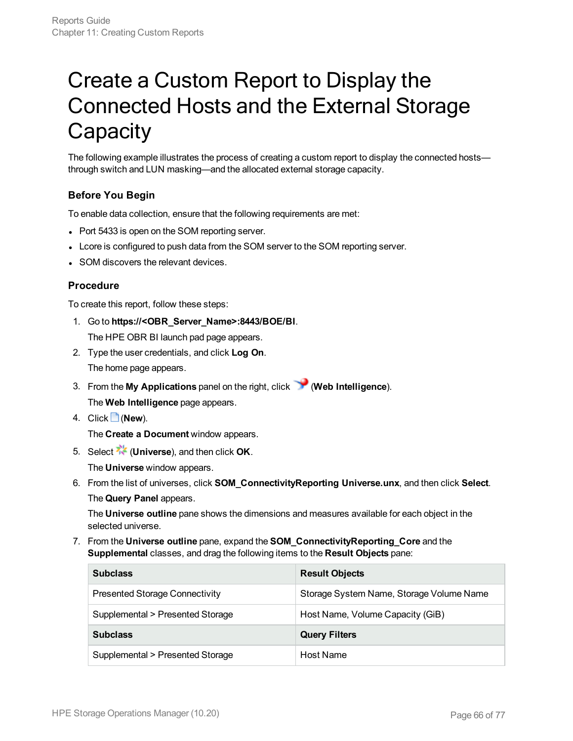# Create a Custom Report to Display the Connected Hosts and the External Storage Capacity

The following example illustrates the process of creating a custom report to display the connected hosts—through switch and LUN masking—and the allocated external storage capacity.

### Before You Begin

To enable data collection, ensure that the following requirements are met:

- Port 5433 is open on the SOM reporting server.
- Lcore is configured to push data from the SOM server to the SOM reporting server.
- SOM discovers the relevant devices.

### Procedure

To create this report, follow these steps:

1. Go to **https://<OBR_Server_Name>:8443/BOE/BI**.

   The HPE OBR BI launch pad page appears.

2. Type the user credentials, and click **Log On**.

   The home page appears.

3. From the **My Applications** panel on the right, click (**Web Intelligence**).

   The **Web Intelligence** page appears.

4. Click (**New**).

   The **Create a Document** window appears.

5. Select (**Universe**), and then click **OK**.

   The **Universe** window appears.

6. From the list of universes, click **SOM_ConnectivityReporting Universe.unx**, and then click **Select**.

   The **Query Panel** appears.

   The **Universe outline** pane shows the dimensions and measures available for each object in the selected universe.

7. From the **Universe outline** pane, expand the **SOM_ConnectivityReporting_Core** and the **Supplemental** classes, and drag the following items to the **Result Objects** pane:

| Subclass | Result Objects |
| --- | --- |
| Presented Storage Connectivity | Storage System Name, Storage Volume Name |
| Supplemental > Presented Storage | Host Name, Volume Capacity (GiB) |
| **Subclass** | **Query Filters** |
| Supplemental > Presented Storage | Host Name |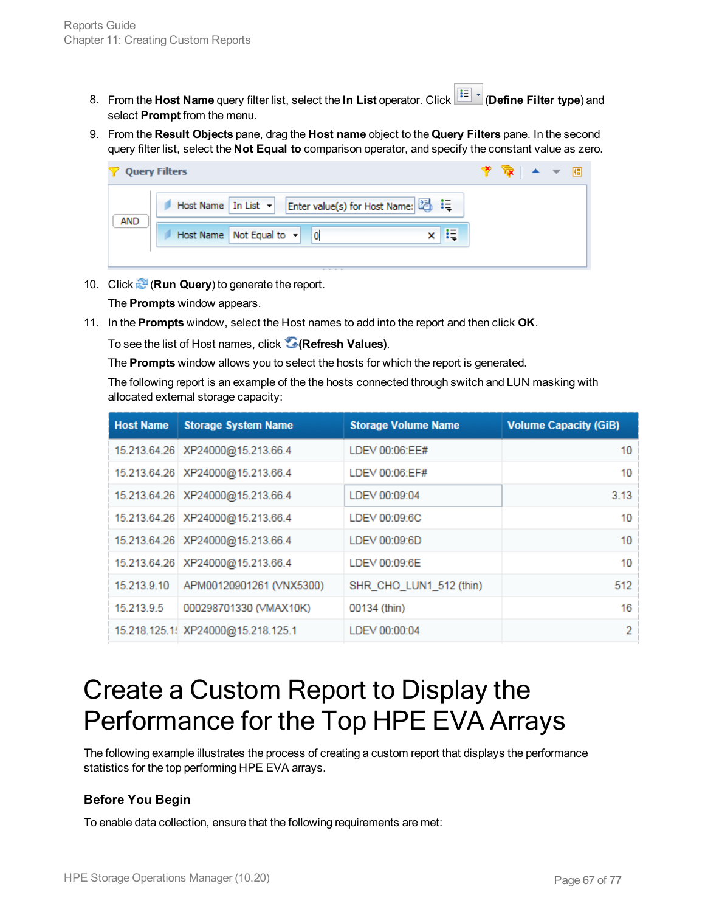8. From the **Host Name** query filter list, select the **In List** operator. Click (**Define Filter type**) and select **Prompt** from the menu.
9. From the **Result Objects** pane, drag the **Host name** object to the **Query Filters** pane. In the second query filter list, select the **Not Equal to** comparison operator, and specify the constant value as zero.
10. Click (**Run Query**) to generate the report.

    The **Prompts** window appears.
11. In the **Prompts** window, select the Host names to add into the report and then click **OK**.

    To see the list of Host names, click **(Refresh Values)**.

    The **Prompts** window allows you to select the hosts for which the report is generated.

    The following report is an example of the the hosts connected through switch and LUN masking with allocated external storage capacity:

| Host Name | Storage System Name | Storage Volume Name | Volume Capacity (GiB) |
|---|---|---|---|
| 15.213.64.26 | XP24000@15.213.66.4 | LDEV 00:06:EE# | 10 |
| 15.213.64.26 | XP24000@15.213.66.4 | LDEV 00:06:EF# | 10 |
| 15.213.64.26 | XP24000@15.213.66.4 | LDEV 00:09:04 | 3.13 |
| 15.213.64.26 | XP24000@15.213.66.4 | LDEV 00:09:6C | 10 |
| 15.213.64.26 | XP24000@15.213.66.4 | LDEV 00:09:6D | 10 |
| 15.213.64.26 | XP24000@15.213.66.4 | LDEV 00:09:6E | 10 |
| 15.213.9.10 | APM00120901261 (VNX5300) | SHR_CHO_LUN1_512 (thin) | 512 |
| 15.213.9.5 | 000298701330 (VMAX10K) | 00134 (thin) | 16 |
| 15.218.125.1! | XP24000@15.218.125.1 | LDEV 00:00:04 | 2 |

# Create a Custom Report to Display the Performance for the Top HPE EVA Arrays

The following example illustrates the process of creating a custom report that displays the performance statistics for the top performing HPE EVA arrays.

### Before You Begin

To enable data collection, ensure that the following requirements are met: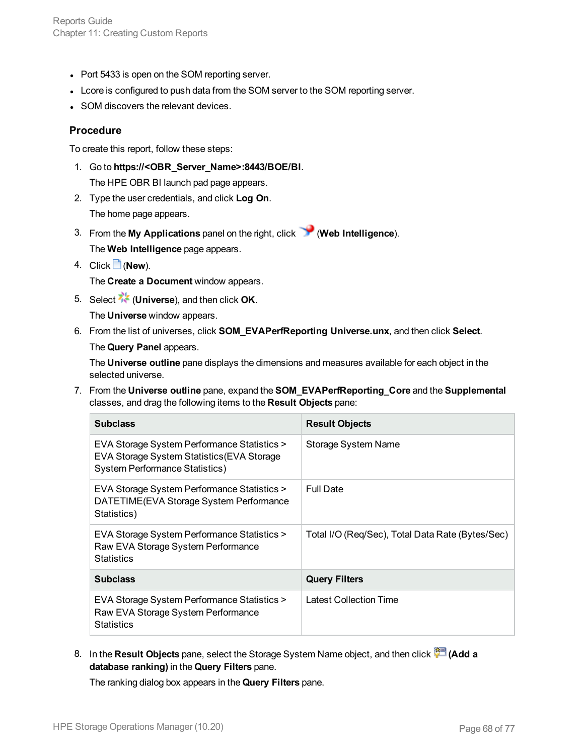- Port 5433 is open on the SOM reporting server.
- Lcore is configured to push data from the SOM server to the SOM reporting server.
- SOM discovers the relevant devices.

### Procedure

To create this report, follow these steps:

1. Go to **https://<OBR_Server_Name>:8443/BOE/BI**.

   The HPE OBR BI launch pad page appears.
2. Type the user credentials, and click **Log On**.

   The home page appears.
3. From the **My Applications** panel on the right, click (**Web Intelligence**).

   The **Web Intelligence** page appears.
4. Click (**New**).

   The **Create a Document** window appears.
5. Select (**Universe**), and then click **OK**.

   The **Universe** window appears.
6. From the list of universes, click **SOM_EVAPerfReporting Universe.unx**, and then click **Select**.

   The **Query Panel** appears.

   The **Universe outline** pane displays the dimensions and measures available for each object in the selected universe.
7. From the **Universe outline** pane, expand the **SOM_EVAPerfReporting_Core** and the **Supplemental** classes, and drag the following items to the **Result Objects** pane:

   | Subclass | Result Objects |
   | --- | --- |
   | EVA Storage System Performance Statistics > EVA Storage System Statistics(EVA Storage System Performance Statistics) | Storage System Name |
   | EVA Storage System Performance Statistics > DATETIME(EVA Storage System Performance Statistics) | Full Date |
   | EVA Storage System Performance Statistics > Raw EVA Storage System Performance Statistics | Total I/O (Req/Sec), Total Data Rate (Bytes/Sec) |
   | **Subclass** | **Query Filters** |
   | EVA Storage System Performance Statistics > Raw EVA Storage System Performance Statistics | Latest Collection Time |

8. In the **Result Objects** pane, select the Storage System Name object, and then click **(Add a database ranking)** in the **Query Filters** pane.

   The ranking dialog box appears in the **Query Filters** pane.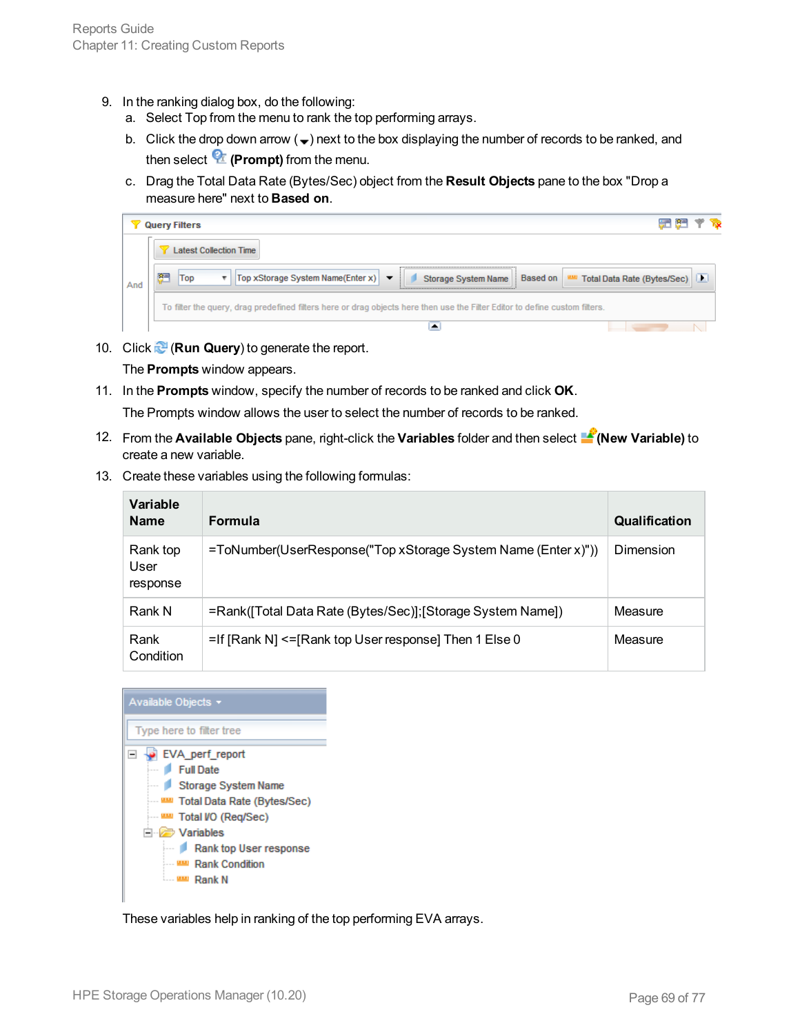9. In the ranking dialog box, do the following:
   a. Select Top from the menu to rank the top performing arrays.
   b. Click the drop down arrow ( ) next to the box displaying the number of records to be ranked, and then select **(Prompt)** from the menu.
   c. Drag the Total Data Rate (Bytes/Sec) object from the **Result Objects** pane to the box "Drop a measure here" next to **Based on**.

Query Filters

Latest Collection Time

And Top Top xStorage System Name(Enter x) Storage System Name Based on Total Data Rate (Bytes/Sec)

To filter the query, drag predefined filters here or drag objects here then use the Filter Editor to define custom filters.

10. Click (**Run Query**) to generate the report.

    The **Prompts** window appears.

11. In the **Prompts** window, specify the number of records to be ranked and click **OK**.

    The Prompts window allows the user to select the number of records to be ranked.

12. From the **Available Objects** pane, right-click the **Variables** folder and then select **(New Variable)** to create a new variable.

13. Create these variables using the following formulas:

| Variable Name | Formula | Qualification |
|---|---|---|
| Rank top User response | =ToNumber(UserResponse("Top xStorage System Name (Enter x)")) | Dimension |
| Rank N | =Rank([Total Data Rate (Bytes/Sec)];[Storage System Name]) | Measure |
| Rank Condition | =If [Rank N] <=[Rank top User response] Then 1 Else 0 | Measure |

Available Objects

Type here to filter tree

EVA_perf_report
- Full Date
- Storage System Name
- Total Data Rate (Bytes/Sec)
- Total I/O (Req/Sec)
- Variables
  - Rank top User response
  - Rank Condition
  - Rank N

These variables help in ranking of the top performing EVA arrays.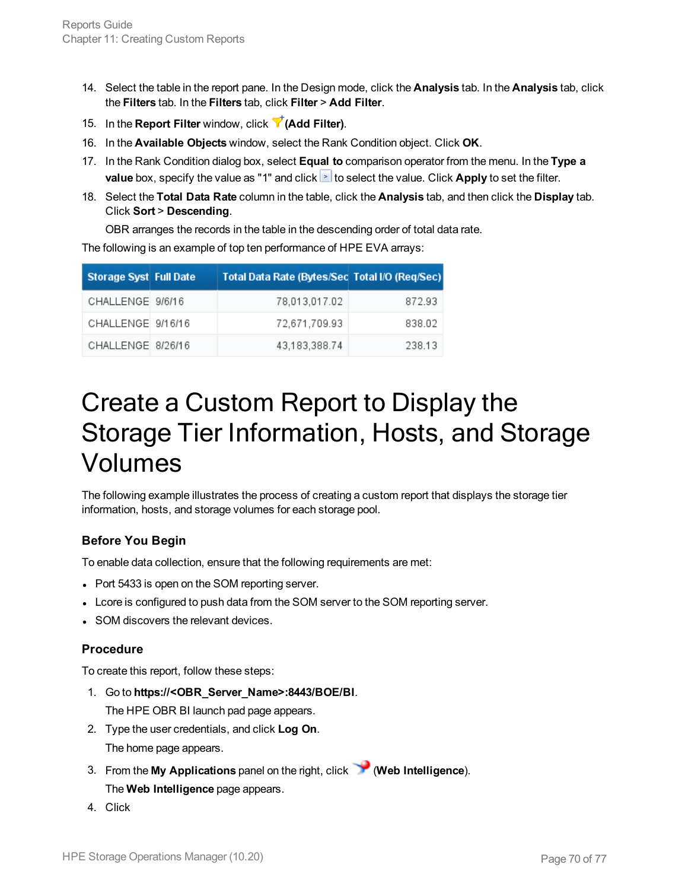14. Select the table in the report pane. In the Design mode, click the **Analysis** tab. In the **Analysis** tab, click the **Filters** tab. In the **Filters** tab, click **Filter** > **Add Filter**.
15. In the **Report Filter** window, click **(Add Filter)**.
16. In the **Available Objects** window, select the Rank Condition object. Click **OK**.
17. In the Rank Condition dialog box, select **Equal to** comparison operator from the menu. In the **Type a value** box, specify the value as "1" and click to select the value. Click **Apply** to set the filter.
18. Select the **Total Data Rate** column in the table, click the **Analysis** tab, and then click the **Display** tab. Click **Sort** > **Descending**.

    OBR arranges the records in the table in the descending order of total data rate.

The following is an example of top ten performance of HPE EVA arrays:

| Storage Syst | Full Date | Total Data Rate (Bytes/Sec | Total I/O (Req/Sec) |
|---|---|---|---|
| CHALLENGE | 9/6/16 | 78,013,017.02 | 872.93 |
| CHALLENGE | 9/16/16 | 72,671,709.93 | 838.02 |
| CHALLENGE | 8/26/16 | 43,183,388.74 | 238.13 |

# Create a Custom Report to Display the Storage Tier Information, Hosts, and Storage Volumes

The following example illustrates the process of creating a custom report that displays the storage tier information, hosts, and storage volumes for each storage pool.

### Before You Begin

To enable data collection, ensure that the following requirements are met:

- Port 5433 is open on the SOM reporting server.
- Lcore is configured to push data from the SOM server to the SOM reporting server.
- SOM discovers the relevant devices.

### Procedure

To create this report, follow these steps:

1. Go to **https://<OBR_Server_Name>:8443/BOE/BI**.

   The HPE OBR BI launch pad page appears.
2. Type the user credentials, and click **Log On**.

   The home page appears.
3. From the **My Applications** panel on the right, click (**Web Intelligence**).

   The **Web Intelligence** page appears.
4. Click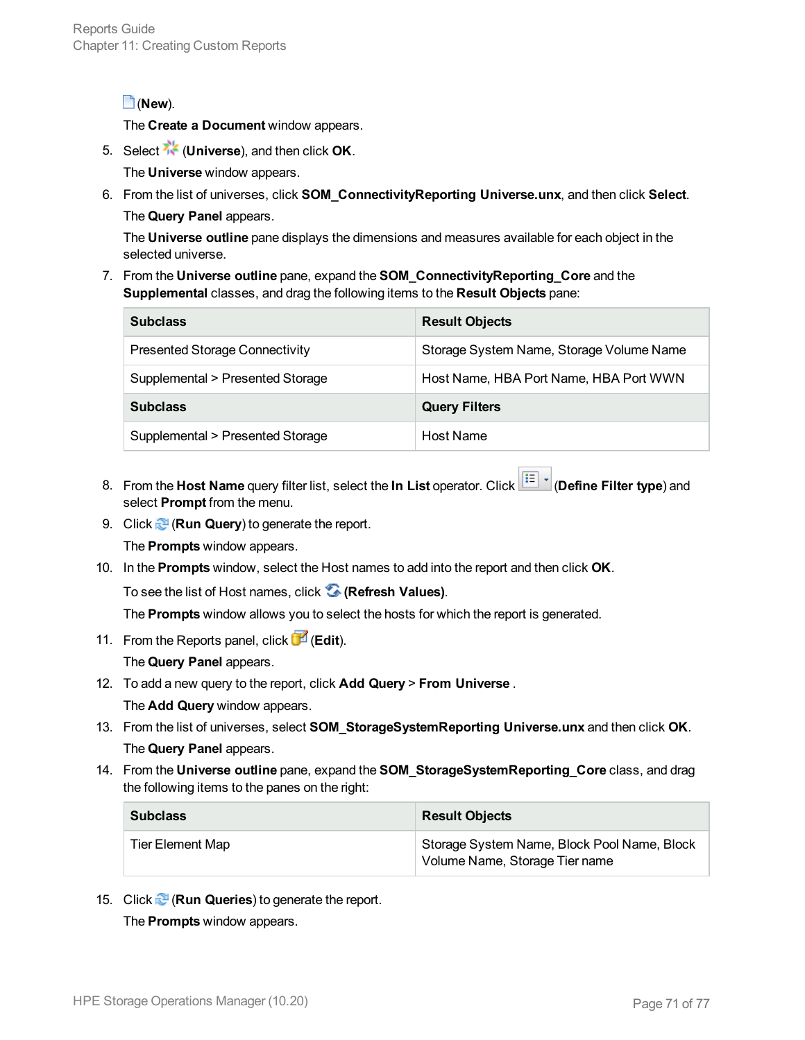(**New**).

The **Create a Document** window appears.

5. Select (**Universe**), and then click **OK**.

   The **Universe** window appears.

6. From the list of universes, click **SOM_ConnectivityReporting Universe.unx**, and then click **Select**.

   The **Query Panel** appears.

   The **Universe outline** pane displays the dimensions and measures available for each object in the selected universe.

7. From the **Universe outline** pane, expand the **SOM_ConnectivityReporting_Core** and the **Supplemental** classes, and drag the following items to the **Result Objects** pane:

| **Subclass** | **Result Objects** |
|---|---|
| Presented Storage Connectivity | Storage System Name, Storage Volume Name |
| Supplemental > Presented Storage | Host Name, HBA Port Name, HBA Port WWN |
| **Subclass** | **Query Filters** |
| Supplemental > Presented Storage | Host Name |

8. From the **Host Name** query filter list, select the **In List** operator. Click (**Define Filter type**) and select **Prompt** from the menu.

9. Click (**Run Query**) to generate the report.

   The **Prompts** window appears.

10. In the **Prompts** window, select the Host names to add into the report and then click **OK**.

    To see the list of Host names, click **(Refresh Values)**.

    The **Prompts** window allows you to select the hosts for which the report is generated.

11. From the Reports panel, click (**Edit**).

    The **Query Panel** appears.

12. To add a new query to the report, click **Add Query** > **From Universe** .

    The **Add Query** window appears.

13. From the list of universes, select **SOM_StorageSystemReporting Universe.unx** and then click **OK**.

    The **Query Panel** appears.

14. From the **Universe outline** pane, expand the **SOM_StorageSystemReporting_Core** class, and drag the following items to the panes on the right:

| **Subclass** | **Result Objects** |
|---|---|
| Tier Element Map | Storage System Name, Block Pool Name, Block Volume Name, Storage Tier name |

15. Click (**Run Queries**) to generate the report.

    The **Prompts** window appears.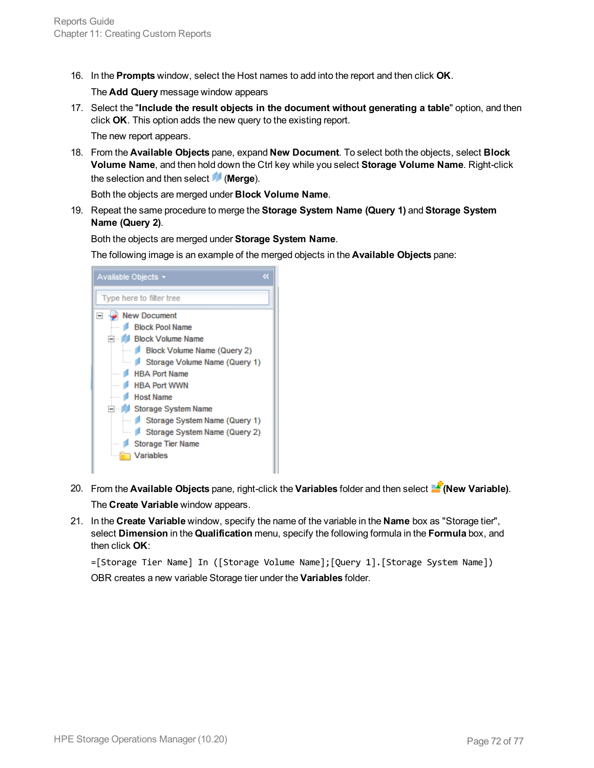16. In the **Prompts** window, select the Host names to add into the report and then click **OK**.

    The **Add Query** message window appears

17. Select the "**Include the result objects in the document without generating a table**" option, and then click **OK**. This option adds the new query to the existing report.

    The new report appears.

18. From the **Available Objects** pane, expand **New Document**. To select both the objects, select **Block Volume Name**, and then hold down the Ctrl key while you select **Storage Volume Name**. Right-click the selection and then select (**Merge**).

    Both the objects are merged under **Block Volume Name**.

19. Repeat the same procedure to merge the **Storage System Name (Query 1)** and **Storage System Name (Query 2)**.

    Both the objects are merged under **Storage System Name**.

    The following image is an example of the merged objects in the **Available Objects** pane:

    Available Objects
    Type here to filter tree
    New Document
    Block Pool Name
    Block Volume Name
    Block Volume Name (Query 2)
    Storage Volume Name (Query 1)
    HBA Port Name
    HBA Port WWN
    Host Name
    Storage System Name
    Storage System Name (Query 1)
    Storage System Name (Query 2)
    Storage Tier Name
    Variables

20. From the **Available Objects** pane, right-click the **Variables** folder and then select **(New Variable)**.

    The **Create Variable** window appears.

21. In the **Create Variable** window, specify the name of the variable in the **Name** box as "Storage tier", select **Dimension** in the **Qualification** menu, specify the following formula in the **Formula** box, and then click **OK**:

    ```
    =[Storage Tier Name] In ([Storage Volume Name];[Query 1].[Storage System Name])
    ```

    OBR creates a new variable Storage tier under the **Variables** folder.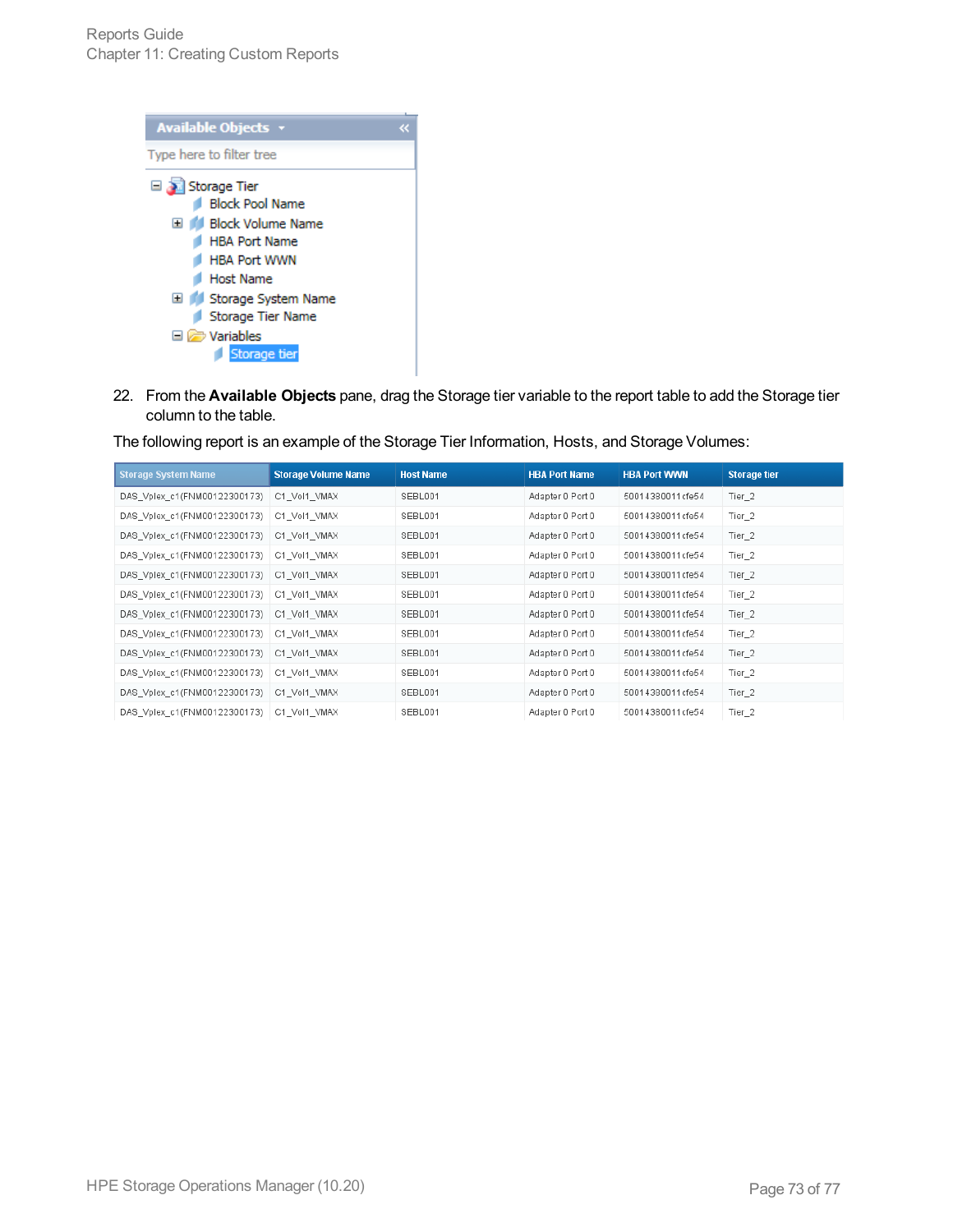22. From the **Available Objects** pane, drag the Storage tier variable to the report table to add the Storage tier column to the table.

The following report is an example of the Storage Tier Information, Hosts, and Storage Volumes:

| Storage System Name | Storage Volume Name | Host Name | HBA Port Name | HBA Port WWN | Storage tier |
|---|---|---|---|---|---|
| DAS_Vplex_c1(FNM00122300173) | C1_Vol1_VMAX | SEBL001 | Adapter 0 Port 0 | 50014380011cfe54 | Tier_2 |
| DAS_Vplex_c1(FNM00122300173) | C1_Vol1_VMAX | SEBL001 | Adapter 0 Port 0 | 50014380011cfe54 | Tier_2 |
| DAS_Vplex_c1(FNM00122300173) | C1_Vol1_VMAX | SEBL001 | Adapter 0 Port 0 | 50014380011cfe54 | Tier_2 |
| DAS_Vplex_c1(FNM00122300173) | C1_Vol1_VMAX | SEBL001 | Adapter 0 Port 0 | 50014380011cfe54 | Tier_2 |
| DAS_Vplex_c1(FNM00122300173) | C1_Vol1_VMAX | SEBL001 | Adapter 0 Port 0 | 50014380011cfe54 | Tier_2 |
| DAS_Vplex_c1(FNM00122300173) | C1_Vol1_VMAX | SEBL001 | Adapter 0 Port 0 | 50014380011cfe54 | Tier_2 |
| DAS_Vplex_c1(FNM00122300173) | C1_Vol1_VMAX | SEBL001 | Adapter 0 Port 0 | 50014380011cfe54 | Tier_2 |
| DAS_Vplex_c1(FNM00122300173) | C1_Vol1_VMAX | SEBL001 | Adapter 0 Port 0 | 50014380011cfe54 | Tier_2 |
| DAS_Vplex_c1(FNM00122300173) | C1_Vol1_VMAX | SEBL001 | Adapter 0 Port 0 | 50014380011cfe54 | Tier_2 |
| DAS_Vplex_c1(FNM00122300173) | C1_Vol1_VMAX | SEBL001 | Adapter 0 Port 0 | 50014380011cfe54 | Tier_2 |
| DAS_Vplex_c1(FNM00122300173) | C1_Vol1_VMAX | SEBL001 | Adapter 0 Port 0 | 50014380011cfe54 | Tier_2 |
| DAS_Vplex_c1(FNM00122300173) | C1_Vol1_VMAX | SEBL001 | Adapter 0 Port 0 | 50014380011cfe54 | Tier_2 |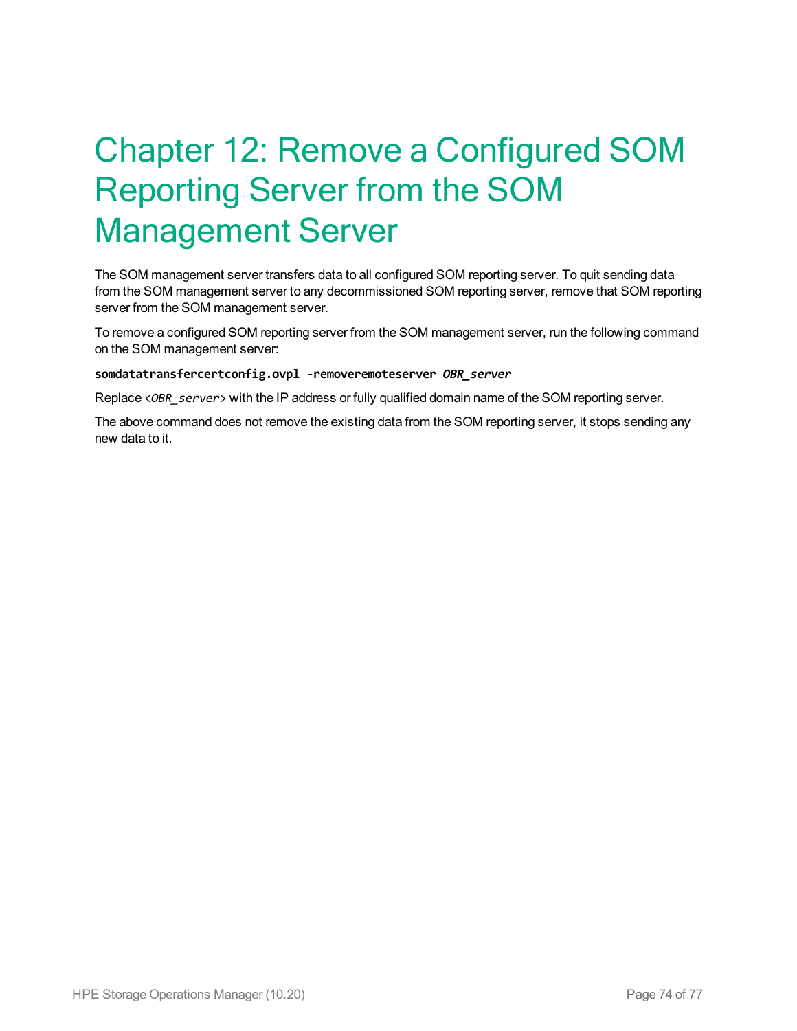# Chapter 12: Remove a Configured SOM Reporting Server from the SOM Management Server

The SOM management server transfers data to all configured SOM reporting server. To quit sending data from the SOM management server to any decommissioned SOM reporting server, remove that SOM reporting server from the SOM management server.

To remove a configured SOM reporting server from the SOM management server, run the following command on the SOM management server:

**`somdatatransfercertconfig.ovpl -removeremoteserver`** ***`OBR_server`***

Replace *`<OBR_server>`* with the IP address or fully qualified domain name of the SOM reporting server.

The above command does not remove the existing data from the SOM reporting server, it stops sending any new data to it.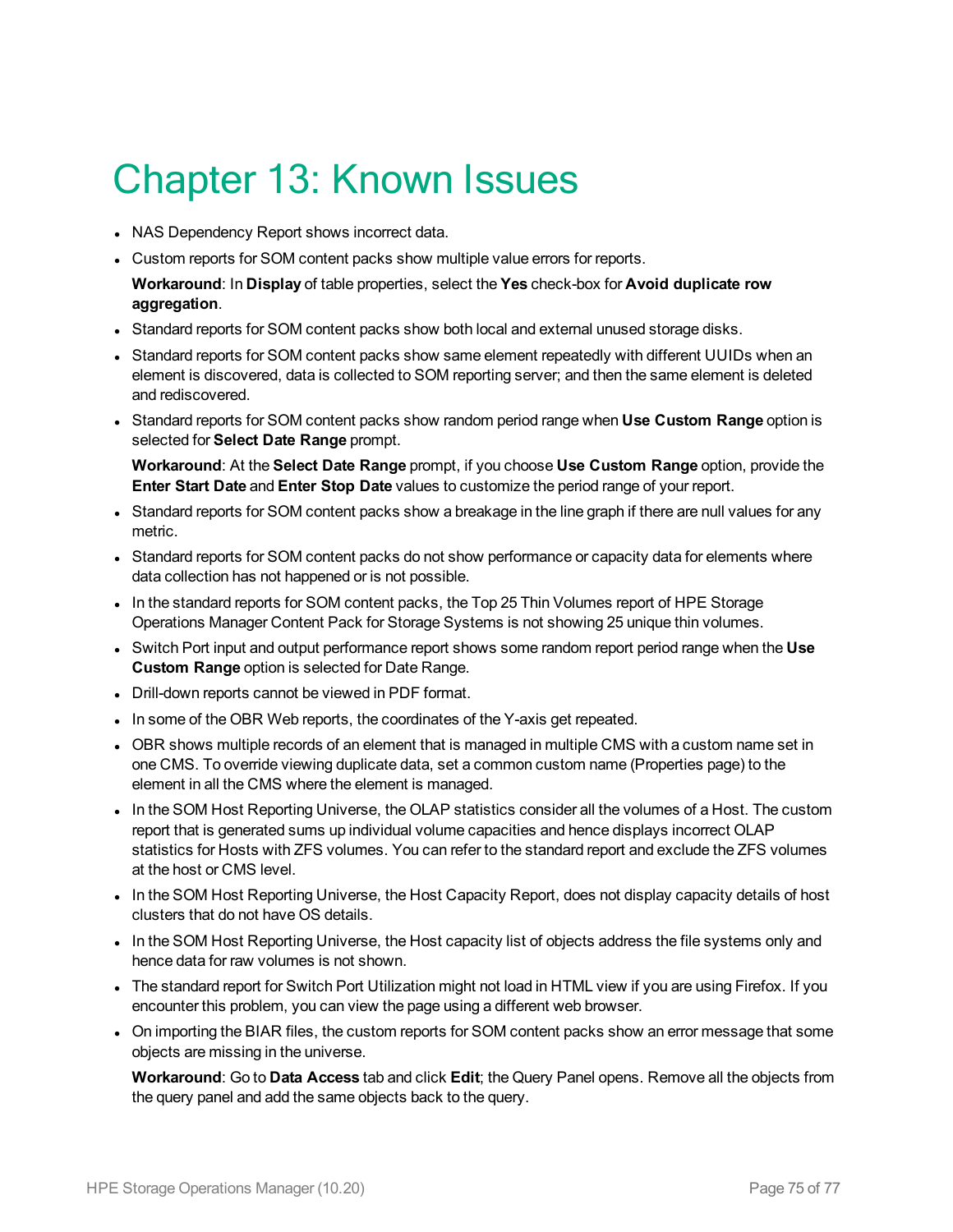# Chapter 13: Known Issues

- NAS Dependency Report shows incorrect data.
- Custom reports for SOM content packs show multiple value errors for reports.

  **Workaround**: In **Display** of table properties, select the **Yes** check-box for **Avoid duplicate row aggregation**.
- Standard reports for SOM content packs show both local and external unused storage disks.
- Standard reports for SOM content packs show same element repeatedly with different UUIDs when an element is discovered, data is collected to SOM reporting server; and then the same element is deleted and rediscovered.
- Standard reports for SOM content packs show random period range when **Use Custom Range** option is selected for **Select Date Range** prompt.

  **Workaround**: At the **Select Date Range** prompt, if you choose **Use Custom Range** option, provide the **Enter Start Date** and **Enter Stop Date** values to customize the period range of your report.
- Standard reports for SOM content packs show a breakage in the line graph if there are null values for any metric.
- Standard reports for SOM content packs do not show performance or capacity data for elements where data collection has not happened or is not possible.
- In the standard reports for SOM content packs, the Top 25 Thin Volumes report of HPE Storage Operations Manager Content Pack for Storage Systems is not showing 25 unique thin volumes.
- Switch Port input and output performance report shows some random report period range when the **Use Custom Range** option is selected for Date Range.
- Drill-down reports cannot be viewed in PDF format.
- In some of the OBR Web reports, the coordinates of the Y-axis get repeated.
- OBR shows multiple records of an element that is managed in multiple CMS with a custom name set in one CMS. To override viewing duplicate data, set a common custom name (Properties page) to the element in all the CMS where the element is managed.
- In the SOM Host Reporting Universe, the OLAP statistics consider all the volumes of a Host. The custom report that is generated sums up individual volume capacities and hence displays incorrect OLAP statistics for Hosts with ZFS volumes. You can refer to the standard report and exclude the ZFS volumes at the host or CMS level.
- In the SOM Host Reporting Universe, the Host Capacity Report, does not display capacity details of host clusters that do not have OS details.
- In the SOM Host Reporting Universe, the Host capacity list of objects address the file systems only and hence data for raw volumes is not shown.
- The standard report for Switch Port Utilization might not load in HTML view if you are using Firefox. If you encounter this problem, you can view the page using a different web browser.
- On importing the BIAR files, the custom reports for SOM content packs show an error message that some objects are missing in the universe.

  **Workaround**: Go to **Data Access** tab and click **Edit**; the Query Panel opens. Remove all the objects from the query panel and add the same objects back to the query.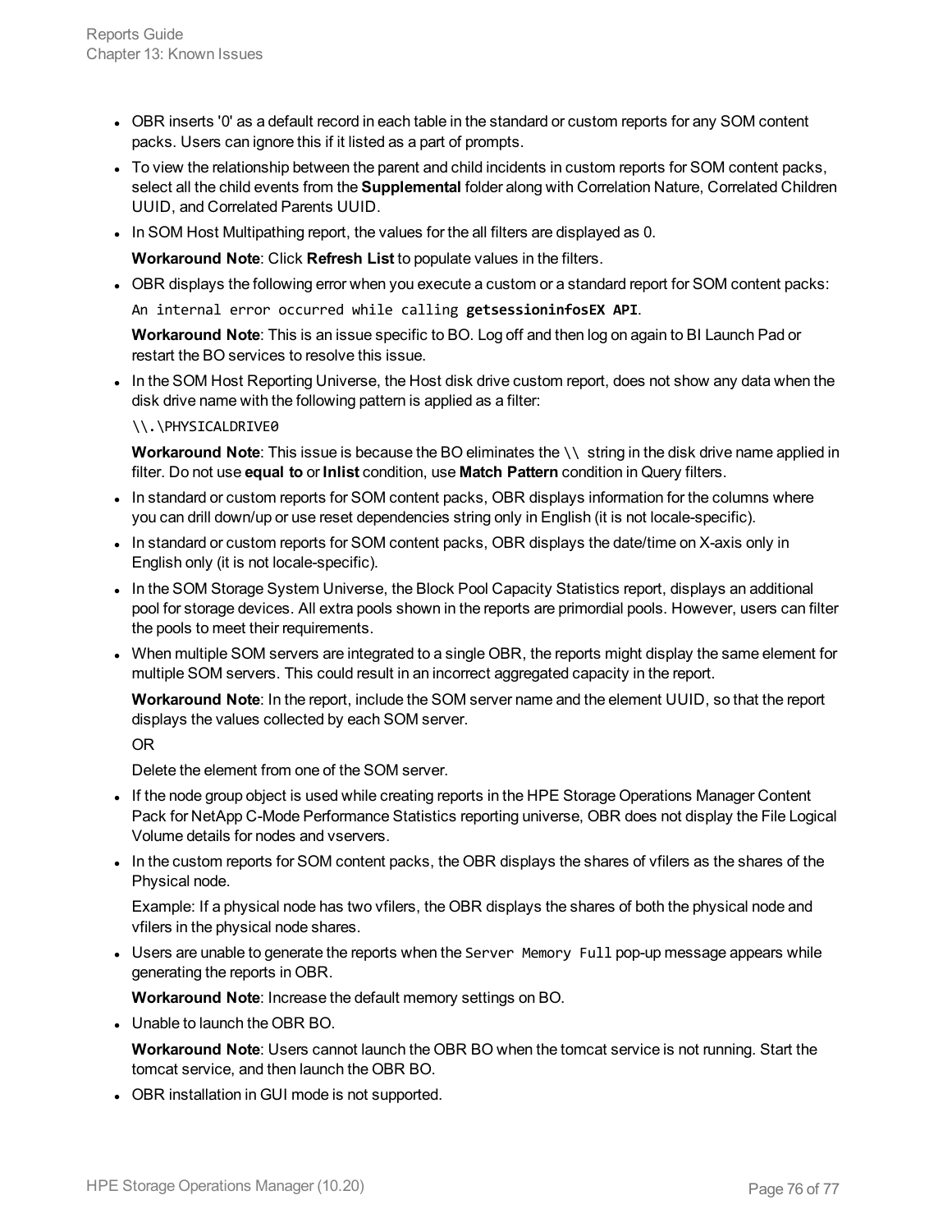- OBR inserts '0' as a default record in each table in the standard or custom reports for any SOM content packs. Users can ignore this if it listed as a part of prompts.
- To view the relationship between the parent and child incidents in custom reports for SOM content packs, select all the child events from the **Supplemental** folder along with Correlation Nature, Correlated Children UUID, and Correlated Parents UUID.
- In SOM Host Multipathing report, the values for the all filters are displayed as 0.

  **Workaround Note**: Click **Refresh List** to populate values in the filters.
- OBR displays the following error when you execute a custom or a standard report for SOM content packs:

  `An internal error occurred while calling` **`getsessioninfosEX API`**.

  **Workaround Note**: This is an issue specific to BO. Log off and then log on again to BI Launch Pad or restart the BO services to resolve this issue.
- In the SOM Host Reporting Universe, the Host disk drive custom report, does not show any data when the disk drive name with the following pattern is applied as a filter:

  `\\.\PHYSICALDRIVE0`

  **Workaround Note**: This issue is because the BO eliminates the `\\` string in the disk drive name applied in filter. Do not use **equal to** or **Inlist** condition, use **Match Pattern** condition in Query filters.
- In standard or custom reports for SOM content packs, OBR displays information for the columns where you can drill down/up or use reset dependencies string only in English (it is not locale-specific).
- In standard or custom reports for SOM content packs, OBR displays the date/time on X-axis only in English only (it is not locale-specific).
- In the SOM Storage System Universe, the Block Pool Capacity Statistics report, displays an additional pool for storage devices. All extra pools shown in the reports are primordial pools. However, users can filter the pools to meet their requirements.
- When multiple SOM servers are integrated to a single OBR, the reports might display the same element for multiple SOM servers. This could result in an incorrect aggregated capacity in the report.

  **Workaround Note**: In the report, include the SOM server name and the element UUID, so that the report displays the values collected by each SOM server.

  OR

  Delete the element from one of the SOM server.
- If the node group object is used while creating reports in the HPE Storage Operations Manager Content Pack for NetApp C-Mode Performance Statistics reporting universe, OBR does not display the File Logical Volume details for nodes and vservers.
- In the custom reports for SOM content packs, the OBR displays the shares of vfilers as the shares of the Physical node.

  Example: If a physical node has two vfilers, the OBR displays the shares of both the physical node and vfilers in the physical node shares.
- Users are unable to generate the reports when the `Server Memory Full` pop-up message appears while generating the reports in OBR.

  **Workaround Note**: Increase the default memory settings on BO.
- Unable to launch the OBR BO.

  **Workaround Note**: Users cannot launch the OBR BO when the tomcat service is not running. Start the tomcat service, and then launch the OBR BO.
- OBR installation in GUI mode is not supported.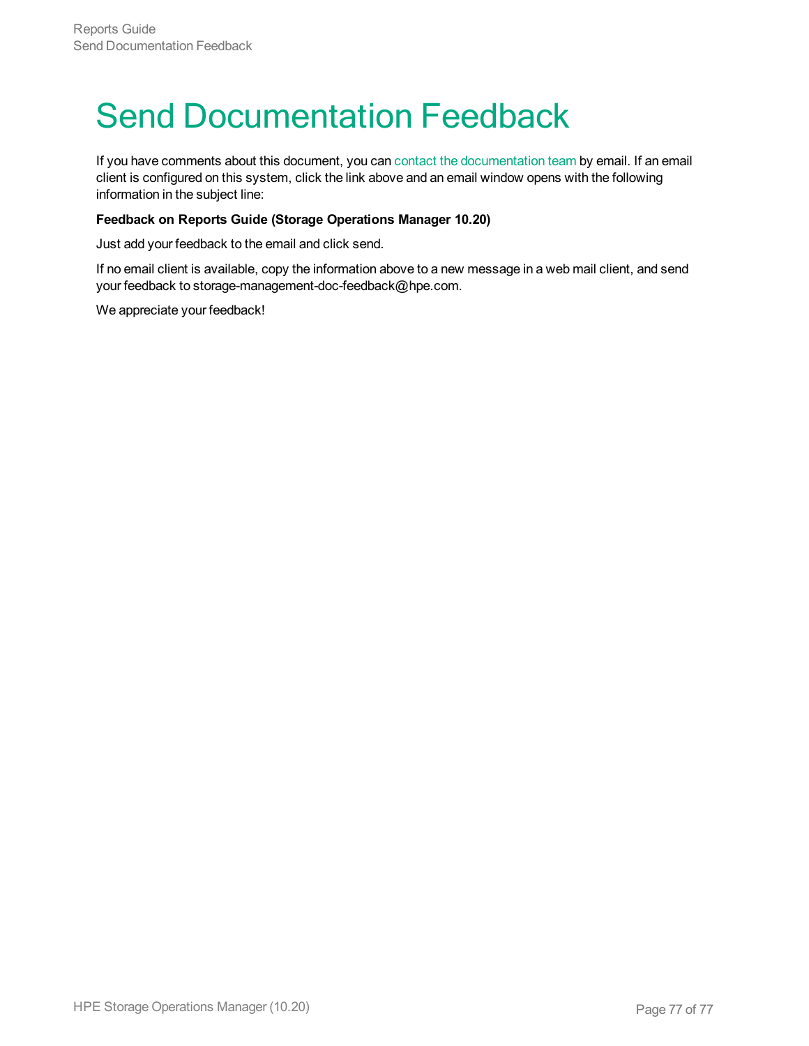# Send Documentation Feedback

If you have comments about this document, you can contact the documentation team by email. If an email client is configured on this system, click the link above and an email window opens with the following information in the subject line:

**Feedback on Reports Guide (Storage Operations Manager 10.20)**

Just add your feedback to the email and click send.

If no email client is available, copy the information above to a new message in a web mail client, and send your feedback to storage-management-doc-feedback@hpe.com.

We appreciate your feedback!